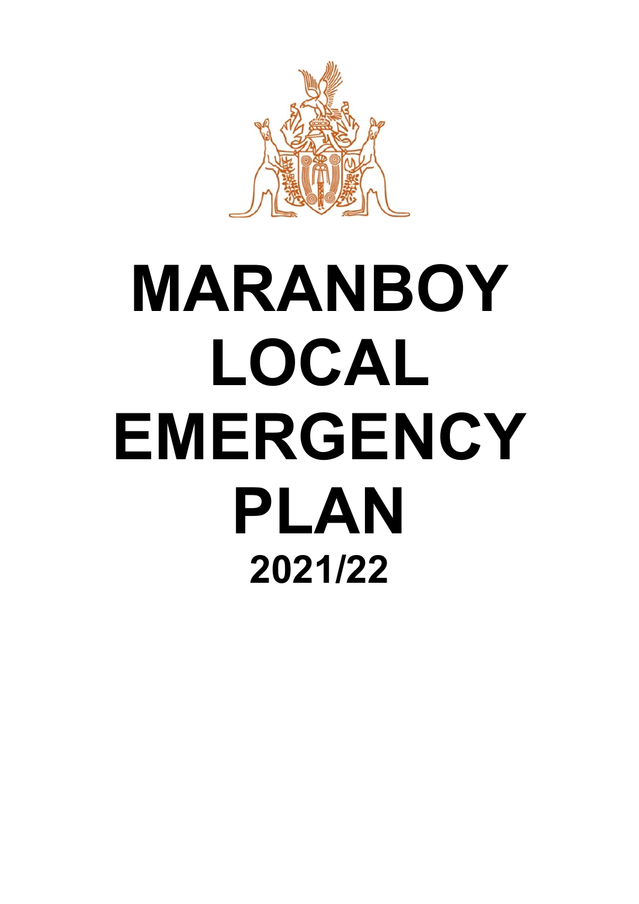# MARANBOY LOCAL EMERGENCY PLAN

## 2021/22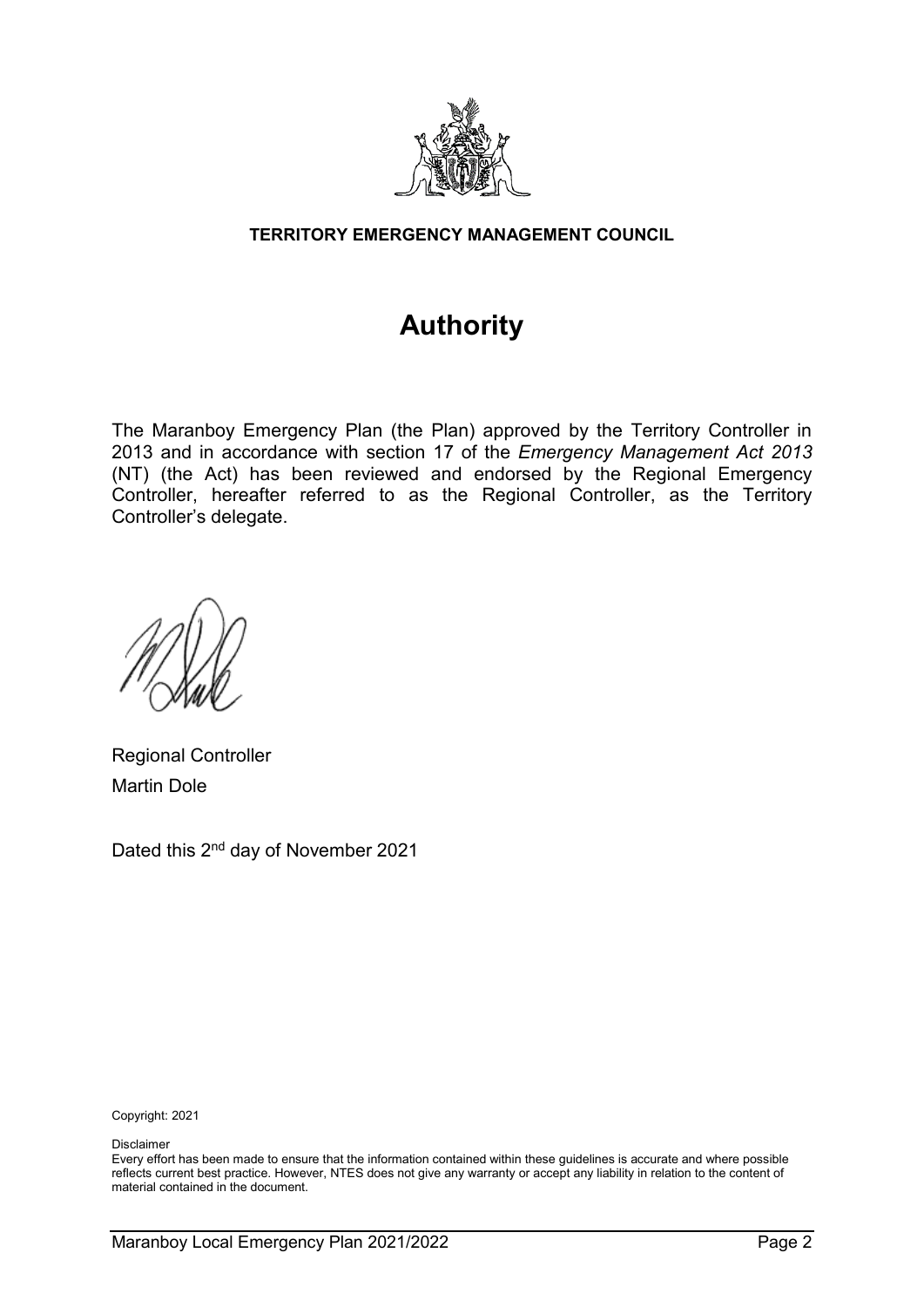**TERRITORY EMERGENCY MANAGEMENT COUNCIL**

# Authority

The Maranboy Emergency Plan (the Plan) approved by the Territory Controller in 2013 and in accordance with section 17 of the *Emergency Management Act 2013* (NT) (the Act) has been reviewed and endorsed by the Regional Emergency Controller, hereafter referred to as the Regional Controller, as the Territory Controller's delegate.

Regional Controller
Martin Dole

Dated this 2nd day of November 2021

Copyright: 2021

Disclaimer
Every effort has been made to ensure that the information contained within these guidelines is accurate and where possible reflects current best practice. However, NTES does not give any warranty or accept any liability in relation to the content of material contained in the document.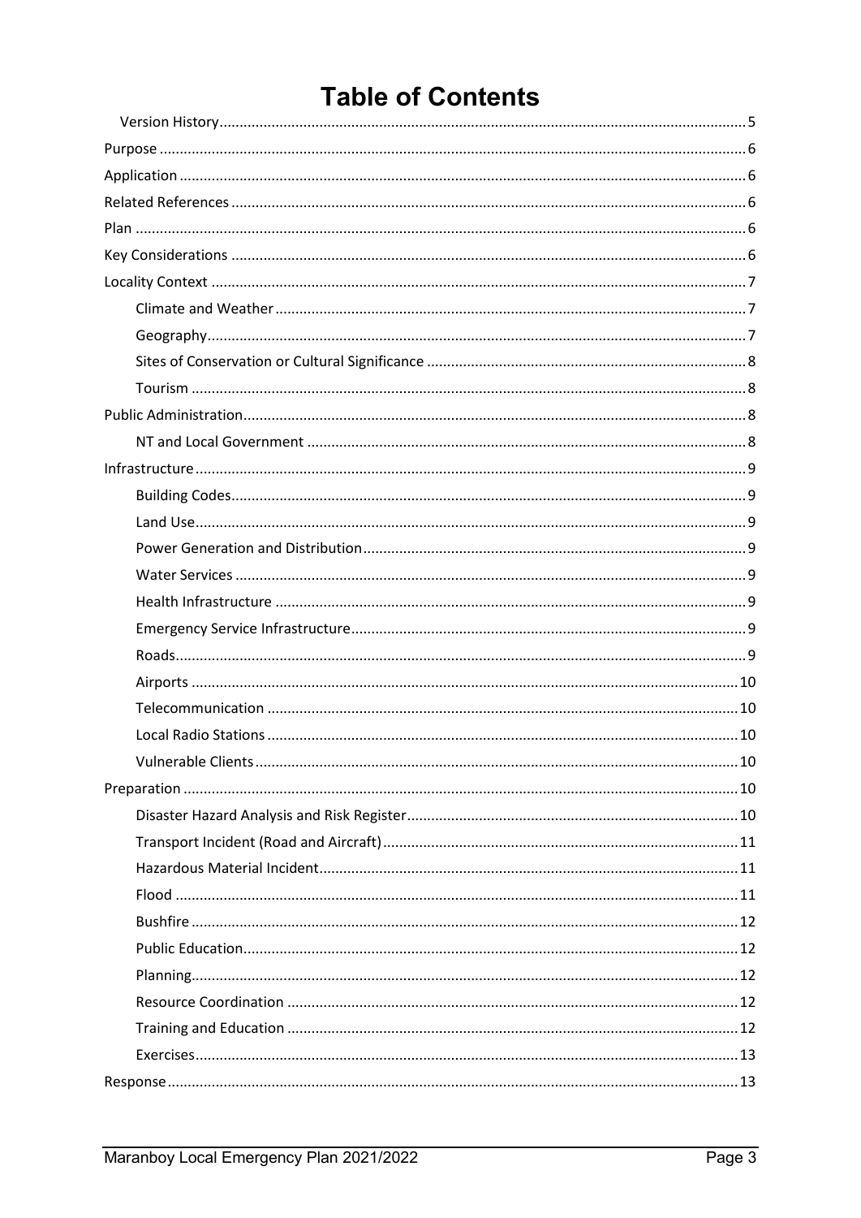# Table of Contents

- Version History ... 5
- Purpose ... 6
- Application ... 6
- Related References ... 6
- Plan ... 6
- Key Considerations ... 6
- Locality Context ... 7
  - Climate and Weather ... 7
  - Geography ... 7
  - Sites of Conservation or Cultural Significance ... 8
  - Tourism ... 8
- Public Administration ... 8
  - NT and Local Government ... 8
- Infrastructure ... 9
  - Building Codes ... 9
  - Land Use ... 9
  - Power Generation and Distribution ... 9
  - Water Services ... 9
  - Health Infrastructure ... 9
  - Emergency Service Infrastructure ... 9
  - Roads ... 9
  - Airports ... 10
  - Telecommunication ... 10
  - Local Radio Stations ... 10
  - Vulnerable Clients ... 10
- Preparation ... 10
  - Disaster Hazard Analysis and Risk Register ... 10
  - Transport Incident (Road and Aircraft) ... 11
  - Hazardous Material Incident ... 11
  - Flood ... 11
  - Bushfire ... 12
  - Public Education ... 12
  - Planning ... 12
  - Resource Coordination ... 12
  - Training and Education ... 12
  - Exercises ... 13
- Response ... 13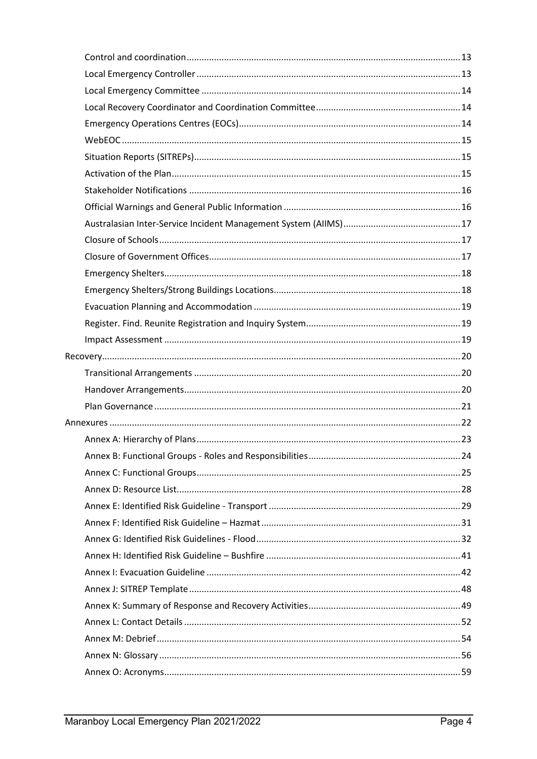Control and coordination ........ 13

Local Emergency Controller ........ 13

Local Emergency Committee ........ 14

Local Recovery Coordinator and Coordination Committee ........ 14

Emergency Operations Centres (EOCs) ........ 14

WebEOC ........ 15

Situation Reports (SITREPs) ........ 15

Activation of the Plan ........ 15

Stakeholder Notifications ........ 16

Official Warnings and General Public Information ........ 16

Australasian Inter-Service Incident Management System (AIIMS) ........ 17

Closure of Schools ........ 17

Closure of Government Offices ........ 17

Emergency Shelters ........ 18

Emergency Shelters/Strong Buildings Locations ........ 18

Evacuation Planning and Accommodation ........ 19

Register. Find. Reunite Registration and Inquiry System ........ 19

Impact Assessment ........ 19

Recovery ........ 20

Transitional Arrangements ........ 20

Handover Arrangements ........ 20

Plan Governance ........ 21

Annexures ........ 22

Annex A: Hierarchy of Plans ........ 23

Annex B: Functional Groups - Roles and Responsibilities ........ 24

Annex C: Functional Groups ........ 25

Annex D: Resource List ........ 28

Annex E: Identified Risk Guideline - Transport ........ 29

Annex F: Identified Risk Guideline – Hazmat ........ 31

Annex G: Identified Risk Guidelines - Flood ........ 32

Annex H: Identified Risk Guideline – Bushfire ........ 41

Annex I: Evacuation Guideline ........ 42

Annex J: SITREP Template ........ 48

Annex K: Summary of Response and Recovery Activities ........ 49

Annex L: Contact Details ........ 52

Annex M: Debrief ........ 54

Annex N: Glossary ........ 56

Annex O: Acronyms ........ 59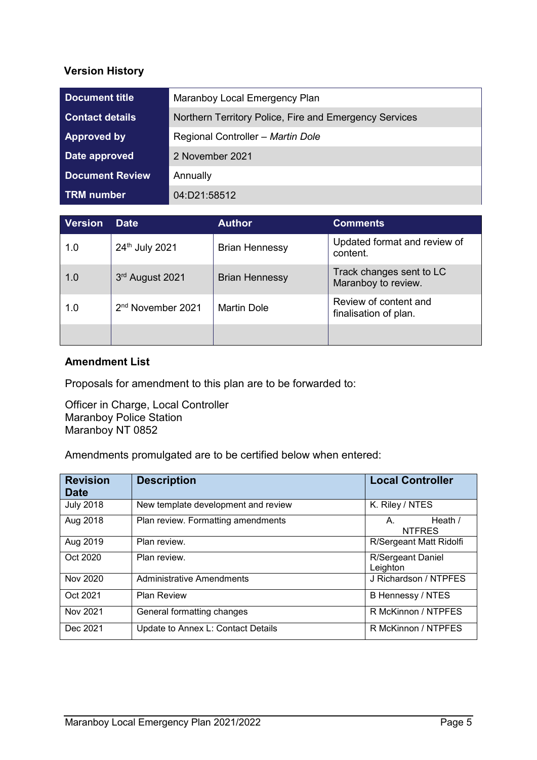## Version History

| Document title | Maranboy Local Emergency Plan |
|---|---|
| Contact details | Northern Territory Police, Fire and Emergency Services |
| Approved by | Regional Controller – *Martin Dole* |
| Date approved | 2 November 2021 |
| Document Review | Annually |
| TRM number | 04:D21:58512 |

| Version | Date | Author | Comments |
|---|---|---|---|
| 1.0 | 24th July 2021 | Brian Hennessy | Updated format and review of content. |
| 1.0 | 3rd August 2021 | Brian Hennessy | Track changes sent to LC Maranboy to review. |
| 1.0 | 2nd November 2021 | Martin Dole | Review of content and finalisation of plan. |
| | | | |

## Amendment List

Proposals for amendment to this plan are to be forwarded to:

Officer in Charge, Local Controller  
Maranboy Police Station  
Maranboy NT 0852

Amendments promulgated are to be certified below when entered:

| Revision Date | Description | Local Controller |
|---|---|---|
| July 2018 | New template development and review | K. Riley / NTES |
| Aug 2018 | Plan review. Formatting amendments | A. Heath / NTFRES |
| Aug 2019 | Plan review. | R/Sergeant Matt Ridolfi |
| Oct 2020 | Plan review. | R/Sergeant Daniel Leighton |
| Nov 2020 | Administrative Amendments | J Richardson / NTPFES |
| Oct 2021 | Plan Review | B Hennessy / NTES |
| Nov 2021 | General formatting changes | R McKinnon / NTPFES |
| Dec 2021 | Update to Annex L: Contact Details | R McKinnon / NTPFES |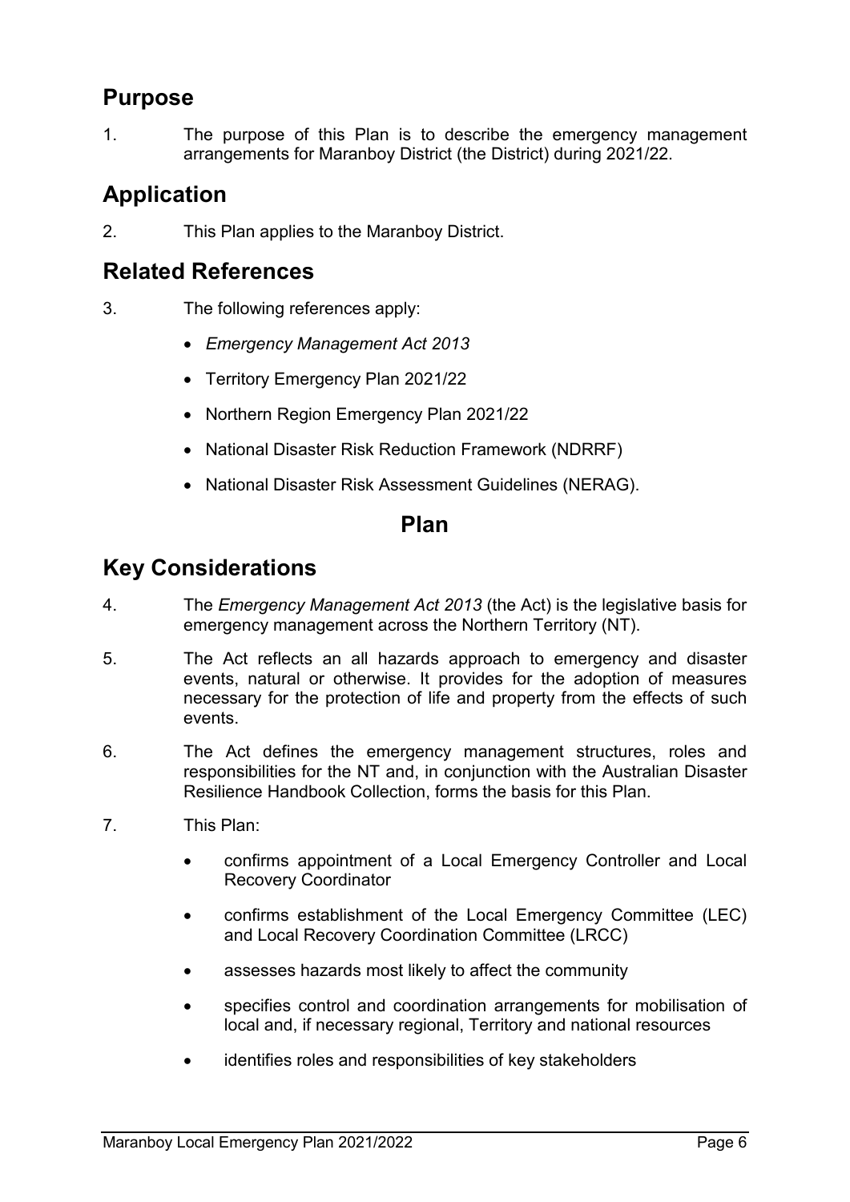## Purpose

1. The purpose of this Plan is to describe the emergency management arrangements for Maranboy District (the District) during 2021/22.

## Application

2. This Plan applies to the Maranboy District.

## Related References

3. The following references apply:

   - *Emergency Management Act 2013*
   - Territory Emergency Plan 2021/22
   - Northern Region Emergency Plan 2021/22
   - National Disaster Risk Reduction Framework (NDRRF)
   - National Disaster Risk Assessment Guidelines (NERAG).

# Plan

## Key Considerations

4. The *Emergency Management Act 2013* (the Act) is the legislative basis for emergency management across the Northern Territory (NT).

5. The Act reflects an all hazards approach to emergency and disaster events, natural or otherwise. It provides for the adoption of measures necessary for the protection of life and property from the effects of such events.

6. The Act defines the emergency management structures, roles and responsibilities for the NT and, in conjunction with the Australian Disaster Resilience Handbook Collection, forms the basis for this Plan.

7. This Plan:

   - confirms appointment of a Local Emergency Controller and Local Recovery Coordinator
   - confirms establishment of the Local Emergency Committee (LEC) and Local Recovery Coordination Committee (LRCC)
   - assesses hazards most likely to affect the community
   - specifies control and coordination arrangements for mobilisation of local and, if necessary regional, Territory and national resources
   - identifies roles and responsibilities of key stakeholders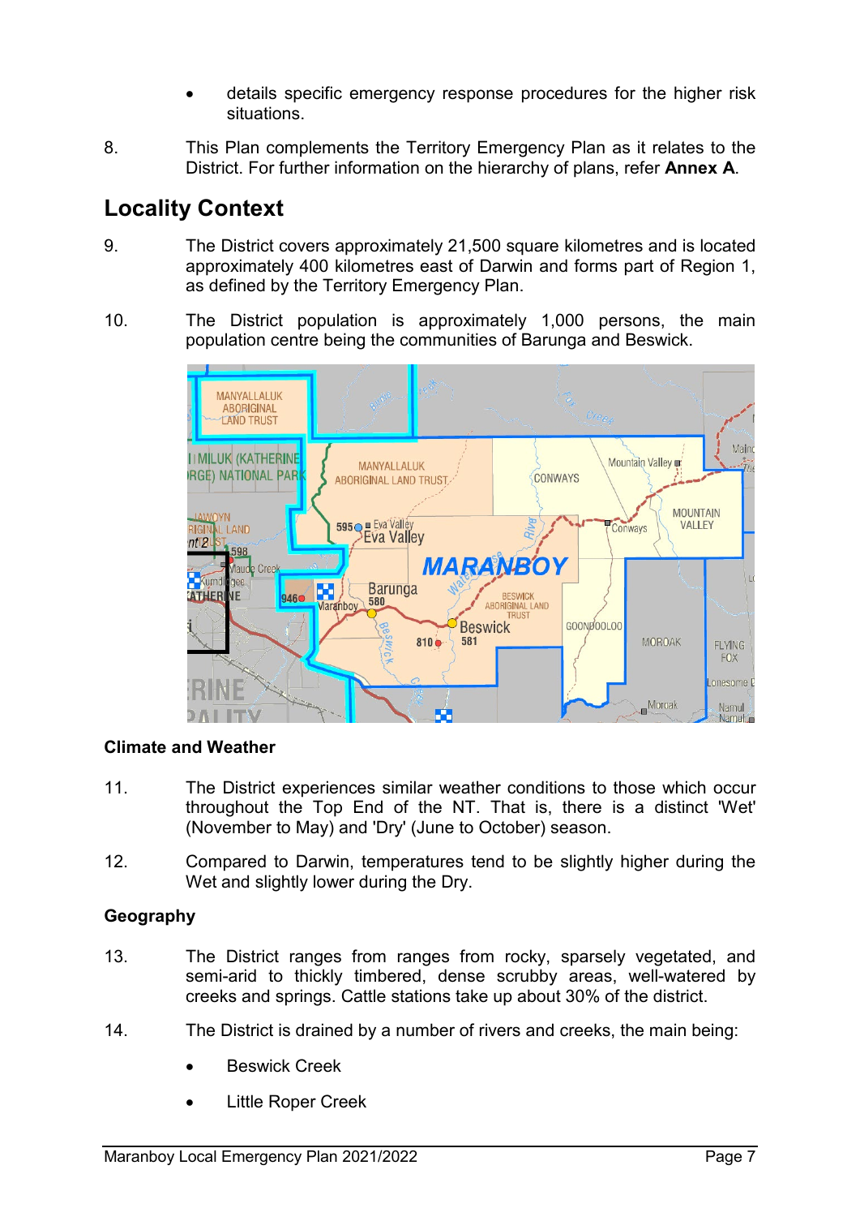- details specific emergency response procedures for the higher risk situations.

8. This Plan complements the Territory Emergency Plan as it relates to the District. For further information on the hierarchy of plans, refer **Annex A**.

## Locality Context

9. The District covers approximately 21,500 square kilometres and is located approximately 400 kilometres east of Darwin and forms part of Region 1, as defined by the Territory Emergency Plan.

10. The District population is approximately 1,000 persons, the main population centre being the communities of Barunga and Beswick.

### Climate and Weather

11. The District experiences similar weather conditions to those which occur throughout the Top End of the NT. That is, there is a distinct 'Wet' (November to May) and 'Dry' (June to October) season.

12. Compared to Darwin, temperatures tend to be slightly higher during the Wet and slightly lower during the Dry.

### Geography

13. The District ranges from ranges from rocky, sparsely vegetated, and semi-arid to thickly timbered, dense scrubby areas, well-watered by creeks and springs. Cattle stations take up about 30% of the district.

14. The District is drained by a number of rivers and creeks, the main being:

    - Beswick Creek
    - Little Roper Creek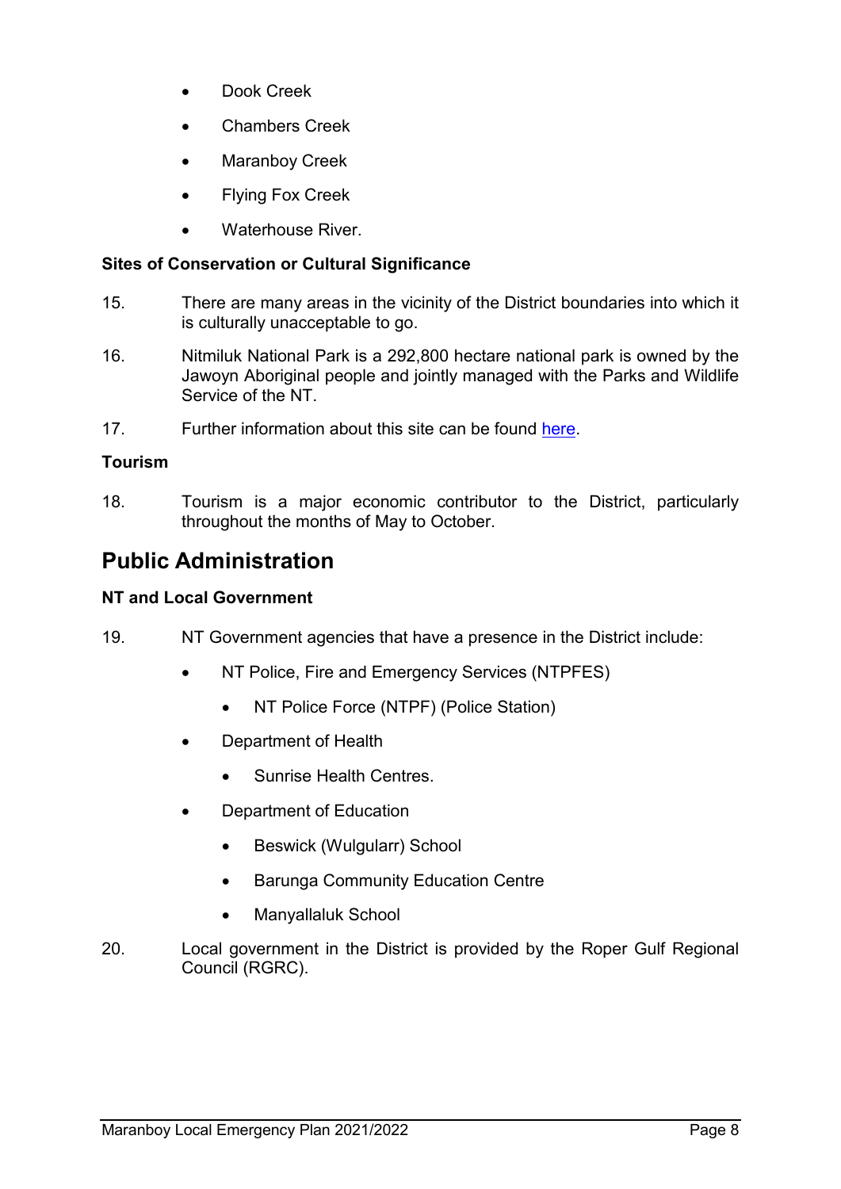- Dook Creek
- Chambers Creek
- Maranboy Creek
- Flying Fox Creek
- Waterhouse River.

**Sites of Conservation or Cultural Significance**

15. There are many areas in the vicinity of the District boundaries into which it is culturally unacceptable to go.

16. Nitmiluk National Park is a 292,800 hectare national park is owned by the Jawoyn Aboriginal people and jointly managed with the Parks and Wildlife Service of the NT.

17. Further information about this site can be found here.

**Tourism**

18. Tourism is a major economic contributor to the District, particularly throughout the months of May to October.

## Public Administration

**NT and Local Government**

19. NT Government agencies that have a presence in the District include:
    - NT Police, Fire and Emergency Services (NTPFES)
        - NT Police Force (NTPF) (Police Station)
    - Department of Health
        - Sunrise Health Centres.
    - Department of Education
        - Beswick (Wulgularr) School
        - Barunga Community Education Centre
        - Manyallaluk School

20. Local government in the District is provided by the Roper Gulf Regional Council (RGRC).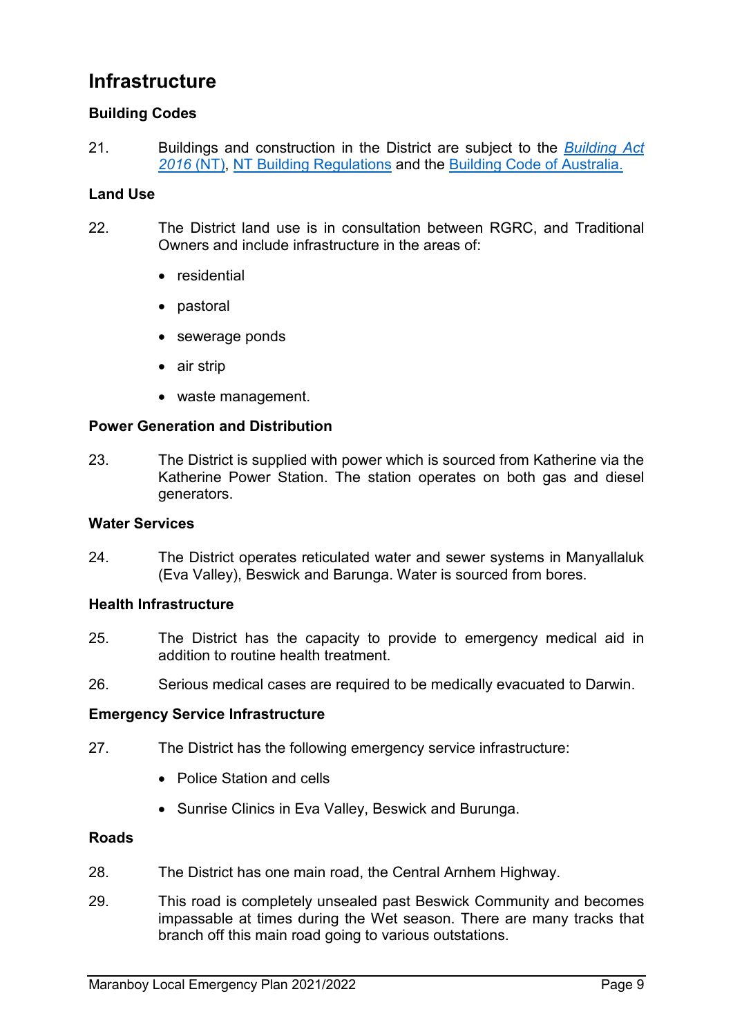## Infrastructure

### Building Codes

21. Buildings and construction in the District are subject to the [*Building Act 2016* (NT)](), [NT Building Regulations]() and the [Building Code of Australia.]()

### Land Use

22. The District land use is in consultation between RGRC, and Traditional Owners and include infrastructure in the areas of:

- residential
- pastoral
- sewerage ponds
- air strip
- waste management.

### Power Generation and Distribution

23. The District is supplied with power which is sourced from Katherine via the Katherine Power Station. The station operates on both gas and diesel generators.

### Water Services

24. The District operates reticulated water and sewer systems in Manyallaluk (Eva Valley), Beswick and Barunga. Water is sourced from bores.

### Health Infrastructure

25. The District has the capacity to provide to emergency medical aid in addition to routine health treatment.

26. Serious medical cases are required to be medically evacuated to Darwin.

### Emergency Service Infrastructure

27. The District has the following emergency service infrastructure:

- Police Station and cells
- Sunrise Clinics in Eva Valley, Beswick and Burunga.

### Roads

28. The District has one main road, the Central Arnhem Highway.

29. This road is completely unsealed past Beswick Community and becomes impassable at times during the Wet season. There are many tracks that branch off this main road going to various outstations.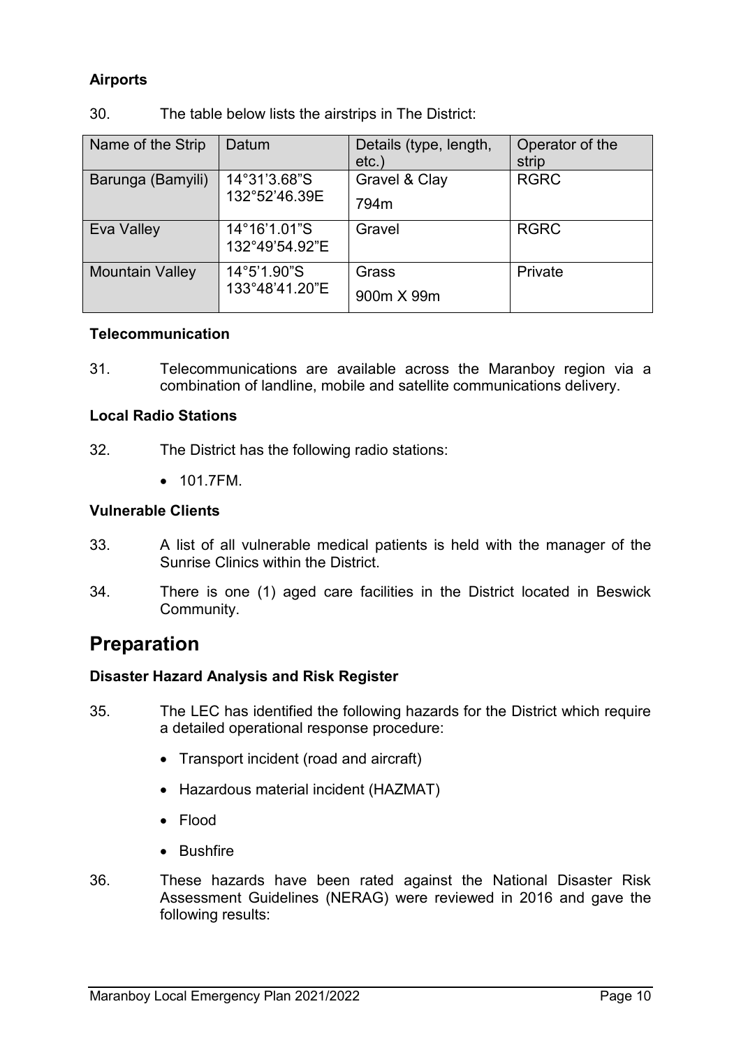**Airports**

30. The table below lists the airstrips in The District:

| Name of the Strip | Datum | Details (type, length, etc.) | Operator of the strip |
|---|---|---|---|
| Barunga (Bamyili) | 14°31'3.68"S 132°52'46.39E | Gravel & Clay 794m | RGRC |
| Eva Valley | 14°16'1.01"S 132°49'54.92"E | Gravel | RGRC |
| Mountain Valley | 14°5'1.90"S 133°48'41.20"E | Grass 900m X 99m | Private |

**Telecommunication**

31. Telecommunications are available across the Maranboy region via a combination of landline, mobile and satellite communications delivery.

**Local Radio Stations**

32. The District has the following radio stations:

- 101.7FM.

**Vulnerable Clients**

33. A list of all vulnerable medical patients is held with the manager of the Sunrise Clinics within the District.

34. There is one (1) aged care facilities in the District located in Beswick Community.

# Preparation

**Disaster Hazard Analysis and Risk Register**

35. The LEC has identified the following hazards for the District which require a detailed operational response procedure:

- Transport incident (road and aircraft)
- Hazardous material incident (HAZMAT)
- Flood
- Bushfire

36. These hazards have been rated against the National Disaster Risk Assessment Guidelines (NERAG) were reviewed in 2016 and gave the following results: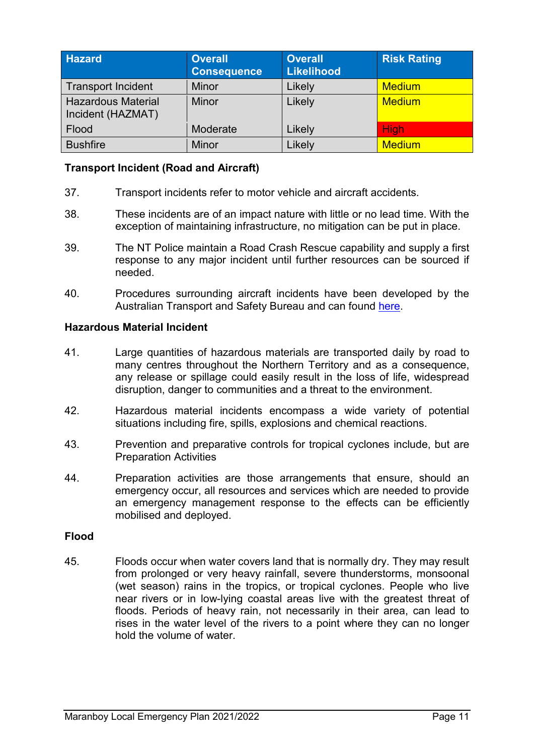| Hazard | Overall Consequence | Overall Likelihood | Risk Rating |
|---|---|---|---|
| Transport Incident | Minor | Likely | Medium |
| Hazardous Material Incident (HAZMAT) | Minor | Likely | Medium |
| Flood | Moderate | Likely | High |
| Bushfire | Minor | Likely | Medium |

**Transport Incident (Road and Aircraft)**

37. Transport incidents refer to motor vehicle and aircraft accidents.

38. These incidents are of an impact nature with little or no lead time. With the exception of maintaining infrastructure, no mitigation can be put in place.

39. The NT Police maintain a Road Crash Rescue capability and supply a first response to any major incident until further resources can be sourced if needed.

40. Procedures surrounding aircraft incidents have been developed by the Australian Transport and Safety Bureau and can found here.

**Hazardous Material Incident**

41. Large quantities of hazardous materials are transported daily by road to many centres throughout the Northern Territory and as a consequence, any release or spillage could easily result in the loss of life, widespread disruption, danger to communities and a threat to the environment.

42. Hazardous material incidents encompass a wide variety of potential situations including fire, spills, explosions and chemical reactions.

43. Prevention and preparative controls for tropical cyclones include, but are Preparation Activities

44. Preparation activities are those arrangements that ensure, should an emergency occur, all resources and services which are needed to provide an emergency management response to the effects can be efficiently mobilised and deployed.

**Flood**

45. Floods occur when water covers land that is normally dry. They may result from prolonged or very heavy rainfall, severe thunderstorms, monsoonal (wet season) rains in the tropics, or tropical cyclones. People who live near rivers or in low-lying coastal areas live with the greatest threat of floods. Periods of heavy rain, not necessarily in their area, can lead to rises in the water level of the rivers to a point where they can no longer hold the volume of water.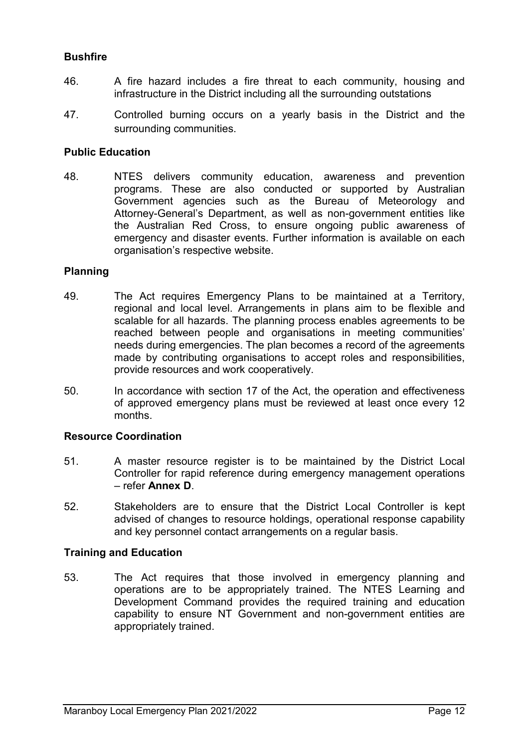**Bushfire**

46. A fire hazard includes a fire threat to each community, housing and infrastructure in the District including all the surrounding outstations

47. Controlled burning occurs on a yearly basis in the District and the surrounding communities.

**Public Education**

48. NTES delivers community education, awareness and prevention programs. These are also conducted or supported by Australian Government agencies such as the Bureau of Meteorology and Attorney-General's Department, as well as non-government entities like the Australian Red Cross, to ensure ongoing public awareness of emergency and disaster events. Further information is available on each organisation's respective website.

**Planning**

49. The Act requires Emergency Plans to be maintained at a Territory, regional and local level. Arrangements in plans aim to be flexible and scalable for all hazards. The planning process enables agreements to be reached between people and organisations in meeting communities' needs during emergencies. The plan becomes a record of the agreements made by contributing organisations to accept roles and responsibilities, provide resources and work cooperatively.

50. In accordance with section 17 of the Act, the operation and effectiveness of approved emergency plans must be reviewed at least once every 12 months.

**Resource Coordination**

51. A master resource register is to be maintained by the District Local Controller for rapid reference during emergency management operations – refer **Annex D**.

52. Stakeholders are to ensure that the District Local Controller is kept advised of changes to resource holdings, operational response capability and key personnel contact arrangements on a regular basis.

**Training and Education**

53. The Act requires that those involved in emergency planning and operations are to be appropriately trained. The NTES Learning and Development Command provides the required training and education capability to ensure NT Government and non-government entities are appropriately trained.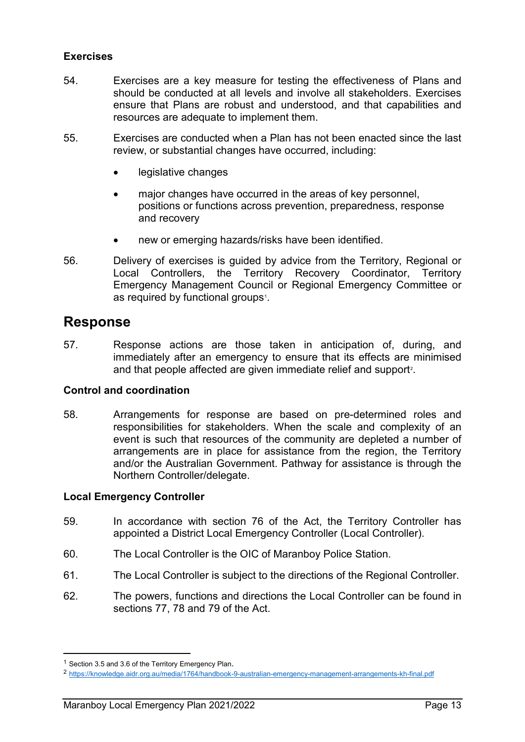### Exercises

54. Exercises are a key measure for testing the effectiveness of Plans and should be conducted at all levels and involve all stakeholders. Exercises ensure that Plans are robust and understood, and that capabilities and resources are adequate to implement them.

55. Exercises are conducted when a Plan has not been enacted since the last review, or substantial changes have occurred, including:

    - legislative changes
    - major changes have occurred in the areas of key personnel, positions or functions across prevention, preparedness, response and recovery
    - new or emerging hazards/risks have been identified.

56. Delivery of exercises is guided by advice from the Territory, Regional or Local Controllers, the Territory Recovery Coordinator, Territory Emergency Management Council or Regional Emergency Committee or as required by functional groups[1].

## Response

57. Response actions are those taken in anticipation of, during, and immediately after an emergency to ensure that its effects are minimised and that people affected are given immediate relief and support[2].

### Control and coordination

58. Arrangements for response are based on pre-determined roles and responsibilities for stakeholders. When the scale and complexity of an event is such that resources of the community are depleted a number of arrangements are in place for assistance from the region, the Territory and/or the Australian Government. Pathway for assistance is through the Northern Controller/delegate.

### Local Emergency Controller

59. In accordance with section 76 of the Act, the Territory Controller has appointed a District Local Emergency Controller (Local Controller).

60. The Local Controller is the OIC of Maranboy Police Station.

61. The Local Controller is subject to the directions of the Regional Controller.

62. The powers, functions and directions the Local Controller can be found in sections 77, 78 and 79 of the Act.

---

[1] Section 3.5 and 3.6 of the Territory Emergency Plan.

[2] https://knowledge.aidr.org.au/media/1764/handbook-9-australian-emergency-management-arrangements-kh-final.pdf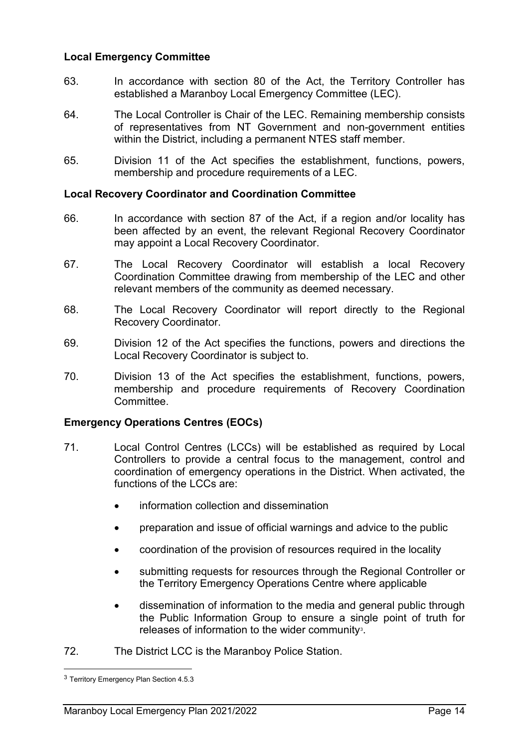**Local Emergency Committee**

63. In accordance with section 80 of the Act, the Territory Controller has established a Maranboy Local Emergency Committee (LEC).

64. The Local Controller is Chair of the LEC. Remaining membership consists of representatives from NT Government and non-government entities within the District, including a permanent NTES staff member.

65. Division 11 of the Act specifies the establishment, functions, powers, membership and procedure requirements of a LEC.

**Local Recovery Coordinator and Coordination Committee**

66. In accordance with section 87 of the Act, if a region and/or locality has been affected by an event, the relevant Regional Recovery Coordinator may appoint a Local Recovery Coordinator.

67. The Local Recovery Coordinator will establish a local Recovery Coordination Committee drawing from membership of the LEC and other relevant members of the community as deemed necessary.

68. The Local Recovery Coordinator will report directly to the Regional Recovery Coordinator.

69. Division 12 of the Act specifies the functions, powers and directions the Local Recovery Coordinator is subject to.

70. Division 13 of the Act specifies the establishment, functions, powers, membership and procedure requirements of Recovery Coordination Committee.

**Emergency Operations Centres (EOCs)**

71. Local Control Centres (LCCs) will be established as required by Local Controllers to provide a central focus to the management, control and coordination of emergency operations in the District. When activated, the functions of the LCCs are:

- information collection and dissemination
- preparation and issue of official warnings and advice to the public
- coordination of the provision of resources required in the locality
- submitting requests for resources through the Regional Controller or the Territory Emergency Operations Centre where applicable
- dissemination of information to the media and general public through the Public Information Group to ensure a single point of truth for releases of information to the wider community[3].

72. The District LCC is the Maranboy Police Station.

[3] Territory Emergency Plan Section 4.5.3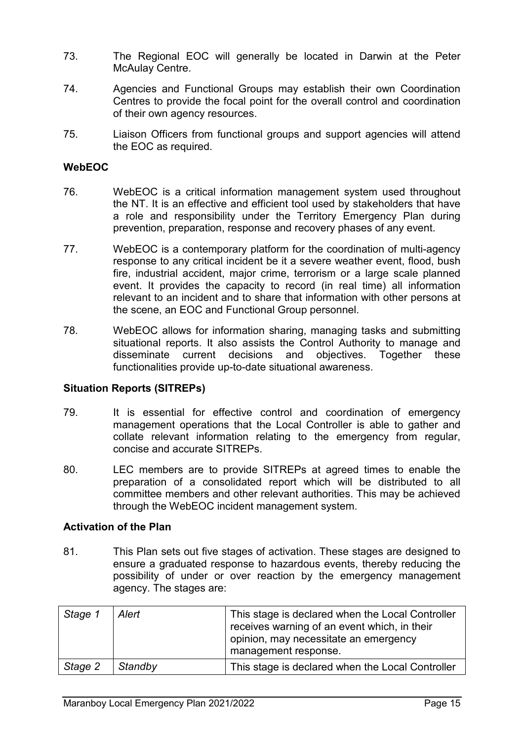73. The Regional EOC will generally be located in Darwin at the Peter McAulay Centre.

74. Agencies and Functional Groups may establish their own Coordination Centres to provide the focal point for the overall control and coordination of their own agency resources.

75. Liaison Officers from functional groups and support agencies will attend the EOC as required.

**WebEOC**

76. WebEOC is a critical information management system used throughout the NT. It is an effective and efficient tool used by stakeholders that have a role and responsibility under the Territory Emergency Plan during prevention, preparation, response and recovery phases of any event.

77. WebEOC is a contemporary platform for the coordination of multi-agency response to any critical incident be it a severe weather event, flood, bush fire, industrial accident, major crime, terrorism or a large scale planned event. It provides the capacity to record (in real time) all information relevant to an incident and to share that information with other persons at the scene, an EOC and Functional Group personnel.

78. WebEOC allows for information sharing, managing tasks and submitting situational reports. It also assists the Control Authority to manage and disseminate current decisions and objectives. Together these functionalities provide up-to-date situational awareness.

**Situation Reports (SITREPs)**

79. It is essential for effective control and coordination of emergency management operations that the Local Controller is able to gather and collate relevant information relating to the emergency from regular, concise and accurate SITREPs.

80. LEC members are to provide SITREPs at agreed times to enable the preparation of a consolidated report which will be distributed to all committee members and other relevant authorities. This may be achieved through the WebEOC incident management system.

**Activation of the Plan**

81. This Plan sets out five stages of activation. These stages are designed to ensure a graduated response to hazardous events, thereby reducing the possibility of under or over reaction by the emergency management agency. The stages are:

| | | |
|---|---|---|
| *Stage 1* | *Alert* | This stage is declared when the Local Controller receives warning of an event which, in their opinion, may necessitate an emergency management response. |
| *Stage 2* | *Standby* | This stage is declared when the Local Controller |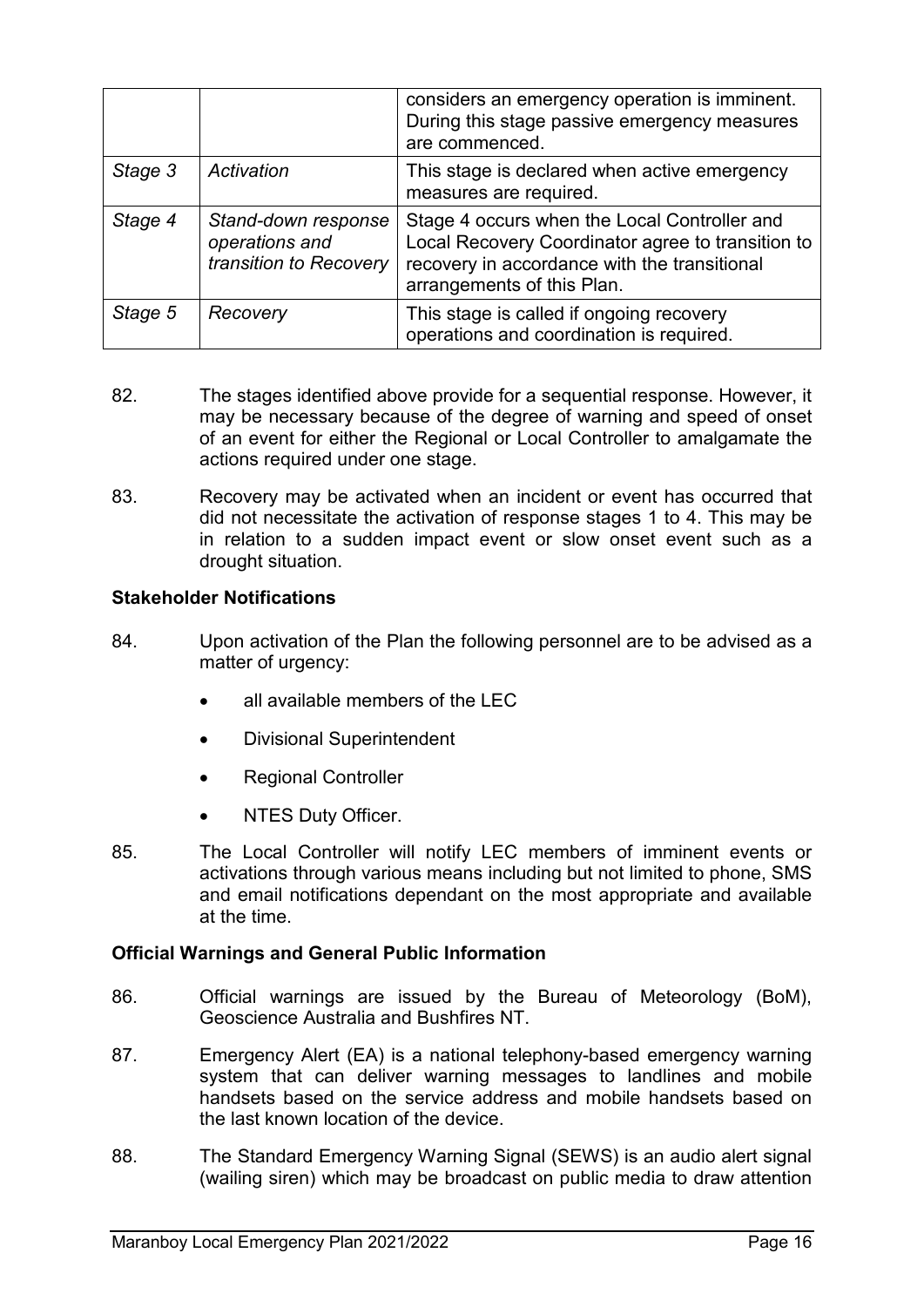| | | considers an emergency operation is imminent. During this stage passive emergency measures are commenced. |
|---|---|---|
| *Stage 3* | *Activation* | This stage is declared when active emergency measures are required. |
| *Stage 4* | *Stand-down response operations and transition to Recovery* | Stage 4 occurs when the Local Controller and Local Recovery Coordinator agree to transition to recovery in accordance with the transitional arrangements of this Plan. |
| *Stage 5* | *Recovery* | This stage is called if ongoing recovery operations and coordination is required. |

82. The stages identified above provide for a sequential response. However, it may be necessary because of the degree of warning and speed of onset of an event for either the Regional or Local Controller to amalgamate the actions required under one stage.

83. Recovery may be activated when an incident or event has occurred that did not necessitate the activation of response stages 1 to 4. This may be in relation to a sudden impact event or slow onset event such as a drought situation.

**Stakeholder Notifications**

84. Upon activation of the Plan the following personnel are to be advised as a matter of urgency:

- all available members of the LEC
- Divisional Superintendent
- Regional Controller
- NTES Duty Officer.

85. The Local Controller will notify LEC members of imminent events or activations through various means including but not limited to phone, SMS and email notifications dependant on the most appropriate and available at the time.

**Official Warnings and General Public Information**

86. Official warnings are issued by the Bureau of Meteorology (BoM), Geoscience Australia and Bushfires NT.

87. Emergency Alert (EA) is a national telephony-based emergency warning system that can deliver warning messages to landlines and mobile handsets based on the service address and mobile handsets based on the last known location of the device.

88. The Standard Emergency Warning Signal (SEWS) is an audio alert signal (wailing siren) which may be broadcast on public media to draw attention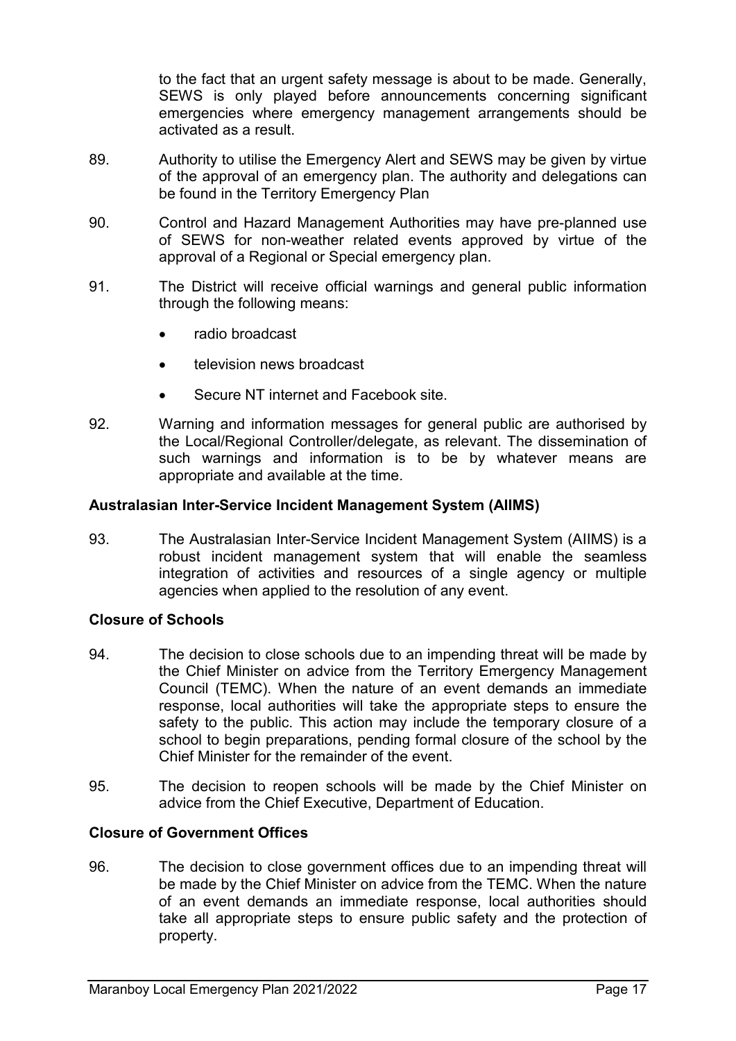to the fact that an urgent safety message is about to be made. Generally, SEWS is only played before announcements concerning significant emergencies where emergency management arrangements should be activated as a result.

89. Authority to utilise the Emergency Alert and SEWS may be given by virtue of the approval of an emergency plan. The authority and delegations can be found in the Territory Emergency Plan

90. Control and Hazard Management Authorities may have pre-planned use of SEWS for non-weather related events approved by virtue of the approval of a Regional or Special emergency plan.

91. The District will receive official warnings and general public information through the following means:

- radio broadcast
- television news broadcast
- Secure NT internet and Facebook site.

92. Warning and information messages for general public are authorised by the Local/Regional Controller/delegate, as relevant. The dissemination of such warnings and information is to be by whatever means are appropriate and available at the time.

**Australasian Inter-Service Incident Management System (AIIMS)**

93. The Australasian Inter-Service Incident Management System (AIIMS) is a robust incident management system that will enable the seamless integration of activities and resources of a single agency or multiple agencies when applied to the resolution of any event.

**Closure of Schools**

94. The decision to close schools due to an impending threat will be made by the Chief Minister on advice from the Territory Emergency Management Council (TEMC). When the nature of an event demands an immediate response, local authorities will take the appropriate steps to ensure the safety to the public. This action may include the temporary closure of a school to begin preparations, pending formal closure of the school by the Chief Minister for the remainder of the event.

95. The decision to reopen schools will be made by the Chief Minister on advice from the Chief Executive, Department of Education.

**Closure of Government Offices**

96. The decision to close government offices due to an impending threat will be made by the Chief Minister on advice from the TEMC. When the nature of an event demands an immediate response, local authorities should take all appropriate steps to ensure public safety and the protection of property.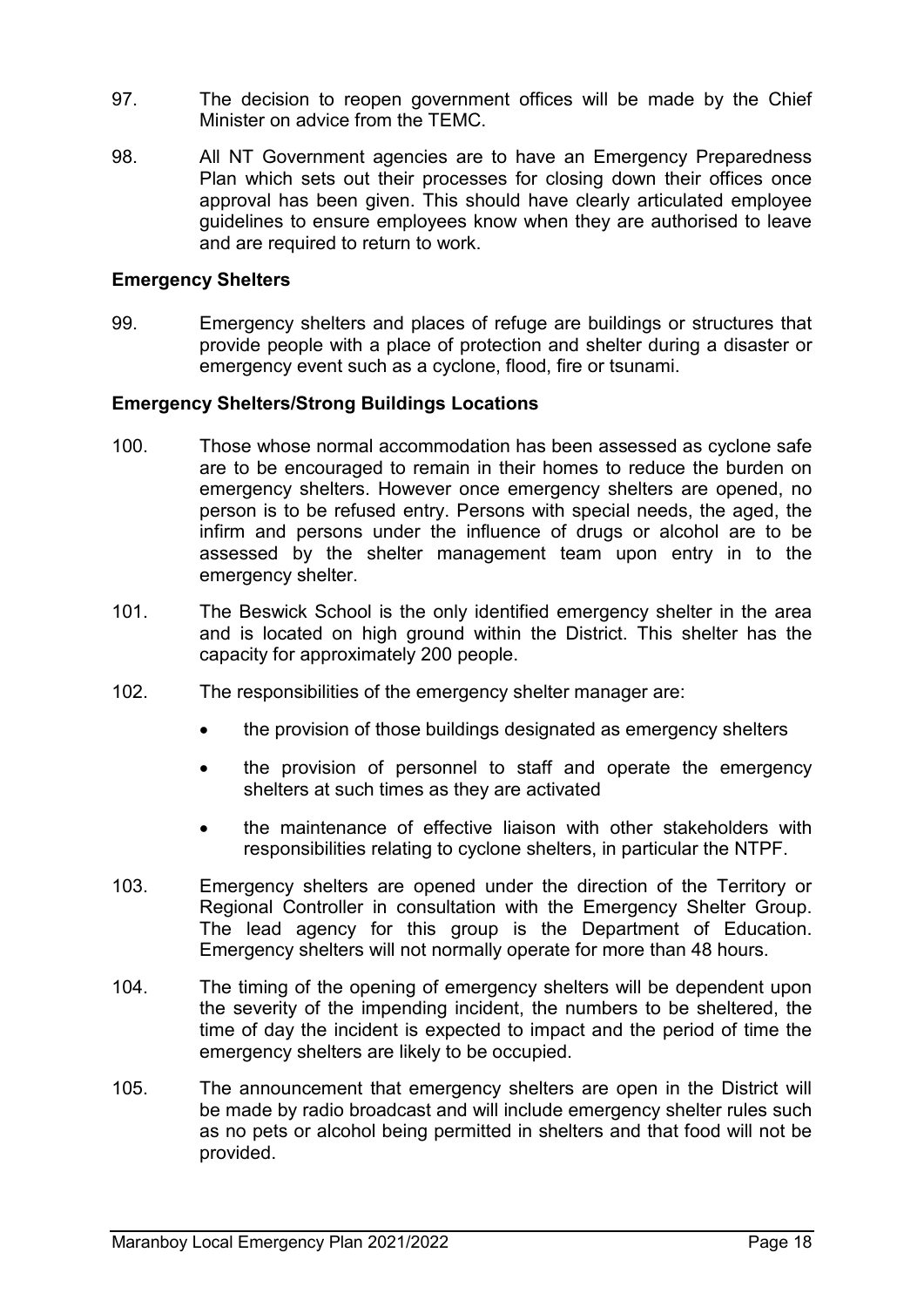97. The decision to reopen government offices will be made by the Chief Minister on advice from the TEMC.

98. All NT Government agencies are to have an Emergency Preparedness Plan which sets out their processes for closing down their offices once approval has been given. This should have clearly articulated employee guidelines to ensure employees know when they are authorised to leave and are required to return to work.

**Emergency Shelters**

99. Emergency shelters and places of refuge are buildings or structures that provide people with a place of protection and shelter during a disaster or emergency event such as a cyclone, flood, fire or tsunami.

**Emergency Shelters/Strong Buildings Locations**

100. Those whose normal accommodation has been assessed as cyclone safe are to be encouraged to remain in their homes to reduce the burden on emergency shelters. However once emergency shelters are opened, no person is to be refused entry. Persons with special needs, the aged, the infirm and persons under the influence of drugs or alcohol are to be assessed by the shelter management team upon entry in to the emergency shelter.

101. The Beswick School is the only identified emergency shelter in the area and is located on high ground within the District. This shelter has the capacity for approximately 200 people.

102. The responsibilities of the emergency shelter manager are:

- the provision of those buildings designated as emergency shelters
- the provision of personnel to staff and operate the emergency shelters at such times as they are activated
- the maintenance of effective liaison with other stakeholders with responsibilities relating to cyclone shelters, in particular the NTPF.

103. Emergency shelters are opened under the direction of the Territory or Regional Controller in consultation with the Emergency Shelter Group. The lead agency for this group is the Department of Education. Emergency shelters will not normally operate for more than 48 hours.

104. The timing of the opening of emergency shelters will be dependent upon the severity of the impending incident, the numbers to be sheltered, the time of day the incident is expected to impact and the period of time the emergency shelters are likely to be occupied.

105. The announcement that emergency shelters are open in the District will be made by radio broadcast and will include emergency shelter rules such as no pets or alcohol being permitted in shelters and that food will not be provided.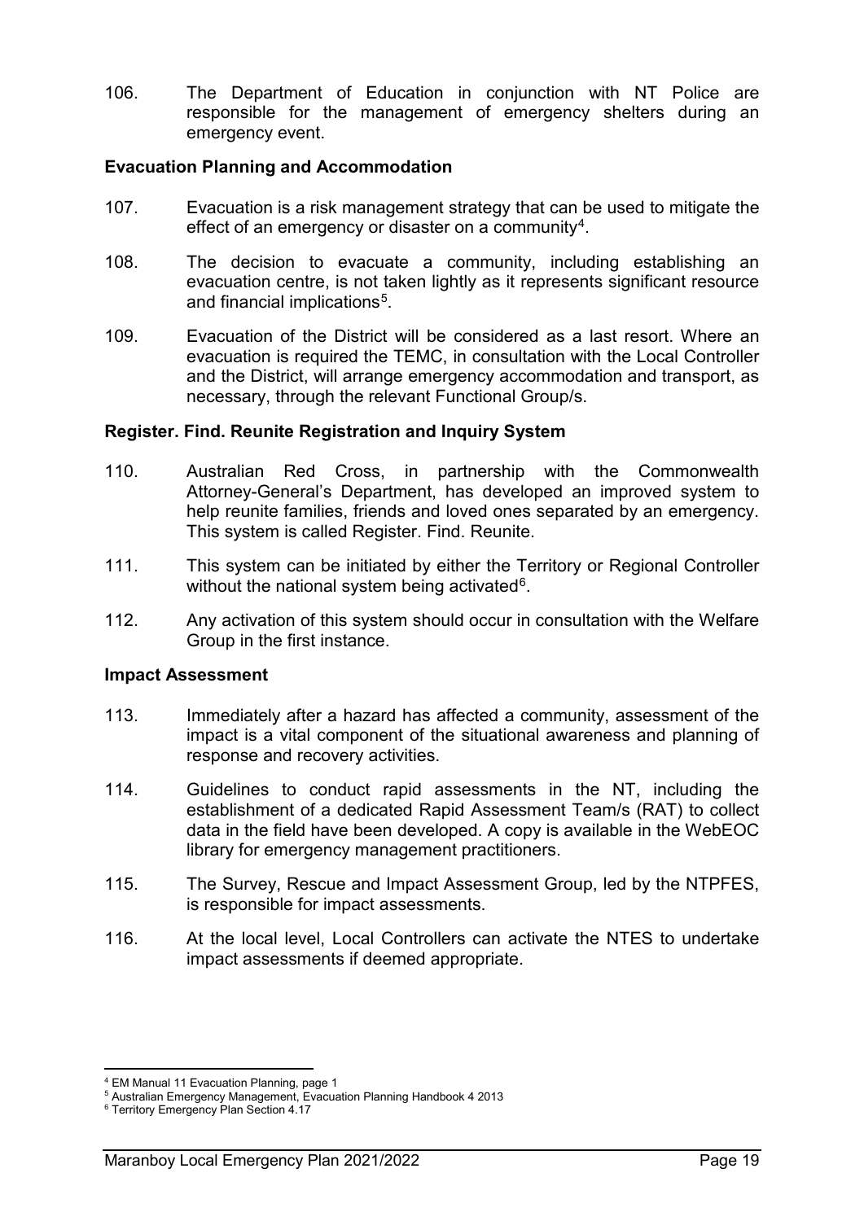106. The Department of Education in conjunction with NT Police are responsible for the management of emergency shelters during an emergency event.

**Evacuation Planning and Accommodation**

107. Evacuation is a risk management strategy that can be used to mitigate the effect of an emergency or disaster on a community[4].

108. The decision to evacuate a community, including establishing an evacuation centre, is not taken lightly as it represents significant resource and financial implications[5].

109. Evacuation of the District will be considered as a last resort. Where an evacuation is required the TEMC, in consultation with the Local Controller and the District, will arrange emergency accommodation and transport, as necessary, through the relevant Functional Group/s.

**Register. Find. Reunite Registration and Inquiry System**

110. Australian Red Cross, in partnership with the Commonwealth Attorney-General's Department, has developed an improved system to help reunite families, friends and loved ones separated by an emergency. This system is called Register. Find. Reunite.

111. This system can be initiated by either the Territory or Regional Controller without the national system being activated[6].

112. Any activation of this system should occur in consultation with the Welfare Group in the first instance.

**Impact Assessment**

113. Immediately after a hazard has affected a community, assessment of the impact is a vital component of the situational awareness and planning of response and recovery activities.

114. Guidelines to conduct rapid assessments in the NT, including the establishment of a dedicated Rapid Assessment Team/s (RAT) to collect data in the field have been developed. A copy is available in the WebEOC library for emergency management practitioners.

115. The Survey, Rescue and Impact Assessment Group, led by the NTPFES, is responsible for impact assessments.

116. At the local level, Local Controllers can activate the NTES to undertake impact assessments if deemed appropriate.

---

[4] EM Manual 11 Evacuation Planning, page 1

[5] Australian Emergency Management, Evacuation Planning Handbook 4 2013

[6] Territory Emergency Plan Section 4.17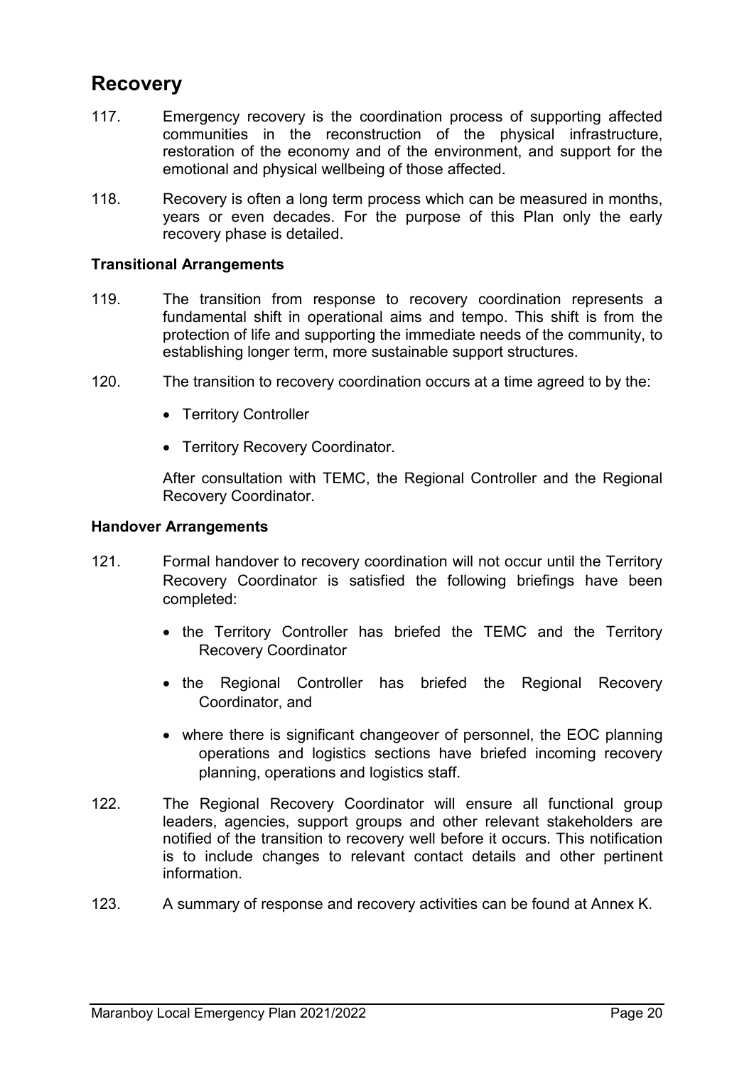## Recovery

117. Emergency recovery is the coordination process of supporting affected communities in the reconstruction of the physical infrastructure, restoration of the economy and of the environment, and support for the emotional and physical wellbeing of those affected.

118. Recovery is often a long term process which can be measured in months, years or even decades. For the purpose of this Plan only the early recovery phase is detailed.

### Transitional Arrangements

119. The transition from response to recovery coordination represents a fundamental shift in operational aims and tempo. This shift is from the protection of life and supporting the immediate needs of the community, to establishing longer term, more sustainable support structures.

120. The transition to recovery coordination occurs at a time agreed to by the:

- Territory Controller
- Territory Recovery Coordinator.

After consultation with TEMC, the Regional Controller and the Regional Recovery Coordinator.

### Handover Arrangements

121. Formal handover to recovery coordination will not occur until the Territory Recovery Coordinator is satisfied the following briefings have been completed:

- the Territory Controller has briefed the TEMC and the Territory Recovery Coordinator
- the Regional Controller has briefed the Regional Recovery Coordinator, and
- where there is significant changeover of personnel, the EOC planning operations and logistics sections have briefed incoming recovery planning, operations and logistics staff.

122. The Regional Recovery Coordinator will ensure all functional group leaders, agencies, support groups and other relevant stakeholders are notified of the transition to recovery well before it occurs. This notification is to include changes to relevant contact details and other pertinent information.

123. A summary of response and recovery activities can be found at Annex K.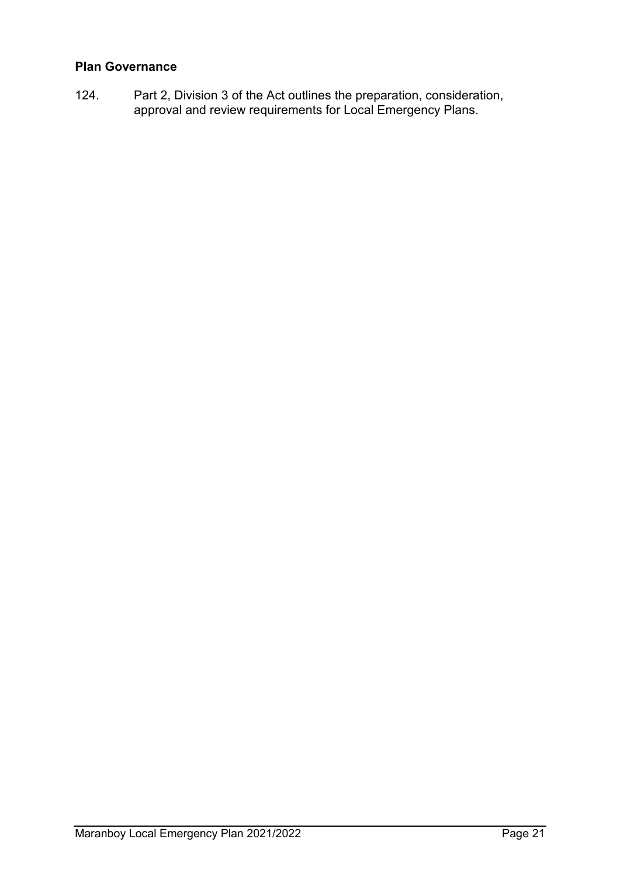**Plan Governance**

124. Part 2, Division 3 of the Act outlines the preparation, consideration, approval and review requirements for Local Emergency Plans.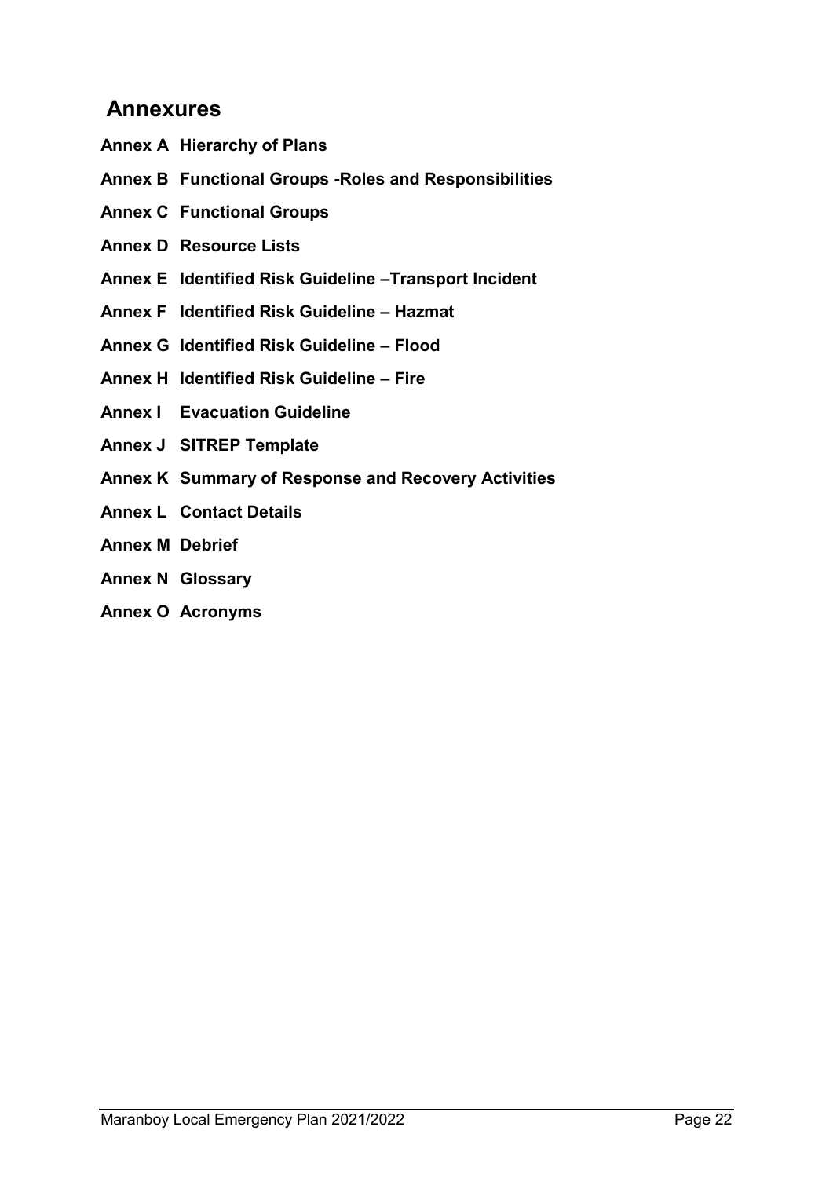## Annexures

**Annex A Hierarchy of Plans**

**Annex B Functional Groups -Roles and Responsibilities**

**Annex C Functional Groups**

**Annex D Resource Lists**

**Annex E Identified Risk Guideline –Transport Incident**

**Annex F Identified Risk Guideline – Hazmat**

**Annex G Identified Risk Guideline – Flood**

**Annex H Identified Risk Guideline – Fire**

**Annex I Evacuation Guideline**

**Annex J SITREP Template**

**Annex K Summary of Response and Recovery Activities**

**Annex L Contact Details**

**Annex M Debrief**

**Annex N Glossary**

**Annex O Acronyms**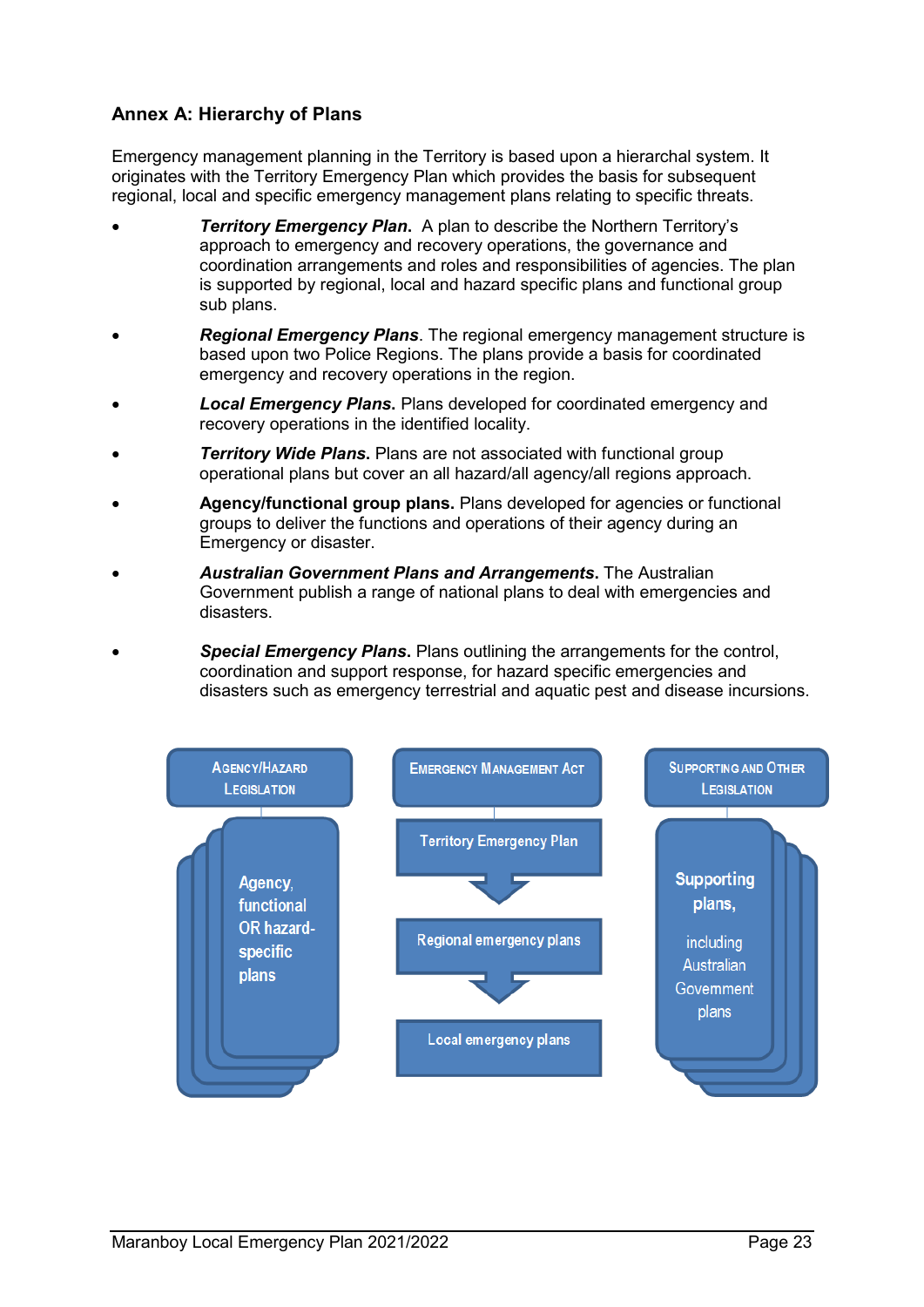## Annex A: Hierarchy of Plans

Emergency management planning in the Territory is based upon a hierarchal system. It originates with the Territory Emergency Plan which provides the basis for subsequent regional, local and specific emergency management plans relating to specific threats.

- ***Territory Emergency Plan.*** A plan to describe the Northern Territory's approach to emergency and recovery operations, the governance and coordination arrangements and roles and responsibilities of agencies. The plan is supported by regional, local and hazard specific plans and functional group sub plans.
- ***Regional Emergency Plans***. The regional emergency management structure is based upon two Police Regions. The plans provide a basis for coordinated emergency and recovery operations in the region.
- ***Local Emergency Plans.*** Plans developed for coordinated emergency and recovery operations in the identified locality.
- ***Territory Wide Plans.*** Plans are not associated with functional group operational plans but cover an all hazard/all agency/all regions approach.
- **Agency/functional group plans.** Plans developed for agencies or functional groups to deliver the functions and operations of their agency during an Emergency or disaster.
- ***Australian Government Plans and Arrangements.*** The Australian Government publish a range of national plans to deal with emergencies and disasters.
- ***Special Emergency Plans***. Plans outlining the arrangements for the control, coordination and support response, for hazard specific emergencies and disasters such as emergency terrestrial and aquatic pest and disease incursions.

AGENCY/HAZARD LEGISLATION

Agency, functional OR hazard-specific plans

EMERGENCY MANAGEMENT ACT

Territory Emergency Plan

Regional emergency plans

Local emergency plans

SUPPORTING AND OTHER LEGISLATION

Supporting plans, including Australian Government plans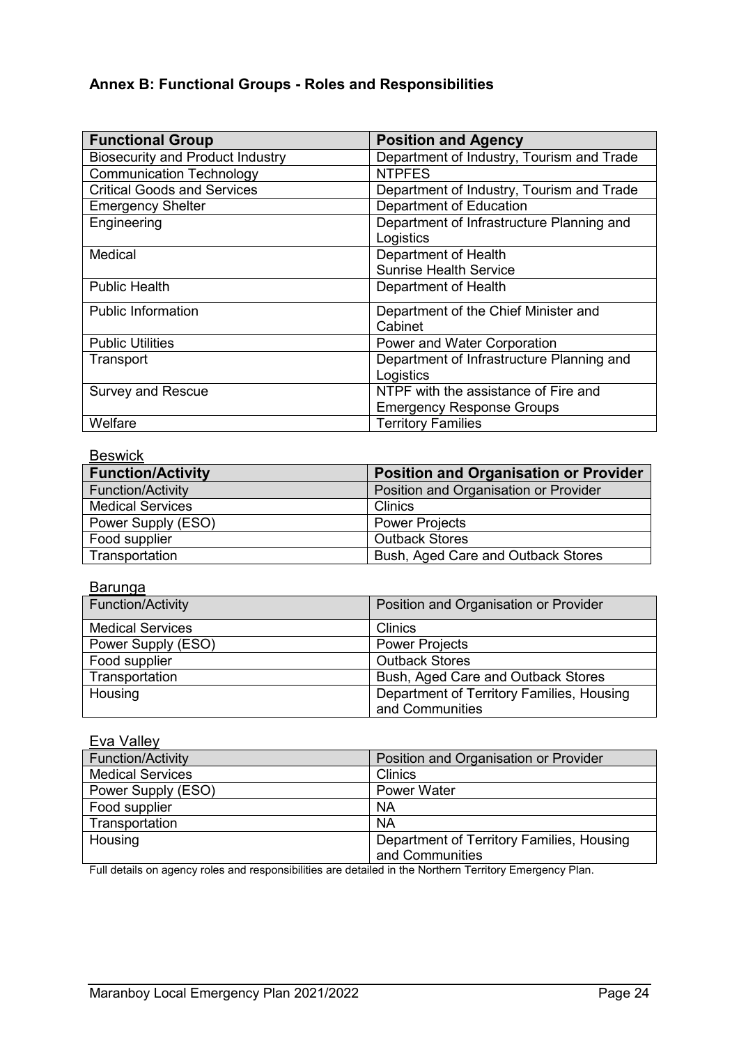### Annex B: Functional Groups - Roles and Responsibilities

| Functional Group | Position and Agency |
| --- | --- |
| Biosecurity and Product Industry | Department of Industry, Tourism and Trade |
| Communication Technology | NTPFES |
| Critical Goods and Services | Department of Industry, Tourism and Trade |
| Emergency Shelter | Department of Education |
| Engineering | Department of Infrastructure Planning and Logistics |
| Medical | Department of Health<br>Sunrise Health Service |
| Public Health | Department of Health |
| Public Information | Department of the Chief Minister and Cabinet |
| Public Utilities | Power and Water Corporation |
| Transport | Department of Infrastructure Planning and Logistics |
| Survey and Rescue | NTPF with the assistance of Fire and Emergency Response Groups |
| Welfare | Territory Families |

<u>Beswick</u>

| Function/Activity | Position and Organisation or Provider |
| --- | --- |
| Function/Activity | Position and Organisation or Provider |
| Medical Services | Clinics |
| Power Supply (ESO) | Power Projects |
| Food supplier | Outback Stores |
| Transportation | Bush, Aged Care and Outback Stores |

<u>Barunga</u>

| Function/Activity | Position and Organisation or Provider |
| --- | --- |
| Medical Services | Clinics |
| Power Supply (ESO) | Power Projects |
| Food supplier | Outback Stores |
| Transportation | Bush, Aged Care and Outback Stores |
| Housing | Department of Territory Families, Housing and Communities |

<u>Eva Valley</u>

| Function/Activity | Position and Organisation or Provider |
| --- | --- |
| Medical Services | Clinics |
| Power Supply (ESO) | Power Water |
| Food supplier | NA |
| Transportation | NA |
| Housing | Department of Territory Families, Housing and Communities |

Full details on agency roles and responsibilities are detailed in the Northern Territory Emergency Plan.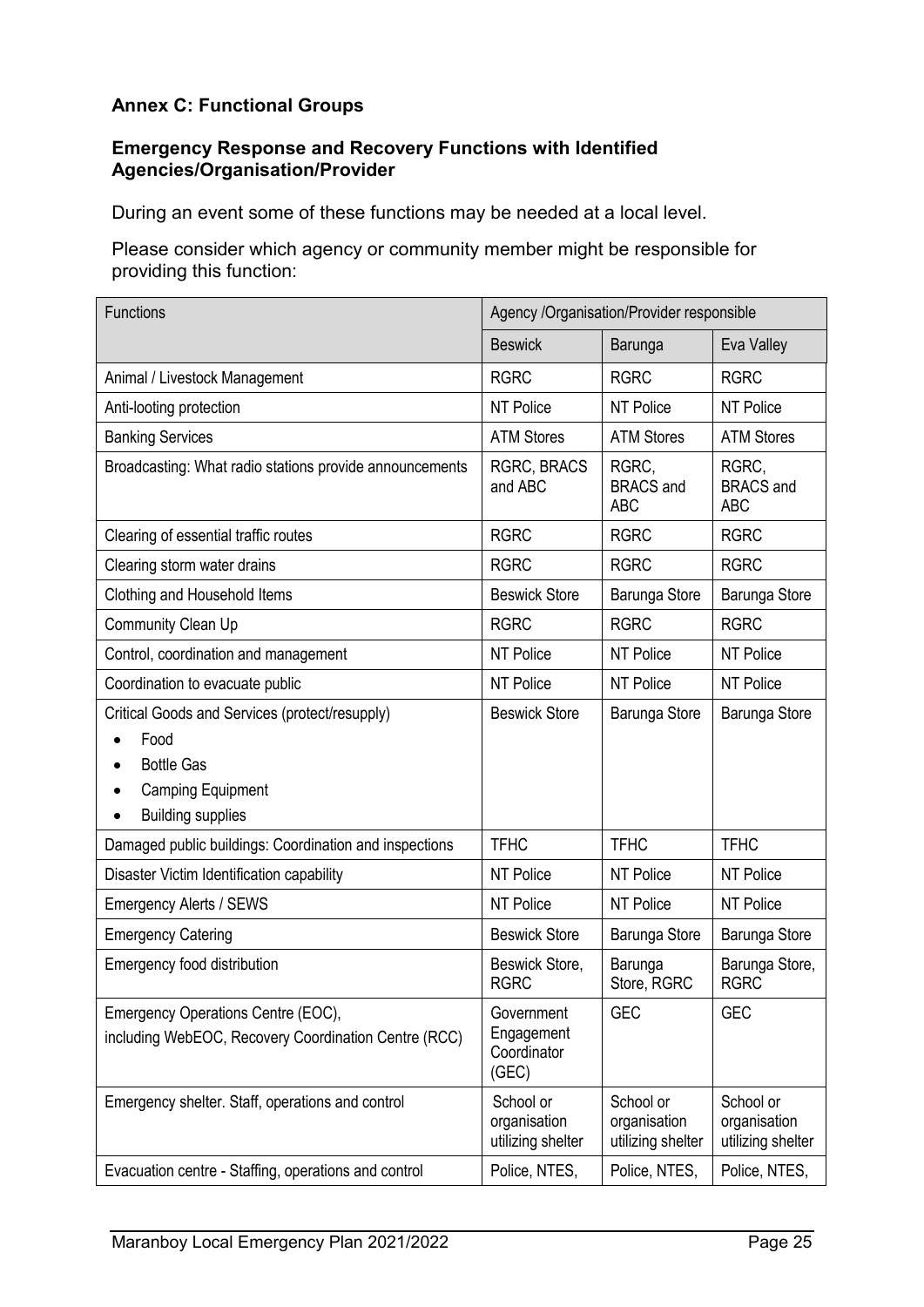### Annex C: Functional Groups

#### Emergency Response and Recovery Functions with Identified Agencies/Organisation/Provider

During an event some of these functions may be needed at a local level.

Please consider which agency or community member might be responsible for providing this function:

| Functions | Agency /Organisation/Provider responsible | | |
|---|---|---|---|
| | Beswick | Barunga | Eva Valley |
| Animal / Livestock Management | RGRC | RGRC | RGRC |
| Anti-looting protection | NT Police | NT Police | NT Police |
| Banking Services | ATM Stores | ATM Stores | ATM Stores |
| Broadcasting: What radio stations provide announcements | RGRC, BRACS and ABC | RGRC, BRACS and ABC | RGRC, BRACS and ABC |
| Clearing of essential traffic routes | RGRC | RGRC | RGRC |
| Clearing storm water drains | RGRC | RGRC | RGRC |
| Clothing and Household Items | Beswick Store | Barunga Store | Barunga Store |
| Community Clean Up | RGRC | RGRC | RGRC |
| Control, coordination and management | NT Police | NT Police | NT Police |
| Coordination to evacuate public | NT Police | NT Police | NT Police |
| Critical Goods and Services (protect/resupply)<br>• Food<br>• Bottle Gas<br>• Camping Equipment<br>• Building supplies | Beswick Store | Barunga Store | Barunga Store |
| Damaged public buildings: Coordination and inspections | TFHC | TFHC | TFHC |
| Disaster Victim Identification capability | NT Police | NT Police | NT Police |
| Emergency Alerts / SEWS | NT Police | NT Police | NT Police |
| Emergency Catering | Beswick Store | Barunga Store | Barunga Store |
| Emergency food distribution | Beswick Store, RGRC | Barunga Store, RGRC | Barunga Store, RGRC |
| Emergency Operations Centre (EOC), including WebEOC, Recovery Coordination Centre (RCC) | Government Engagement Coordinator (GEC) | GEC | GEC |
| Emergency shelter. Staff, operations and control | School or organisation utilizing shelter | School or organisation utilizing shelter | School or organisation utilizing shelter |
| Evacuation centre - Staffing, operations and control | Police, NTES, | Police, NTES, | Police, NTES, |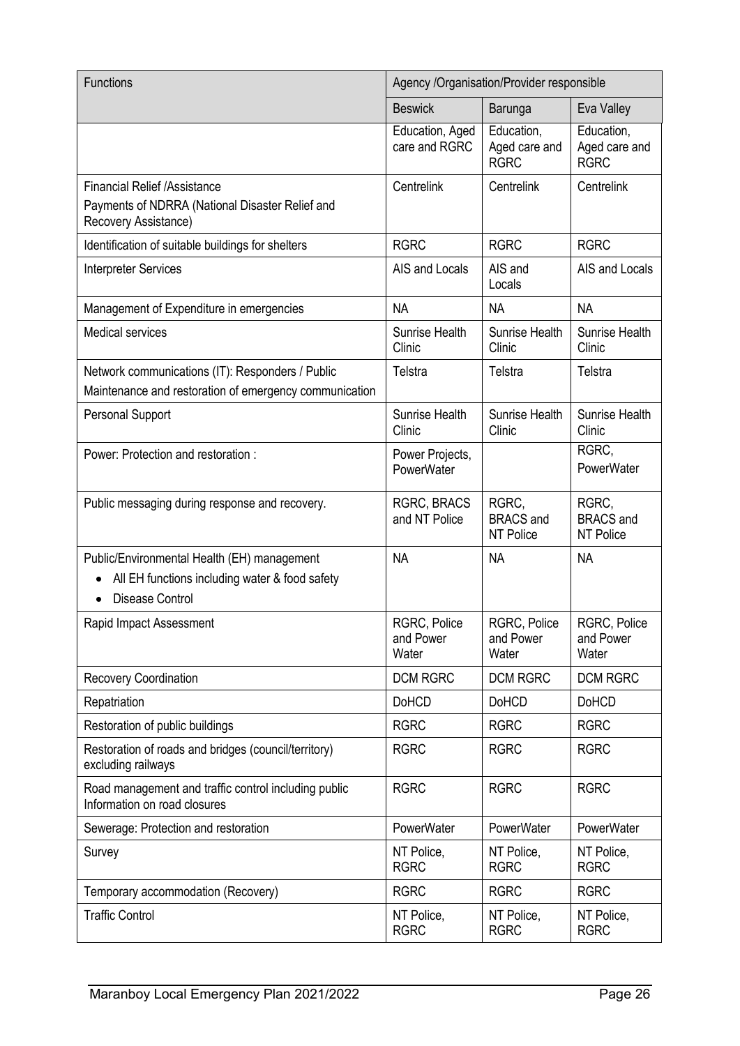| Functions | Agency /Organisation/Provider responsible | | |
|---|---|---|---|
| | Beswick | Barunga | Eva Valley |
| | Education, Aged care and RGRC | Education, Aged care and RGRC | Education, Aged care and RGRC |
| Financial Relief /Assistance<br>Payments of NDRRA (National Disaster Relief and Recovery Assistance) | Centrelink | Centrelink | Centrelink |
| Identification of suitable buildings for shelters | RGRC | RGRC | RGRC |
| Interpreter Services | AIS and Locals | AIS and Locals | AIS and Locals |
| Management of Expenditure in emergencies | NA | NA | NA |
| Medical services | Sunrise Health Clinic | Sunrise Health Clinic | Sunrise Health Clinic |
| Network communications (IT): Responders / Public<br>Maintenance and restoration of emergency communication | Telstra | Telstra | Telstra |
| Personal Support | Sunrise Health Clinic | Sunrise Health Clinic | Sunrise Health Clinic |
| Power: Protection and restoration : | Power Projects, PowerWater | | RGRC, PowerWater |
| Public messaging during response and recovery. | RGRC, BRACS and NT Police | RGRC, BRACS and NT Police | RGRC, BRACS and NT Police |
| Public/Environmental Health (EH) management<br>• All EH functions including water & food safety<br>• Disease Control | NA | NA | NA |
| Rapid Impact Assessment | RGRC, Police and Power Water | RGRC, Police and Power Water | RGRC, Police and Power Water |
| Recovery Coordination | DCM RGRC | DCM RGRC | DCM RGRC |
| Repatriation | DoHCD | DoHCD | DoHCD |
| Restoration of public buildings | RGRC | RGRC | RGRC |
| Restoration of roads and bridges (council/territory) excluding railways | RGRC | RGRC | RGRC |
| Road management and traffic control including public Information on road closures | RGRC | RGRC | RGRC |
| Sewerage: Protection and restoration | PowerWater | PowerWater | PowerWater |
| Survey | NT Police, RGRC | NT Police, RGRC | NT Police, RGRC |
| Temporary accommodation (Recovery) | RGRC | RGRC | RGRC |
| Traffic Control | NT Police, RGRC | NT Police, RGRC | NT Police, RGRC |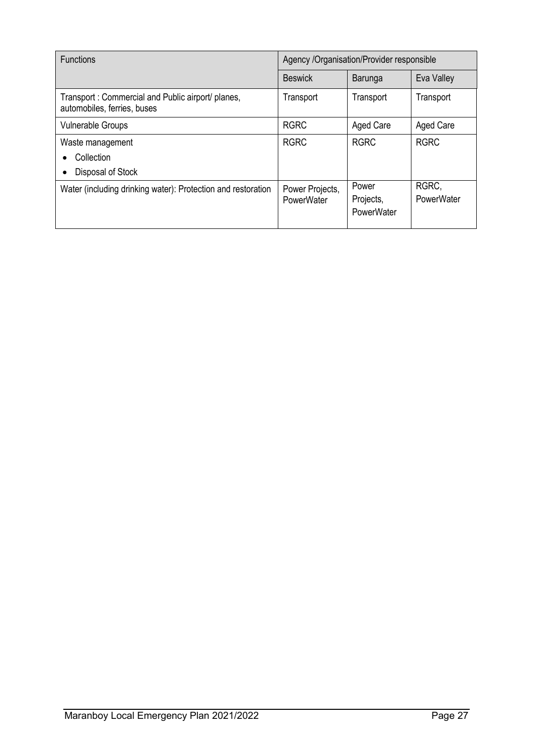| Functions | Agency /Organisation/Provider responsible | | |
|---|---|---|---|
| | Beswick | Barunga | Eva Valley |
| Transport : Commercial and Public airport/ planes, automobiles, ferries, buses | Transport | Transport | Transport |
| Vulnerable Groups | RGRC | Aged Care | Aged Care |
| Waste management<br>• Collection<br>• Disposal of Stock | RGRC | RGRC | RGRC |
| Water (including drinking water): Protection and restoration | Power Projects, PowerWater | Power Projects, PowerWater | RGRC, PowerWater |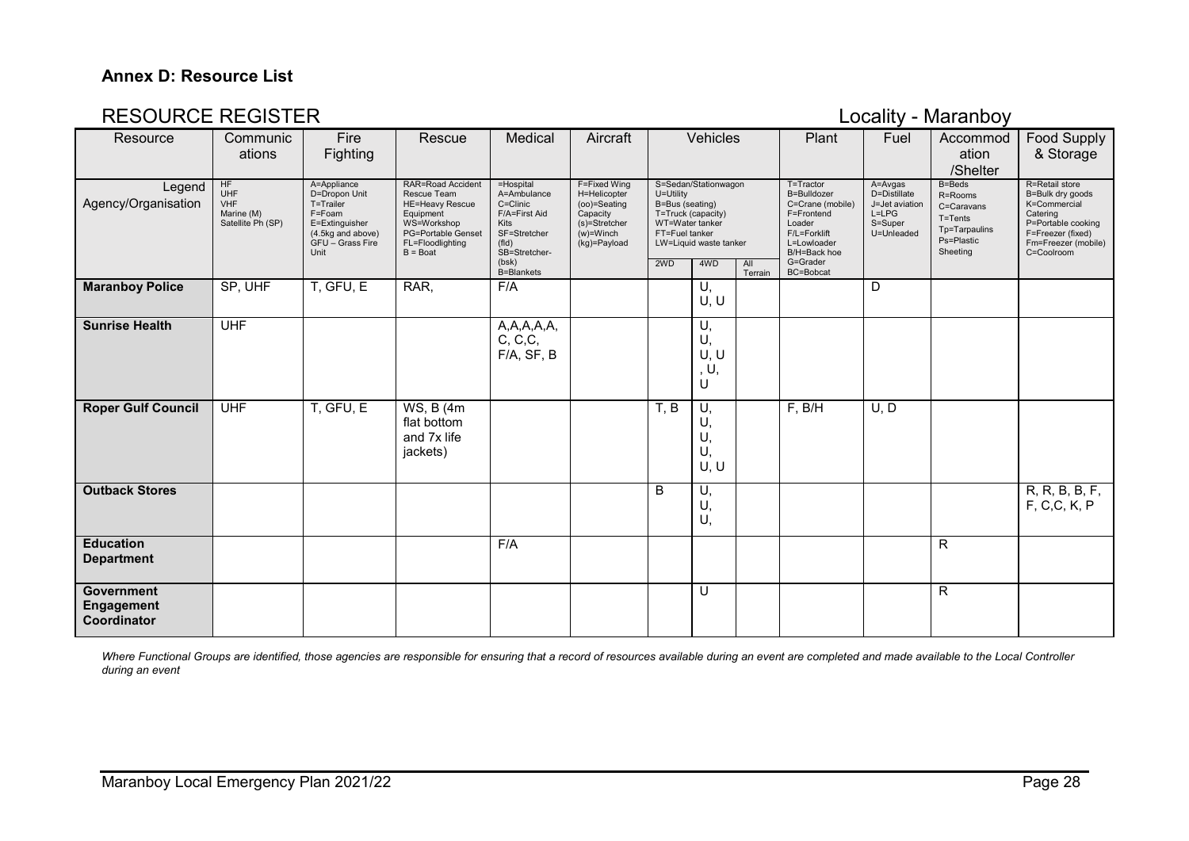**Annex D: Resource List**

## RESOURCE REGISTER

Locality - Maranboy

| Resource | Communications | Fire Fighting | Rescue | Medical | Aircraft | Vehicles | | | Plant | Fuel | Accommodation /Shelter | Food Supply & Storage |
|---|---|---|---|---|---|---|---|---|---|---|---|---|
| Legend Agency/Organisation | HF UHF VHF Marine (M) Satellite Ph (SP) | A=Appliance D=Dropon Unit T=Trailer F=Foam E=Extinguisher (4.5kg and above) GFU – Grass Fire Unit | RAR=Road Accident Rescue Team HE=Heavy Rescue Equipment WS=Workshop PG=Portable Genset FL=Floodlighting B = Boat | =Hospital A=Ambulance C=Clinic F/A=First Aid Kits SF=Stretcher (fld) SB=Stretcher-(bsk) B=Blankets | F=Fixed Wing H=Helicopter (oo)=Seating Capacity (s)=Stretcher (w)=Winch (kg)=Payload | S=Sedan/Stationwagon U=Utility B=Bus (seating) T=Truck (capacity) WT=Water tanker FT=Fuel tanker LW=Liquid waste tanker 2WD | 4WD | All Terrain | T=Tractor B=Bulldozer C=Crane (mobile) F=Frontend Loader F/L=Forklift L=Lowloader B/H=Back hoe G=Grader BC=Bobcat | A=Avgas D=Distillate J=Jet aviation L=LPG S=Super U=Unleaded | B=Beds R=Rooms C=Caravans T=Tents Tp=Tarpaulins Ps=Plastic Sheeting | R=Retail store B=Bulk dry goods K=Commercial Catering P=Portable cooking F=Freezer (fixed) Fm=Freezer (mobile) C=Coolroom |
| **Maranboy Police** | SP, UHF | T, GFU, E | RAR, | F/A | | | U, U, U | | | D | | |
| **Sunrise Health** | UHF | | | A,A,A,A,A, C, C,C, F/A, SF, B | | | U, U, U, U , U, U | | | | | |
| **Roper Gulf Council** | UHF | T, GFU, E | WS, B (4m flat bottom and 7x life jackets) | | | T, B | U, U, U, U, U, U | | F, B/H | U, D | | |
| **Outback Stores** | | | | | | B | U, U, U, | | | | | R, R, B, B, F, F, C,C, K, P |
| **Education Department** | | | | F/A | | | | | | | R | |
| **Government Engagement Coordinator** | | | | | | | U | | | | R | |

*Where Functional Groups are identified, those agencies are responsible for ensuring that a record of resources available during an event are completed and made available to the Local Controller during an event*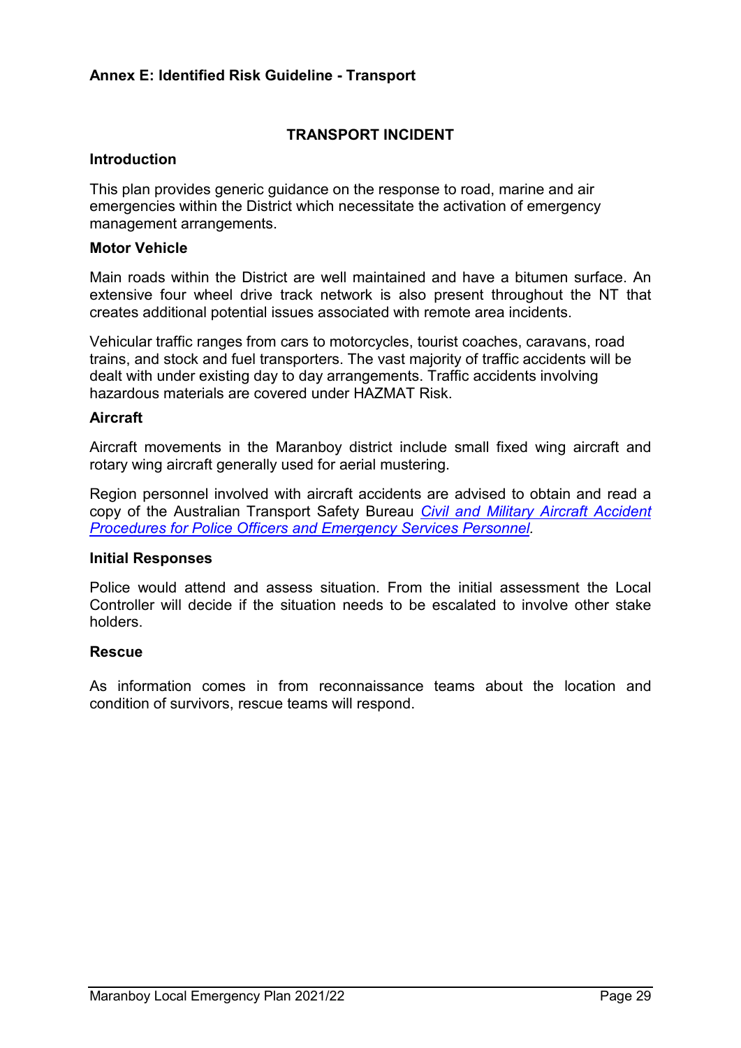## Annex E: Identified Risk Guideline - Transport

### TRANSPORT INCIDENT

**Introduction**

This plan provides generic guidance on the response to road, marine and air emergencies within the District which necessitate the activation of emergency management arrangements.

**Motor Vehicle**

Main roads within the District are well maintained and have a bitumen surface. An extensive four wheel drive track network is also present throughout the NT that creates additional potential issues associated with remote area incidents.

Vehicular traffic ranges from cars to motorcycles, tourist coaches, caravans, road trains, and stock and fuel transporters. The vast majority of traffic accidents will be dealt with under existing day to day arrangements. Traffic accidents involving hazardous materials are covered under HAZMAT Risk.

**Aircraft**

Aircraft movements in the Maranboy district include small fixed wing aircraft and rotary wing aircraft generally used for aerial mustering.

Region personnel involved with aircraft accidents are advised to obtain and read a copy of the Australian Transport Safety Bureau *Civil and Military Aircraft Accident Procedures for Police Officers and Emergency Services Personnel*.

**Initial Responses**

Police would attend and assess situation. From the initial assessment the Local Controller will decide if the situation needs to be escalated to involve other stake holders.

**Rescue**

As information comes in from reconnaissance teams about the location and condition of survivors, rescue teams will respond.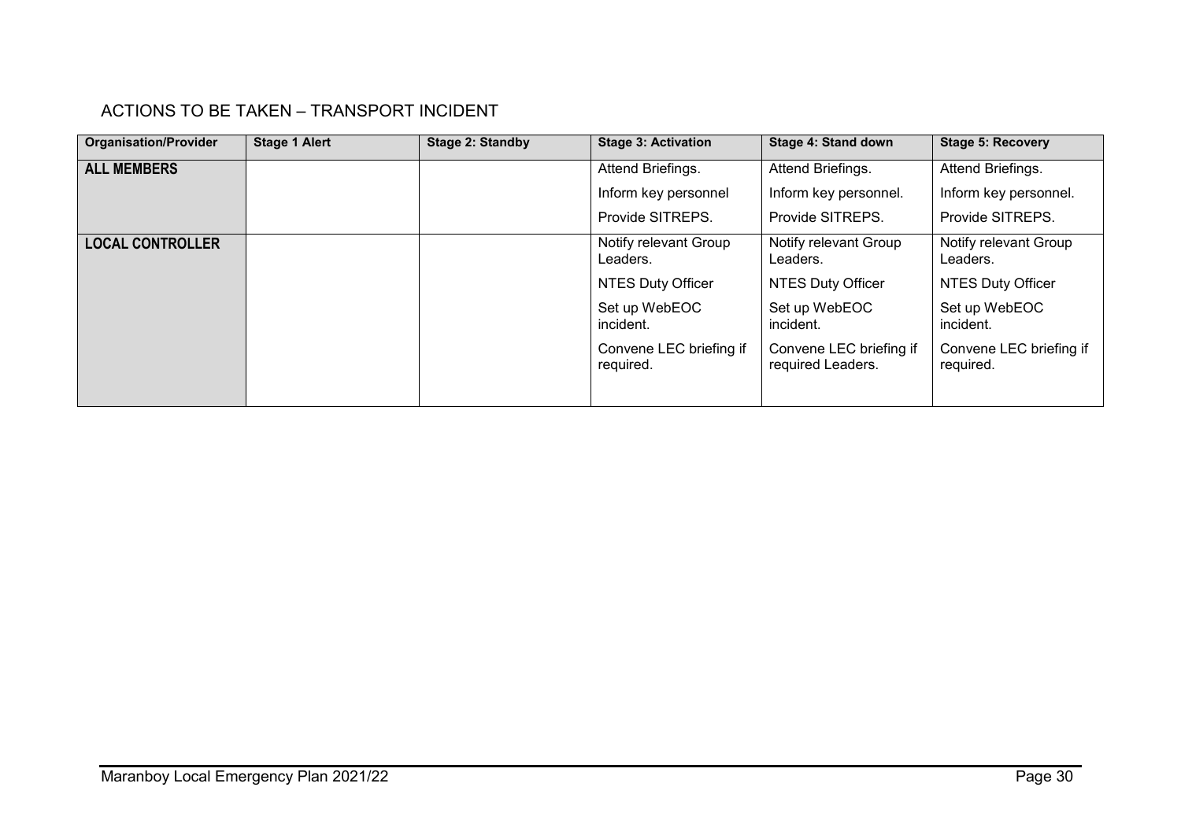## ACTIONS TO BE TAKEN – TRANSPORT INCIDENT

| Organisation/Provider | Stage 1 Alert | Stage 2: Standby | Stage 3: Activation | Stage 4: Stand down | Stage 5: Recovery |
|---|---|---|---|---|---|
| **ALL MEMBERS** | | | Attend Briefings.<br>Inform key personnel<br>Provide SITREPS. | Attend Briefings.<br>Inform key personnel.<br>Provide SITREPS. | Attend Briefings.<br>Inform key personnel.<br>Provide SITREPS. |
| **LOCAL CONTROLLER** | | | Notify relevant Group Leaders.<br>NTES Duty Officer<br>Set up WebEOC incident.<br>Convene LEC briefing if required. | Notify relevant Group Leaders.<br>NTES Duty Officer<br>Set up WebEOC incident.<br>Convene LEC briefing if required Leaders. | Notify relevant Group Leaders.<br>NTES Duty Officer<br>Set up WebEOC incident.<br>Convene LEC briefing if required. |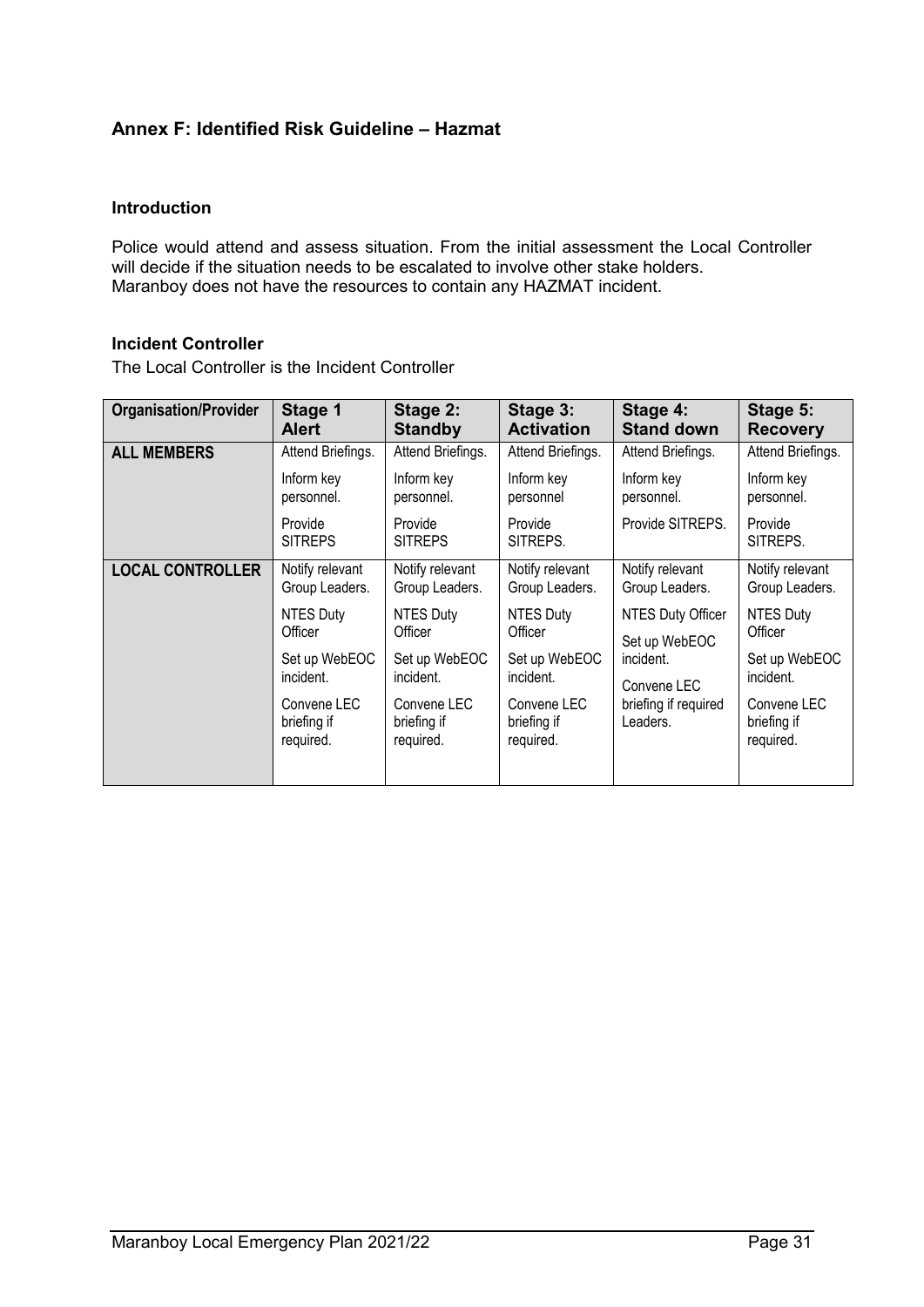## Annex F: Identified Risk Guideline – Hazmat

### Introduction

Police would attend and assess situation. From the initial assessment the Local Controller will decide if the situation needs to be escalated to involve other stake holders.
Maranboy does not have the resources to contain any HAZMAT incident.

### Incident Controller

The Local Controller is the Incident Controller

| Organisation/Provider | Stage 1 Alert | Stage 2: Standby | Stage 3: Activation | Stage 4: Stand down | Stage 5: Recovery |
|---|---|---|---|---|---|
| **ALL MEMBERS** | Attend Briefings.<br>Inform key personnel.<br>Provide SITREPS | Attend Briefings.<br>Inform key personnel.<br>Provide SITREPS | Attend Briefings.<br>Inform key personnel<br>Provide SITREPS. | Attend Briefings.<br>Inform key personnel.<br>Provide SITREPS. | Attend Briefings.<br>Inform key personnel.<br>Provide SITREPS. |
| **LOCAL CONTROLLER** | Notify relevant Group Leaders.<br>NTES Duty Officer<br>Set up WebEOC incident.<br>Convene LEC briefing if required. | Notify relevant Group Leaders.<br>NTES Duty Officer<br>Set up WebEOC incident.<br>Convene LEC briefing if required. | Notify relevant Group Leaders.<br>NTES Duty Officer<br>Set up WebEOC incident.<br>Convene LEC briefing if required. | Notify relevant Group Leaders.<br>NTES Duty Officer<br>Set up WebEOC incident.<br>Convene LEC briefing if required Leaders. | Notify relevant Group Leaders.<br>NTES Duty Officer<br>Set up WebEOC incident.<br>Convene LEC briefing if required. |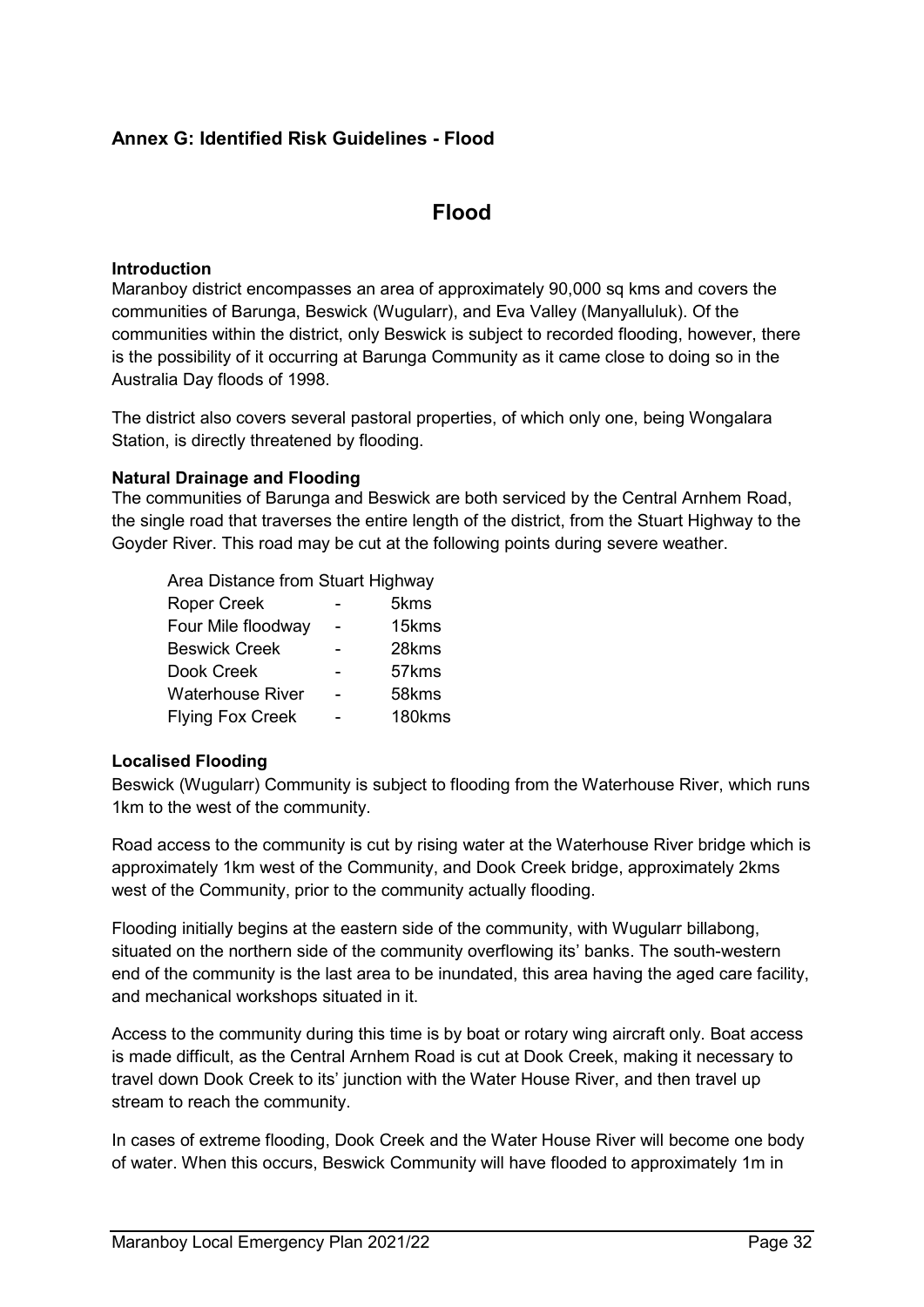## Annex G: Identified Risk Guidelines - Flood

# Flood

**Introduction**

Maranboy district encompasses an area of approximately 90,000 sq kms and covers the communities of Barunga, Beswick (Wugularr), and Eva Valley (Manyalluluk). Of the communities within the district, only Beswick is subject to recorded flooding, however, there is the possibility of it occurring at Barunga Community as it came close to doing so in the Australia Day floods of 1998.

The district also covers several pastoral properties, of which only one, being Wongalara Station, is directly threatened by flooding.

**Natural Drainage and Flooding**

The communities of Barunga and Beswick are both serviced by the Central Arnhem Road, the single road that traverses the entire length of the district, from the Stuart Highway to the Goyder River. This road may be cut at the following points during severe weather.

| Area Distance from Stuart Highway | | |
|---|---|---|
| Roper Creek | - | 5kms |
| Four Mile floodway | - | 15kms |
| Beswick Creek | - | 28kms |
| Dook Creek | - | 57kms |
| Waterhouse River | - | 58kms |
| Flying Fox Creek | - | 180kms |

**Localised Flooding**

Beswick (Wugularr) Community is subject to flooding from the Waterhouse River, which runs 1km to the west of the community.

Road access to the community is cut by rising water at the Waterhouse River bridge which is approximately 1km west of the Community, and Dook Creek bridge, approximately 2kms west of the Community, prior to the community actually flooding.

Flooding initially begins at the eastern side of the community, with Wugularr billabong, situated on the northern side of the community overflowing its' banks. The south-western end of the community is the last area to be inundated, this area having the aged care facility, and mechanical workshops situated in it.

Access to the community during this time is by boat or rotary wing aircraft only. Boat access is made difficult, as the Central Arnhem Road is cut at Dook Creek, making it necessary to travel down Dook Creek to its' junction with the Water House River, and then travel up stream to reach the community.

In cases of extreme flooding, Dook Creek and the Water House River will become one body of water. When this occurs, Beswick Community will have flooded to approximately 1m in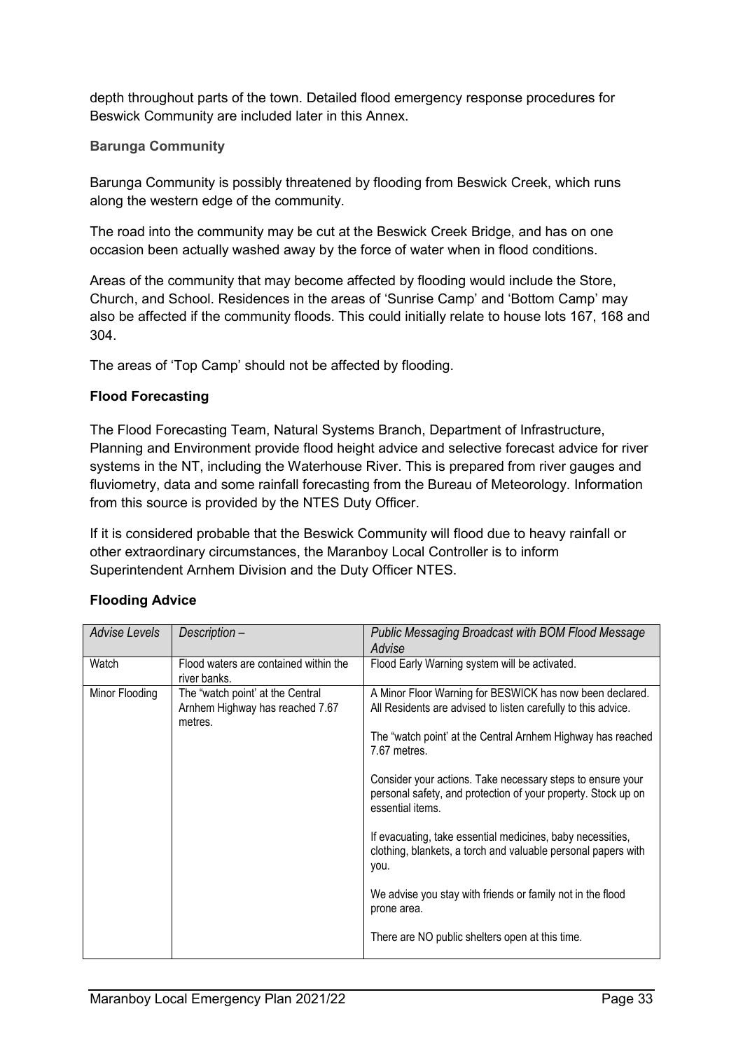depth throughout parts of the town. Detailed flood emergency response procedures for Beswick Community are included later in this Annex.

### Barunga Community

Barunga Community is possibly threatened by flooding from Beswick Creek, which runs along the western edge of the community.

The road into the community may be cut at the Beswick Creek Bridge, and has on one occasion been actually washed away by the force of water when in flood conditions.

Areas of the community that may become affected by flooding would include the Store, Church, and School. Residences in the areas of 'Sunrise Camp' and 'Bottom Camp' may also be affected if the community floods. This could initially relate to house lots 167, 168 and 304.

The areas of 'Top Camp' should not be affected by flooding.

### Flood Forecasting

The Flood Forecasting Team, Natural Systems Branch, Department of Infrastructure, Planning and Environment provide flood height advice and selective forecast advice for river systems in the NT, including the Waterhouse River. This is prepared from river gauges and fluviometry, data and some rainfall forecasting from the Bureau of Meteorology. Information from this source is provided by the NTES Duty Officer.

If it is considered probable that the Beswick Community will flood due to heavy rainfall or other extraordinary circumstances, the Maranboy Local Controller is to inform Superintendent Arnhem Division and the Duty Officer NTES.

### Flooding Advice

| *Advise Levels* | *Description –* | *Public Messaging Broadcast with BOM Flood Message Advise* |
|---|---|---|
| Watch | Flood waters are contained within the river banks. | Flood Early Warning system will be activated. |
| Minor Flooding | The "watch point' at the Central Arnhem Highway has reached 7.67 metres. | A Minor Floor Warning for BESWICK has now been declared. All Residents are advised to listen carefully to this advice.<br><br>The "watch point' at the Central Arnhem Highway has reached 7.67 metres.<br><br>Consider your actions. Take necessary steps to ensure your personal safety, and protection of your property. Stock up on essential items.<br><br>If evacuating, take essential medicines, baby necessities, clothing, blankets, a torch and valuable personal papers with you.<br><br>We advise you stay with friends or family not in the flood prone area.<br><br>There are NO public shelters open at this time. |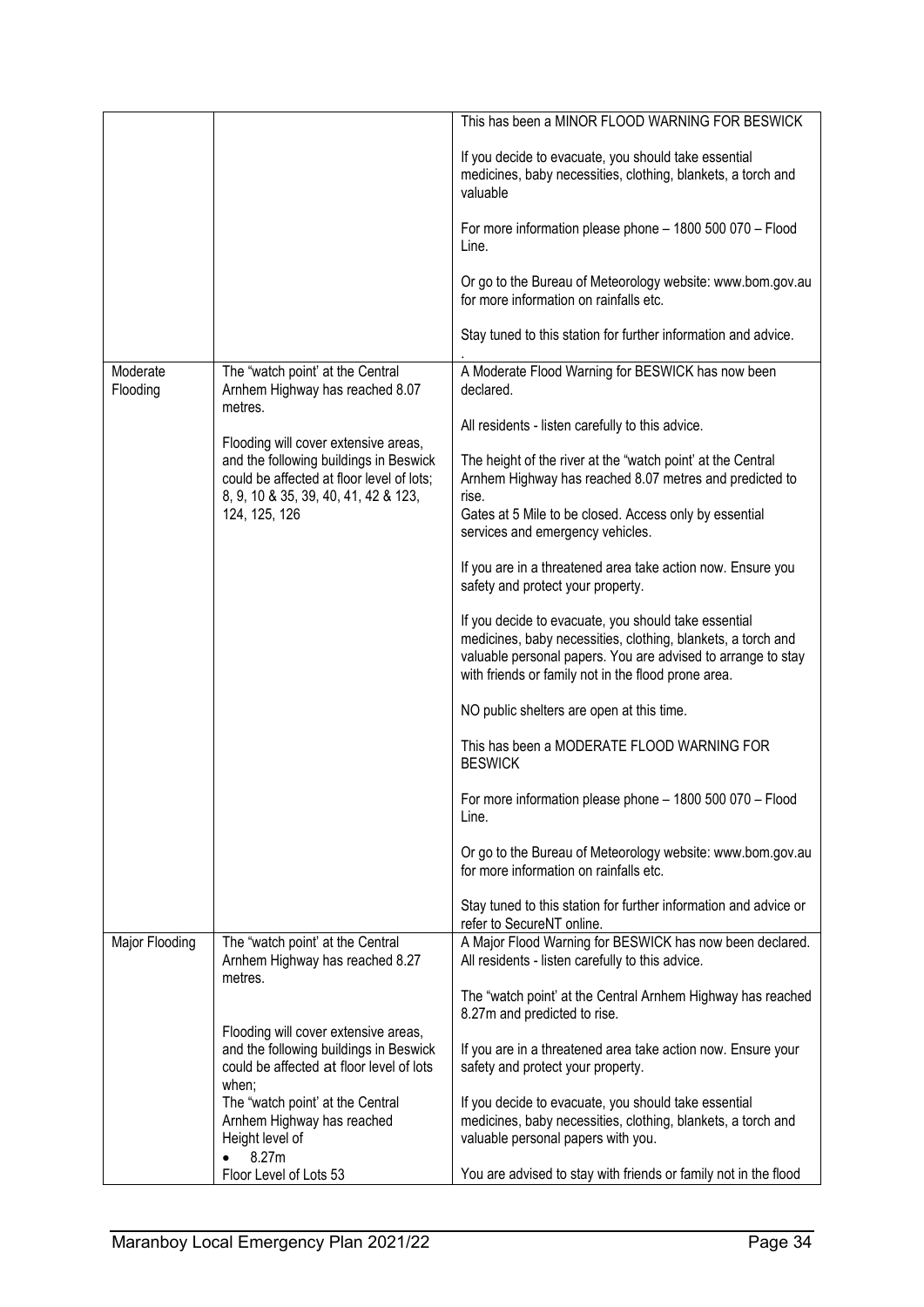| | | |
|---|---|---|
| | | This has been a MINOR FLOOD WARNING FOR BESWICK<br><br>If you decide to evacuate, you should take essential medicines, baby necessities, clothing, blankets, a torch and valuable<br><br>For more information please phone – 1800 500 070 – Flood Line.<br><br>Or go to the Bureau of Meteorology website: www.bom.gov.au for more information on rainfalls etc.<br><br>Stay tuned to this station for further information and advice.<br>. |
| Moderate Flooding | The "watch point' at the Central Arnhem Highway has reached 8.07 metres.<br><br>Flooding will cover extensive areas, and the following buildings in Beswick could be affected at floor level of lots; 8, 9, 10 & 35, 39, 40, 41, 42 & 123, 124, 125, 126 | A Moderate Flood Warning for BESWICK has now been declared.<br><br>All residents - listen carefully to this advice.<br><br>The height of the river at the "watch point' at the Central Arnhem Highway has reached 8.07 metres and predicted to rise.<br>Gates at 5 Mile to be closed. Access only by essential services and emergency vehicles.<br><br>If you are in a threatened area take action now. Ensure you safety and protect your property.<br><br>If you decide to evacuate, you should take essential medicines, baby necessities, clothing, blankets, a torch and valuable personal papers. You are advised to arrange to stay with friends or family not in the flood prone area.<br><br>NO public shelters are open at this time.<br><br>This has been a MODERATE FLOOD WARNING FOR BESWICK<br><br>For more information please phone – 1800 500 070 – Flood Line.<br><br>Or go to the Bureau of Meteorology website: www.bom.gov.au for more information on rainfalls etc.<br><br>Stay tuned to this station for further information and advice or refer to SecureNT online. |
| Major Flooding | The "watch point' at the Central Arnhem Highway has reached 8.27 metres.<br><br>Flooding will cover extensive areas, and the following buildings in Beswick could be affected at floor level of lots when;<br>The "watch point' at the Central Arnhem Highway has reached Height level of<br>• 8.27m<br>Floor Level of Lots 53 | A Major Flood Warning for BESWICK has now been declared.<br>All residents - listen carefully to this advice.<br><br>The "watch point' at the Central Arnhem Highway has reached 8.27m and predicted to rise.<br><br>If you are in a threatened area take action now. Ensure your safety and protect your property.<br><br>If you decide to evacuate, you should take essential medicines, baby necessities, clothing, blankets, a torch and valuable personal papers with you.<br><br>You are advised to stay with friends or family not in the flood |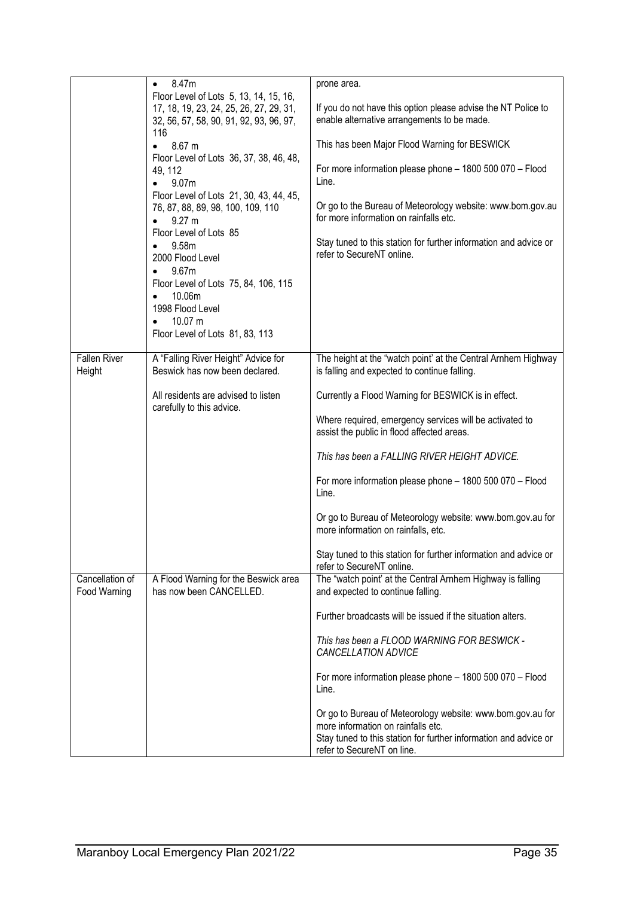| | | |
|---|---|---|
| | • 8.47m<br>Floor Level of Lots 5, 13, 14, 15, 16, 17, 18, 19, 23, 24, 25, 26, 27, 29, 31, 32, 56, 57, 58, 90, 91, 92, 93, 96, 97, 116<br>• 8.67 m<br>Floor Level of Lots 36, 37, 38, 46, 48, 49, 112<br>• 9.07m<br>Floor Level of Lots 21, 30, 43, 44, 45, 76, 87, 88, 89, 98, 100, 109, 110<br>• 9.27 m<br>Floor Level of Lots 85<br>• 9.58m<br>2000 Flood Level<br>• 9.67m<br>Floor Level of Lots 75, 84, 106, 115<br>• 10.06m<br>1998 Flood Level<br>• 10.07 m<br>Floor Level of Lots 81, 83, 113 | prone area.<br><br>If you do not have this option please advise the NT Police to enable alternative arrangements to be made.<br><br>This has been Major Flood Warning for BESWICK<br><br>For more information please phone – 1800 500 070 – Flood Line.<br><br>Or go to the Bureau of Meteorology website: www.bom.gov.au for more information on rainfalls etc.<br><br>Stay tuned to this station for further information and advice or refer to SecureNT online. |
| Fallen River Height | A "Falling River Height" Advice for Beswick has now been declared.<br><br>All residents are advised to listen carefully to this advice. | The height at the "watch point' at the Central Arnhem Highway is falling and expected to continue falling.<br><br>Currently a Flood Warning for BESWICK is in effect.<br><br>Where required, emergency services will be activated to assist the public in flood affected areas.<br><br>*This has been a FALLING RIVER HEIGHT ADVICE.*<br><br>For more information please phone – 1800 500 070 – Flood Line.<br><br>Or go to Bureau of Meteorology website: www.bom.gov.au for more information on rainfalls, etc.<br><br>Stay tuned to this station for further information and advice or refer to SecureNT online. |
| Cancellation of Food Warning | A Flood Warning for the Beswick area has now been CANCELLED. | The "watch point' at the Central Arnhem Highway is falling and expected to continue falling.<br><br>Further broadcasts will be issued if the situation alters.<br><br>*This has been a FLOOD WARNING FOR BESWICK - CANCELLATION ADVICE*<br><br>For more information please phone – 1800 500 070 – Flood Line.<br><br>Or go to Bureau of Meteorology website: www.bom.gov.au for more information on rainfalls etc.<br>Stay tuned to this station for further information and advice or refer to SecureNT on line. |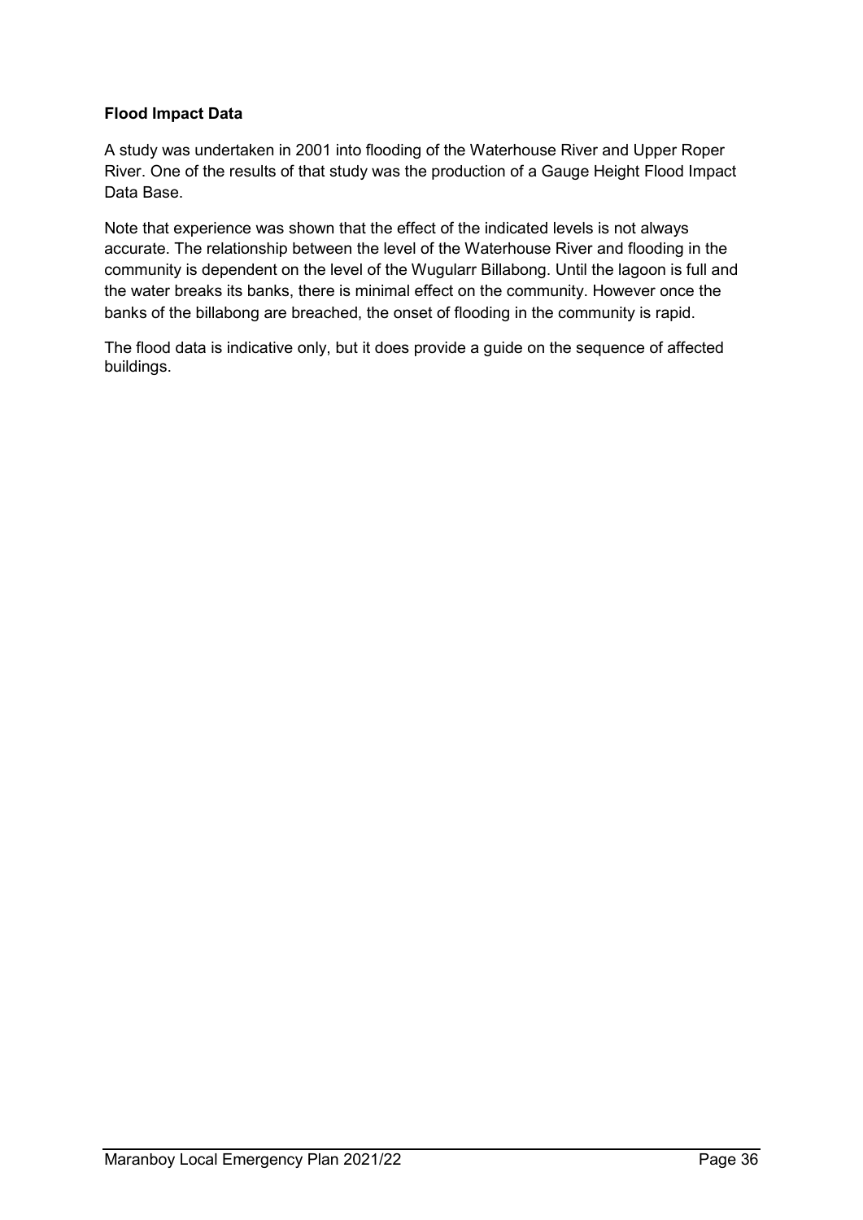**Flood Impact Data**

A study was undertaken in 2001 into flooding of the Waterhouse River and Upper Roper River. One of the results of that study was the production of a Gauge Height Flood Impact Data Base.

Note that experience was shown that the effect of the indicated levels is not always accurate. The relationship between the level of the Waterhouse River and flooding in the community is dependent on the level of the Wugularr Billabong. Until the lagoon is full and the water breaks its banks, there is minimal effect on the community. However once the banks of the billabong are breached, the onset of flooding in the community is rapid.

The flood data is indicative only, but it does provide a guide on the sequence of affected buildings.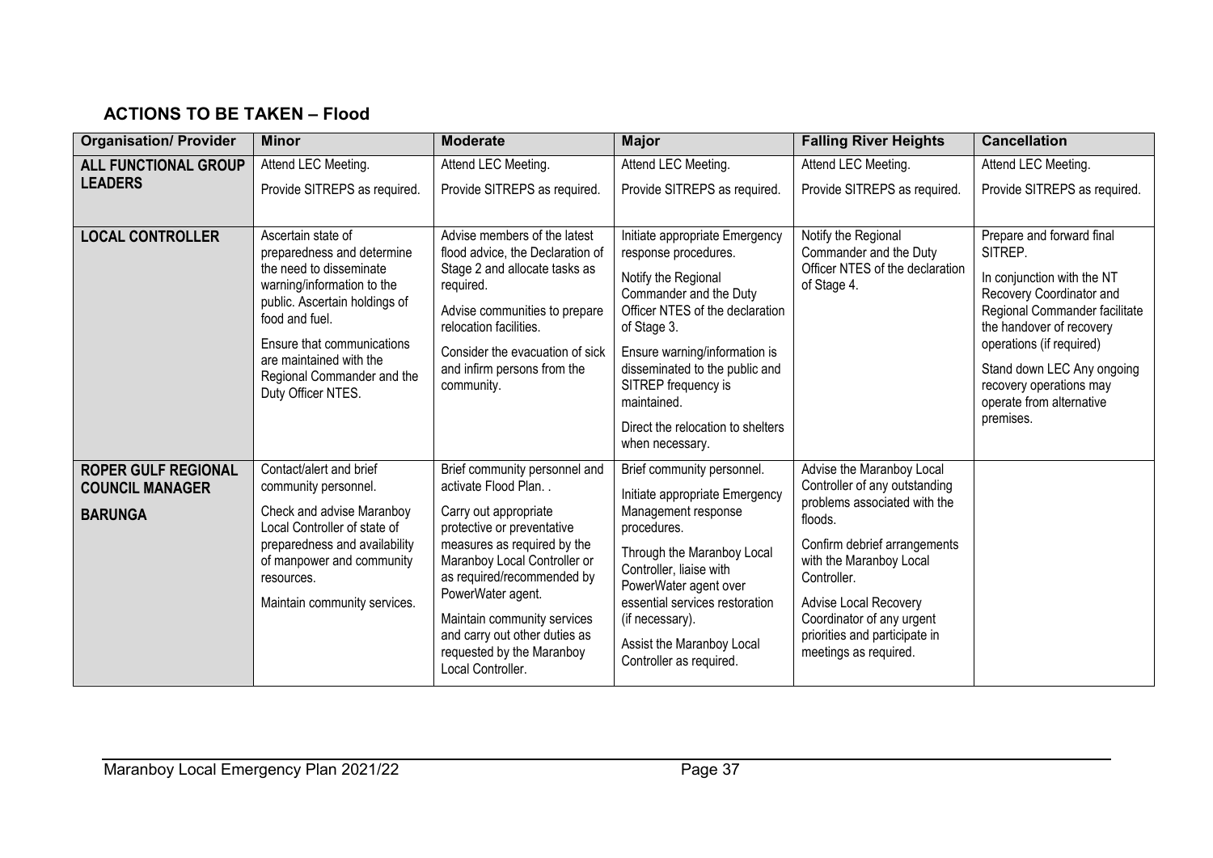## ACTIONS TO BE TAKEN – Flood

| Organisation/ Provider | Minor | Moderate | Major | Falling River Heights | Cancellation |
|---|---|---|---|---|---|
| **ALL FUNCTIONAL GROUP LEADERS** | Attend LEC Meeting.<br><br>Provide SITREPS as required. | Attend LEC Meeting.<br><br>Provide SITREPS as required. | Attend LEC Meeting.<br><br>Provide SITREPS as required. | Attend LEC Meeting.<br><br>Provide SITREPS as required. | Attend LEC Meeting.<br><br>Provide SITREPS as required. |
| **LOCAL CONTROLLER** | Ascertain state of preparedness and determine the need to disseminate warning/information to the public. Ascertain holdings of food and fuel.<br><br>Ensure that communications are maintained with the Regional Commander and the Duty Officer NTES. | Advise members of the latest flood advice, the Declaration of Stage 2 and allocate tasks as required.<br><br>Advise communities to prepare relocation facilities.<br><br>Consider the evacuation of sick and infirm persons from the community. | Initiate appropriate Emergency response procedures.<br><br>Notify the Regional Commander and the Duty Officer NTES of the declaration of Stage 3.<br><br>Ensure warning/information is disseminated to the public and SITREP frequency is maintained.<br><br>Direct the relocation to shelters when necessary. | Notify the Regional Commander and the Duty Officer NTES of the declaration of Stage 4. | Prepare and forward final SITREP.<br><br>In conjunction with the NT Recovery Coordinator and Regional Commander facilitate the handover of recovery operations (if required)<br><br>Stand down LEC Any ongoing recovery operations may operate from alternative premises. |
| **ROPER GULF REGIONAL COUNCIL MANAGER**<br><br>**BARUNGA** | Contact/alert and brief community personnel.<br><br>Check and advise Maranboy Local Controller of state of preparedness and availability of manpower and community resources.<br><br>Maintain community services. | Brief community personnel and activate Flood Plan. .<br><br>Carry out appropriate protective or preventative measures as required by the Maranboy Local Controller or as required/recommended by PowerWater agent.<br><br>Maintain community services and carry out other duties as requested by the Maranboy Local Controller. | Brief community personnel.<br><br>Initiate appropriate Emergency Management response procedures.<br><br>Through the Maranboy Local Controller, liaise with PowerWater agent over essential services restoration (if necessary).<br><br>Assist the Maranboy Local Controller as required. | Advise the Maranboy Local Controller of any outstanding problems associated with the floods.<br><br>Confirm debrief arrangements with the Maranboy Local Controller.<br><br>Advise Local Recovery Coordinator of any urgent priorities and participate in meetings as required. | |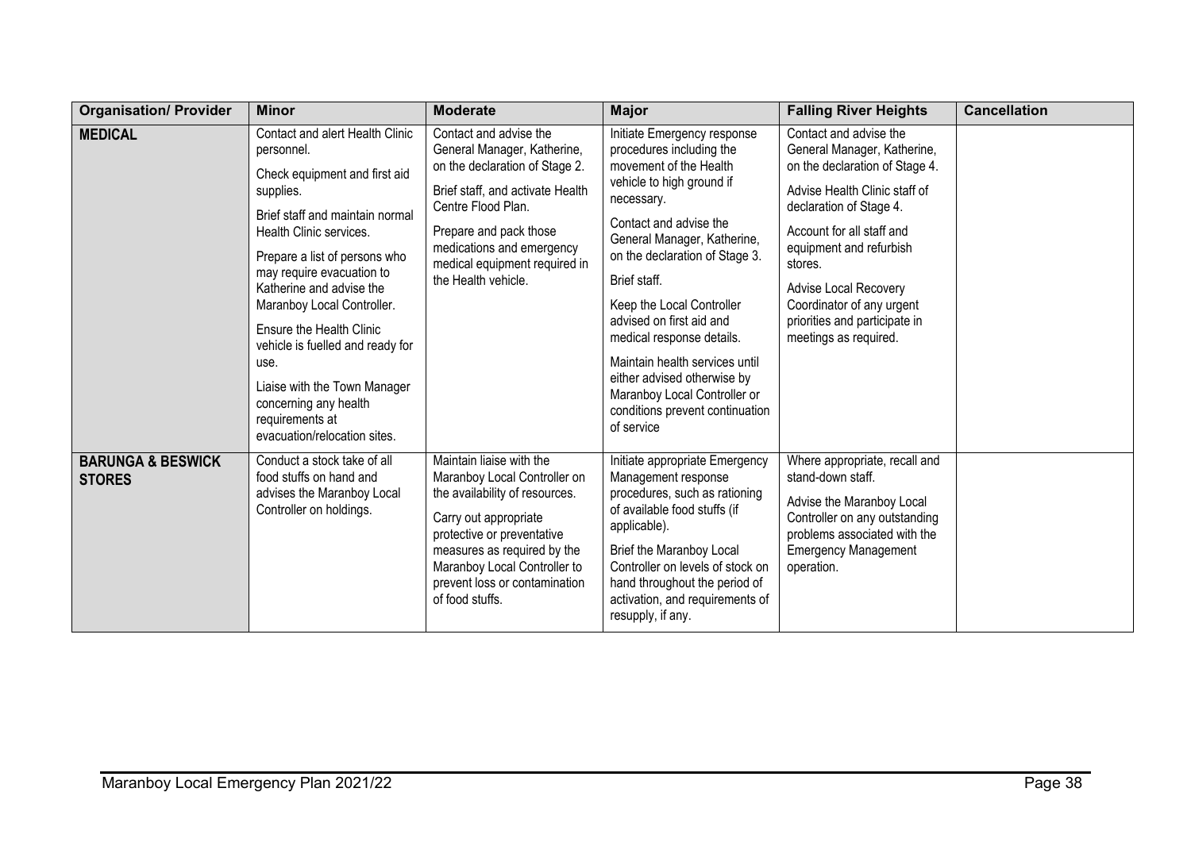| Organisation/ Provider | Minor | Moderate | Major | Falling River Heights | Cancellation |
|---|---|---|---|---|---|
| **MEDICAL** | Contact and alert Health Clinic personnel.<br><br>Check equipment and first aid supplies.<br><br>Brief staff and maintain normal Health Clinic services.<br><br>Prepare a list of persons who may require evacuation to Katherine and advise the Maranboy Local Controller.<br><br>Ensure the Health Clinic vehicle is fuelled and ready for use.<br><br>Liaise with the Town Manager concerning any health requirements at evacuation/relocation sites. | Contact and advise the General Manager, Katherine, on the declaration of Stage 2.<br><br>Brief staff, and activate Health Centre Flood Plan.<br><br>Prepare and pack those medications and emergency medical equipment required in the Health vehicle. | Initiate Emergency response procedures including the movement of the Health vehicle to high ground if necessary.<br><br>Contact and advise the General Manager, Katherine, on the declaration of Stage 3.<br><br>Brief staff.<br><br>Keep the Local Controller advised on first aid and medical response details.<br><br>Maintain health services until either advised otherwise by Maranboy Local Controller or conditions prevent continuation of service | Contact and advise the General Manager, Katherine, on the declaration of Stage 4.<br><br>Advise Health Clinic staff of declaration of Stage 4.<br><br>Account for all staff and equipment and refurbish stores.<br><br>Advise Local Recovery Coordinator of any urgent priorities and participate in meetings as required. | |
| **BARUNGA & BESWICK STORES** | Conduct a stock take of all food stuffs on hand and advises the Maranboy Local Controller on holdings. | Maintain liaise with the Maranboy Local Controller on the availability of resources.<br><br>Carry out appropriate protective or preventative measures as required by the Maranboy Local Controller to prevent loss or contamination of food stuffs. | Initiate appropriate Emergency Management response procedures, such as rationing of available food stuffs (if applicable).<br><br>Brief the Maranboy Local Controller on levels of stock on hand throughout the period of activation, and requirements of resupply, if any. | Where appropriate, recall and stand-down staff.<br><br>Advise the Maranboy Local Controller on any outstanding problems associated with the Emergency Management operation. | |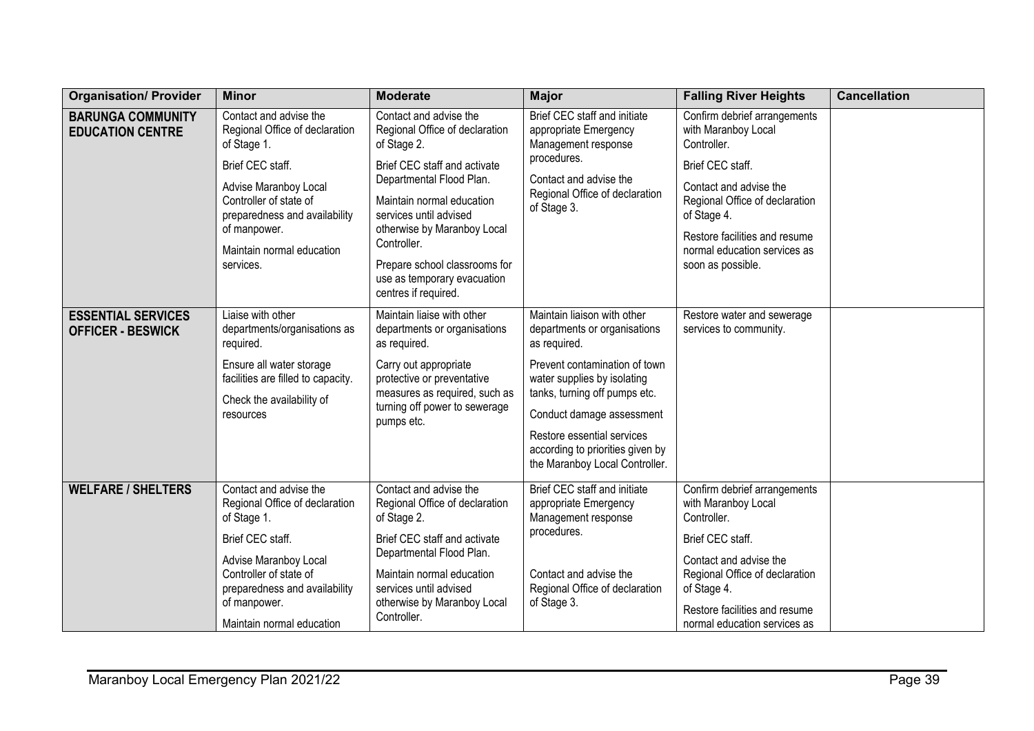| Organisation/ Provider | Minor | Moderate | Major | Falling River Heights | Cancellation |
|---|---|---|---|---|---|
| **BARUNGA COMMUNITY EDUCATION CENTRE** | Contact and advise the Regional Office of declaration of Stage 1.<br><br>Brief CEC staff.<br><br>Advise Maranboy Local Controller of state of preparedness and availability of manpower.<br><br>Maintain normal education services. | Contact and advise the Regional Office of declaration of Stage 2.<br><br>Brief CEC staff and activate Departmental Flood Plan.<br><br>Maintain normal education services until advised otherwise by Maranboy Local Controller.<br><br>Prepare school classrooms for use as temporary evacuation centres if required. | Brief CEC staff and initiate appropriate Emergency Management response procedures.<br><br>Contact and advise the Regional Office of declaration of Stage 3. | Confirm debrief arrangements with Maranboy Local Controller.<br><br>Brief CEC staff.<br><br>Contact and advise the Regional Office of declaration of Stage 4.<br><br>Restore facilities and resume normal education services as soon as possible. | |
| **ESSENTIAL SERVICES OFFICER - BESWICK** | Liaise with other departments/organisations as required.<br><br>Ensure all water storage facilities are filled to capacity.<br><br>Check the availability of resources | Maintain liaise with other departments or organisations as required.<br><br>Carry out appropriate protective or preventative measures as required, such as turning off power to sewerage pumps etc. | Maintain liaison with other departments or organisations as required.<br><br>Prevent contamination of town water supplies by isolating tanks, turning off pumps etc.<br><br>Conduct damage assessment<br><br>Restore essential services according to priorities given by the Maranboy Local Controller. | Restore water and sewerage services to community. | |
| **WELFARE / SHELTERS** | Contact and advise the Regional Office of declaration of Stage 1.<br><br>Brief CEC staff.<br><br>Advise Maranboy Local Controller of state of preparedness and availability of manpower.<br><br>Maintain normal education | Contact and advise the Regional Office of declaration of Stage 2.<br><br>Brief CEC staff and activate Departmental Flood Plan.<br><br>Maintain normal education services until advised otherwise by Maranboy Local Controller. | Brief CEC staff and initiate appropriate Emergency Management response procedures.<br><br>Contact and advise the Regional Office of declaration of Stage 3. | Confirm debrief arrangements with Maranboy Local Controller.<br><br>Brief CEC staff.<br><br>Contact and advise the Regional Office of declaration of Stage 4.<br><br>Restore facilities and resume normal education services as | |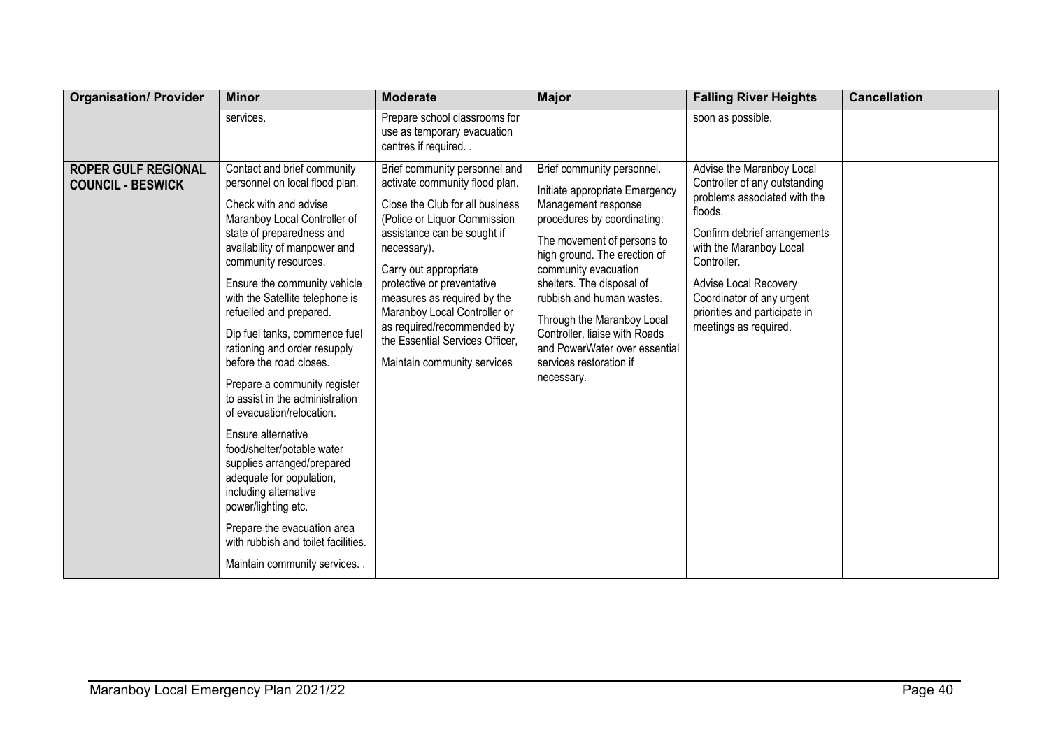| Organisation/ Provider | Minor | Moderate | Major | Falling River Heights | Cancellation |
|---|---|---|---|---|---|
| | services. | Prepare school classrooms for use as temporary evacuation centres if required. . | | soon as possible. | |
| **ROPER GULF REGIONAL COUNCIL - BESWICK** | Contact and brief community personnel on local flood plan.<br><br>Check with and advise Maranboy Local Controller of state of preparedness and availability of manpower and community resources.<br><br>Ensure the community vehicle with the Satellite telephone is refuelled and prepared.<br><br>Dip fuel tanks, commence fuel rationing and order resupply before the road closes.<br><br>Prepare a community register to assist in the administration of evacuation/relocation.<br><br>Ensure alternative food/shelter/potable water supplies arranged/prepared adequate for population, including alternative power/lighting etc.<br><br>Prepare the evacuation area with rubbish and toilet facilities.<br><br>Maintain community services. . | Brief community personnel and activate community flood plan.<br><br>Close the Club for all business (Police or Liquor Commission assistance can be sought if necessary).<br><br>Carry out appropriate protective or preventative measures as required by the Maranboy Local Controller or as required/recommended by the Essential Services Officer,<br><br>Maintain community services | Brief community personnel.<br><br>Initiate appropriate Emergency Management response procedures by coordinating:<br><br>The movement of persons to high ground. The erection of community evacuation shelters. The disposal of rubbish and human wastes.<br><br>Through the Maranboy Local Controller, liaise with Roads and PowerWater over essential services restoration if necessary. | Advise the Maranboy Local Controller of any outstanding problems associated with the floods.<br><br>Confirm debrief arrangements with the Maranboy Local Controller.<br><br>Advise Local Recovery Coordinator of any urgent priorities and participate in meetings as required. | |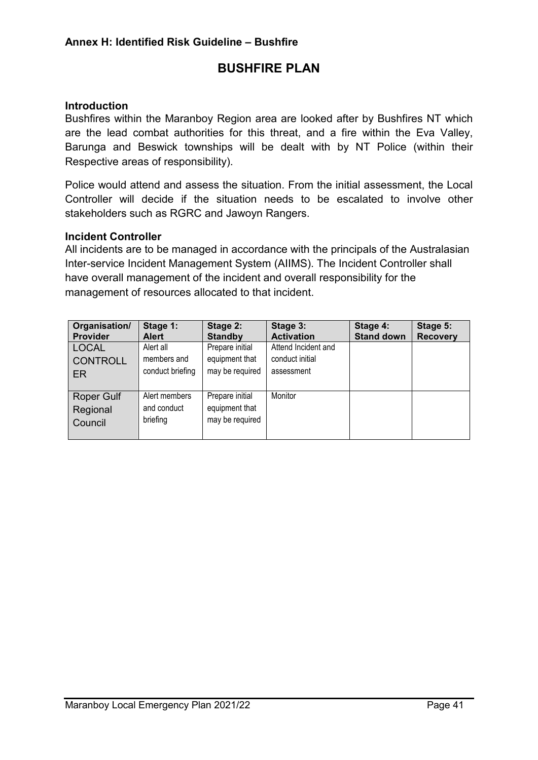**Annex H: Identified Risk Guideline – Bushfire**

# BUSHFIRE PLAN

**Introduction**

Bushfires within the Maranboy Region area are looked after by Bushfires NT which are the lead combat authorities for this threat, and a fire within the Eva Valley, Barunga and Beswick townships will be dealt with by NT Police (within their Respective areas of responsibility).

Police would attend and assess the situation. From the initial assessment, the Local Controller will decide if the situation needs to be escalated to involve other stakeholders such as RGRC and Jawoyn Rangers.

**Incident Controller**

All incidents are to be managed in accordance with the principals of the Australasian Inter-service Incident Management System (AIIMS). The Incident Controller shall have overall management of the incident and overall responsibility for the management of resources allocated to that incident.

| Organisation/ Provider | Stage 1: Alert | Stage 2: Standby | Stage 3: Activation | Stage 4: Stand down | Stage 5: Recovery |
|---|---|---|---|---|---|
| LOCAL CONTROLLER | Alert all members and conduct briefing | Prepare initial equipment that may be required | Attend Incident and conduct initial assessment | | |
| Roper Gulf Regional Council | Alert members and conduct briefing | Prepare initial equipment that may be required | Monitor | | |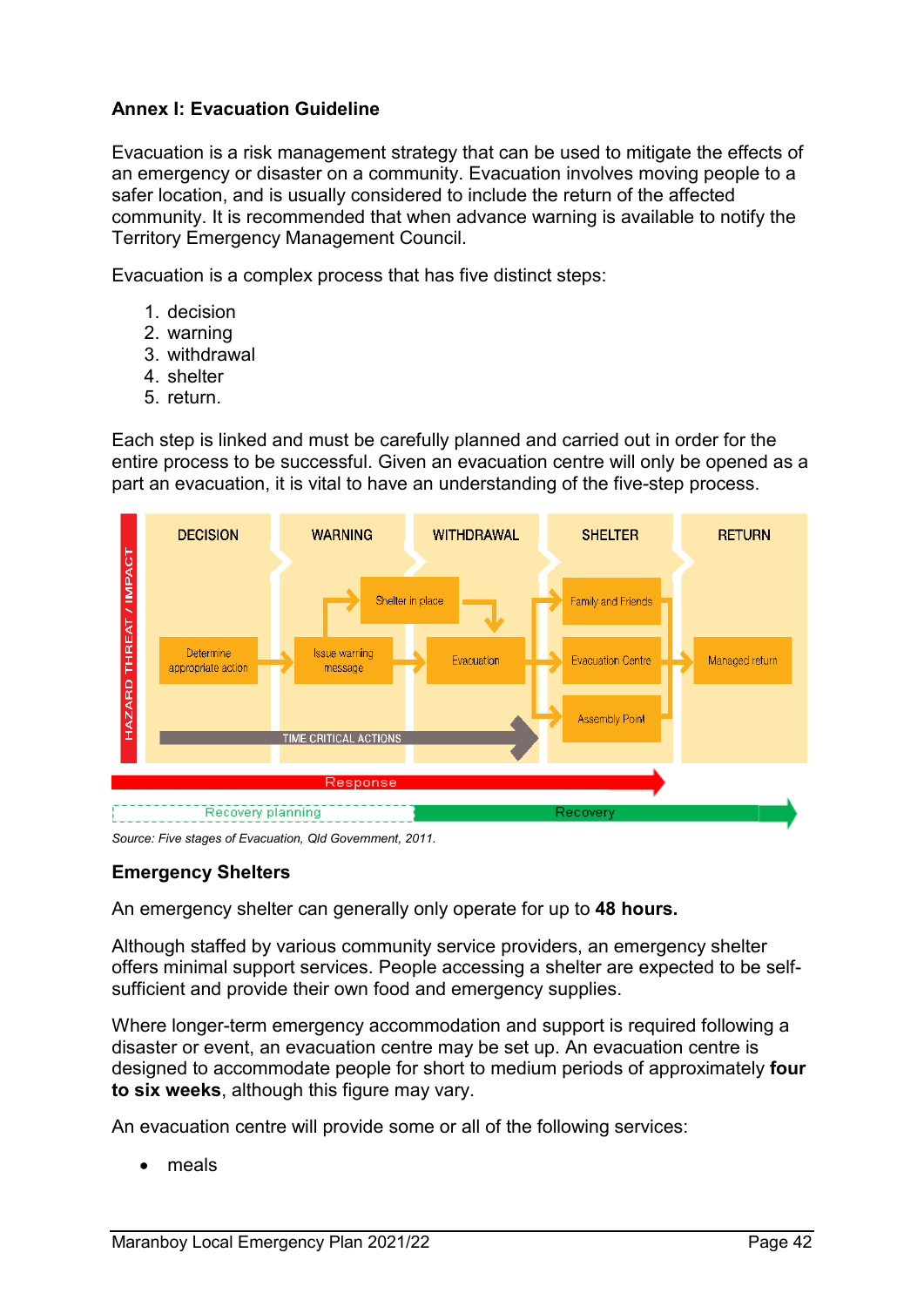**Annex I: Evacuation Guideline**

Evacuation is a risk management strategy that can be used to mitigate the effects of an emergency or disaster on a community. Evacuation involves moving people to a safer location, and is usually considered to include the return of the affected community. It is recommended that when advance warning is available to notify the Territory Emergency Management Council.

Evacuation is a complex process that has five distinct steps:

1. decision
2. warning
3. withdrawal
4. shelter
5. return.

Each step is linked and must be carefully planned and carried out in order for the entire process to be successful. Given an evacuation centre will only be opened as a part an evacuation, it is vital to have an understanding of the five-step process.

*Source: Five stages of Evacuation, Qld Government, 2011.*

**Emergency Shelters**

An emergency shelter can generally only operate for up to **48 hours.**

Although staffed by various community service providers, an emergency shelter offers minimal support services. People accessing a shelter are expected to be self-sufficient and provide their own food and emergency supplies.

Where longer-term emergency accommodation and support is required following a disaster or event, an evacuation centre may be set up. An evacuation centre is designed to accommodate people for short to medium periods of approximately **four to six weeks**, although this figure may vary.

An evacuation centre will provide some or all of the following services:

- meals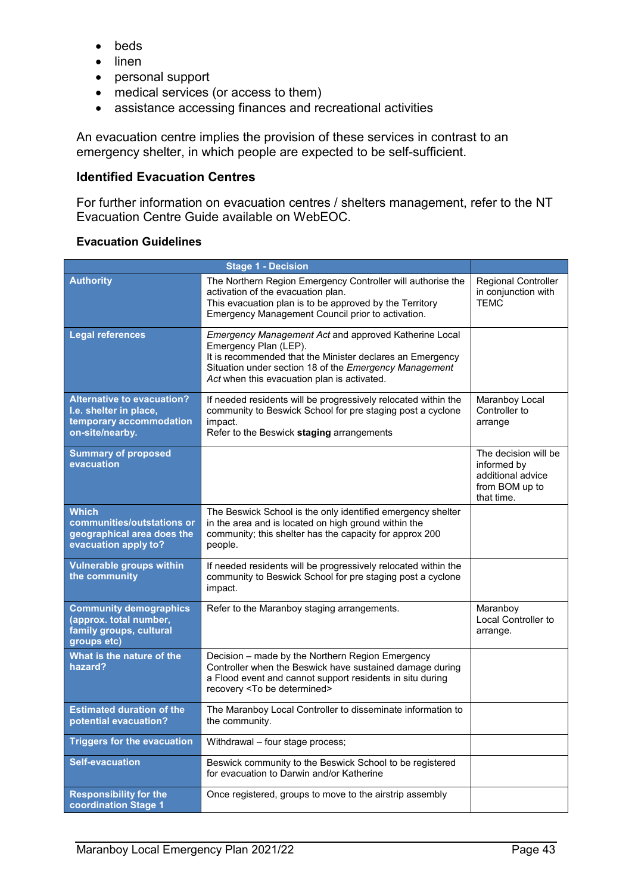- beds
- linen
- personal support
- medical services (or access to them)
- assistance accessing finances and recreational activities

An evacuation centre implies the provision of these services in contrast to an emergency shelter, in which people are expected to be self-sufficient.

### Identified Evacuation Centres

For further information on evacuation centres / shelters management, refer to the NT Evacuation Centre Guide available on WebEOC.

### Evacuation Guidelines

| Stage 1 - Decision | | |
|---|---|---|
| **Authority** | The Northern Region Emergency Controller will authorise the activation of the evacuation plan.<br>This evacuation plan is to be approved by the Territory Emergency Management Council prior to activation. | Regional Controller in conjunction with TEMC |
| **Legal references** | *Emergency Management Act* and approved Katherine Local Emergency Plan (LEP).<br>It is recommended that the Minister declares an Emergency Situation under section 18 of the *Emergency Management Act* when this evacuation plan is activated. | |
| **Alternative to evacuation? I.e. shelter in place, temporary accommodation on-site/nearby.** | If needed residents will be progressively relocated within the community to Beswick School for pre staging post a cyclone impact.<br>Refer to the Beswick **staging** arrangements | Maranboy Local Controller to arrange |
| **Summary of proposed evacuation** | | The decision will be informed by additional advice from BOM up to that time. |
| **Which communities/outstations or geographical area does the evacuation apply to?** | The Beswick School is the only identified emergency shelter in the area and is located on high ground within the community; this shelter has the capacity for approx 200 people. | |
| **Vulnerable groups within the community** | If needed residents will be progressively relocated within the community to Beswick School for pre staging post a cyclone impact. | |
| **Community demographics (approx. total number, family groups, cultural groups etc)** | Refer to the Maranboy staging arrangements. | Maranboy Local Controller to arrange. |
| **What is the nature of the hazard?** | Decision – made by the Northern Region Emergency Controller when the Beswick have sustained damage during a Flood event and cannot support residents in situ during recovery <To be determined> | |
| **Estimated duration of the potential evacuation?** | The Maranboy Local Controller to disseminate information to the community. | |
| **Triggers for the evacuation** | Withdrawal – four stage process; | |
| **Self-evacuation** | Beswick community to the Beswick School to be registered for evacuation to Darwin and/or Katherine | |
| **Responsibility for the coordination Stage 1** | Once registered, groups to move to the airstrip assembly | |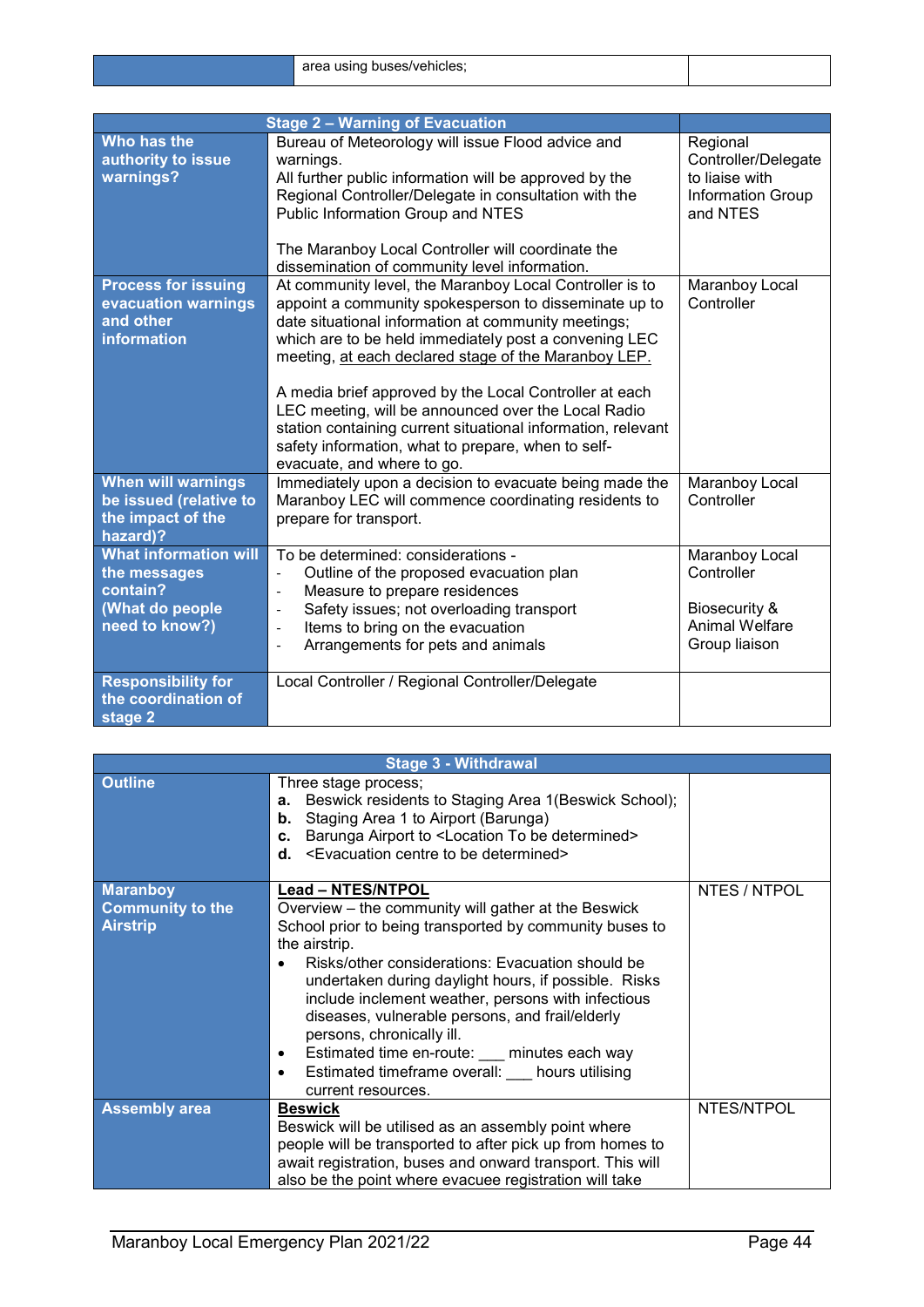| | area using buses/vehicles; | |
|---|---|---|

| Stage 2 – Warning of Evacuation | | |
|---|---|---|
| **Who has the authority to issue warnings?** | Bureau of Meteorology will issue Flood advice and warnings.<br>All further public information will be approved by the Regional Controller/Delegate in consultation with the Public Information Group and NTES<br><br>The Maranboy Local Controller will coordinate the dissemination of community level information. | Regional Controller/Delegate to liaise with Information Group and NTES |
| **Process for issuing evacuation warnings and other information** | At community level, the Maranboy Local Controller is to appoint a community spokesperson to disseminate up to date situational information at community meetings; which are to be held immediately post a convening LEC meeting, at each declared stage of the Maranboy LEP.<br><br>A media brief approved by the Local Controller at each LEC meeting, will be announced over the Local Radio station containing current situational information, relevant safety information, what to prepare, when to self-evacuate, and where to go. | Maranboy Local Controller |
| **When will warnings be issued (relative to the impact of the hazard)?** | Immediately upon a decision to evacuate being made the Maranboy LEC will commence coordinating residents to prepare for transport. | Maranboy Local Controller |
| **What information will the messages contain? (What do people need to know?)** | To be determined: considerations -<br>- Outline of the proposed evacuation plan<br>- Measure to prepare residences<br>- Safety issues; not overloading transport<br>- Items to bring on the evacuation<br>- Arrangements for pets and animals | Maranboy Local Controller<br><br>Biosecurity & Animal Welfare Group liaison |
| **Responsibility for the coordination of stage 2** | Local Controller / Regional Controller/Delegate | |

| Stage 3 - Withdrawal | | |
|---|---|---|
| **Outline** | Three stage process;<br>**a.** Beswick residents to Staging Area 1(Beswick School);<br>**b.** Staging Area 1 to Airport (Barunga)<br>**c.** Barunga Airport to <Location To be determined><br>**d.** <Evacuation centre to be determined> | |
| **Maranboy Community to the Airstrip** | **Lead – NTES/NTPOL**<br>Overview – the community will gather at the Beswick School prior to being transported by community buses to the airstrip.<br>• Risks/other considerations: Evacuation should be undertaken during daylight hours, if possible. Risks include inclement weather, persons with infectious diseases, vulnerable persons, and frail/elderly persons, chronically ill.<br>• Estimated time en-route: ___ minutes each way<br>• Estimated timeframe overall: ___ hours utilising current resources. | NTES / NTPOL |
| **Assembly area** | **Beswick**<br>Beswick will be utilised as an assembly point where people will be transported to after pick up from homes to await registration, buses and onward transport. This will also be the point where evacuee registration will take | NTES/NTPOL |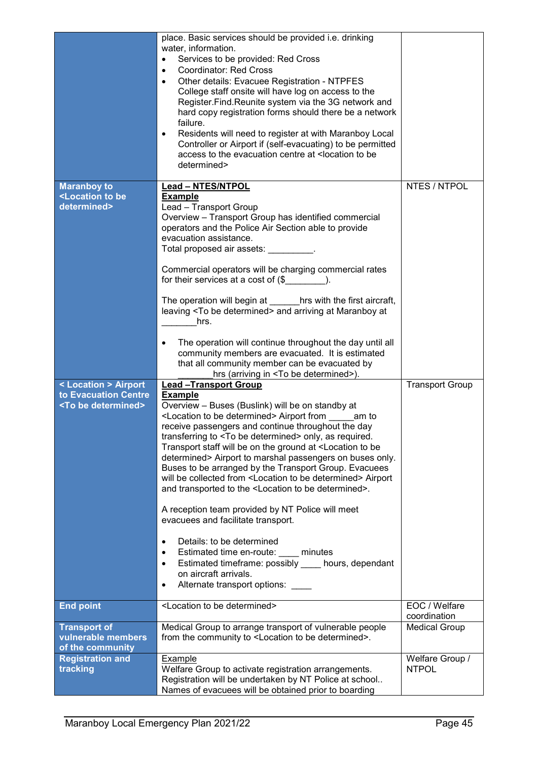| | | |
|---|---|---|
| | place. Basic services should be provided i.e. drinking water, information.<br>• Services to be provided: Red Cross<br>• Coordinator: Red Cross<br>• Other details: Evacuee Registration - NTPFES College staff onsite will have log on access to the Register.Find.Reunite system via the 3G network and hard copy registration forms should there be a network failure.<br>• Residents will need to register at with Maranboy Local Controller or Airport if (self-evacuating) to be permitted access to the evacuation centre at <location to be determined> | |
| **Maranboy to <Location to be determined>** | **Lead – NTES/NTPOL**<br>**Example**<br>Lead – Transport Group<br>Overview – Transport Group has identified commercial operators and the Police Air Section able to provide evacuation assistance.<br>Total proposed air assets: _________.<br><br>Commercial operators will be charging commercial rates for their services at a cost of ($________).<br><br>The operation will begin at ______hrs with the first aircraft, leaving <To be determined> and arriving at Maranboy at _______hrs.<br><br>• The operation will continue throughout the day until all community members are evacuated. It is estimated that all community member can be evacuated by _______hrs (arriving in <To be determined>). | NTES / NTPOL |
| **< Location > Airport to Evacuation Centre <To be determined>** | **Lead –Transport Group**<br>**Example**<br>Overview – Buses (Buslink) will be on standby at <Location to be determined> Airport from _____am to receive passengers and continue throughout the day transferring to <To be determined> only, as required. Transport staff will be on the ground at <Location to be determined> Airport to marshal passengers on buses only. Buses to be arranged by the Transport Group. Evacuees will be collected from <Location to be determined> Airport and transported to the <Location to be determined>.<br><br>A reception team provided by NT Police will meet evacuees and facilitate transport.<br><br>• Details: to be determined<br>• Estimated time en-route: ____ minutes<br>• Estimated timeframe: possibly ____ hours, dependant on aircraft arrivals.<br>• Alternate transport options: ____ | Transport Group |
| **End point** | <Location to be determined> | EOC / Welfare coordination |
| **Transport of vulnerable members of the community** | Medical Group to arrange transport of vulnerable people from the community to <Location to be determined>. | Medical Group |
| **Registration and tracking** | Example<br>Welfare Group to activate registration arrangements. Registration will be undertaken by NT Police at school.. Names of evacuees will be obtained prior to boarding | Welfare Group / NTPOL |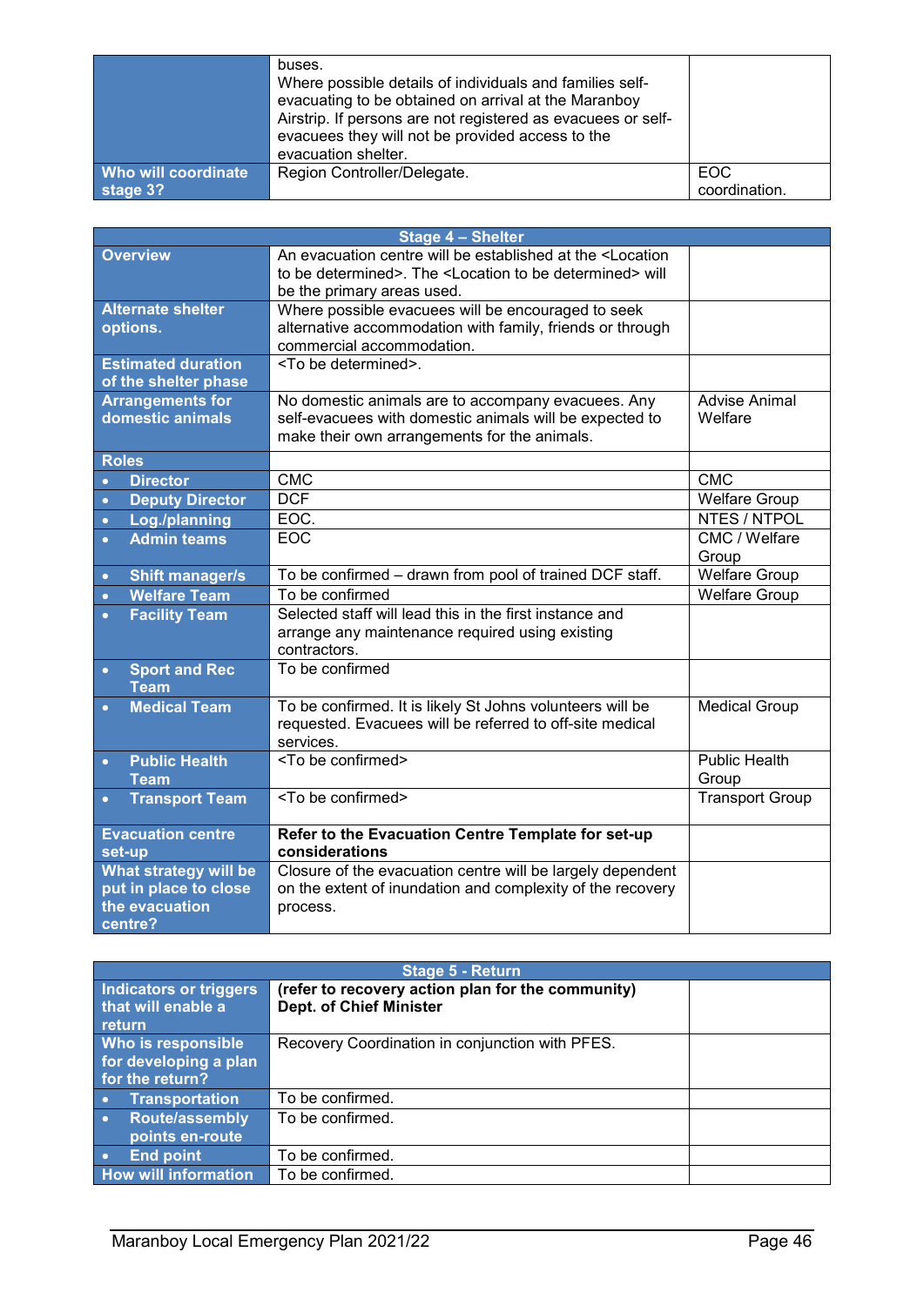| | | |
|---|---|---|
| | buses.<br>Where possible details of individuals and families self-evacuating to be obtained on arrival at the Maranboy Airstrip. If persons are not registered as evacuees or self-evacuees they will not be provided access to the evacuation shelter. | |
| **Who will coordinate stage 3?** | Region Controller/Delegate. | EOC coordination. |

| Stage 4 – Shelter | | |
|---|---|---|
| **Overview** | An evacuation centre will be established at the <Location to be determined>. The <Location to be determined> will be the primary areas used. | |
| **Alternate shelter options.** | Where possible evacuees will be encouraged to seek alternative accommodation with family, friends or through commercial accommodation. | |
| **Estimated duration of the shelter phase** | <To be determined>. | |
| **Arrangements for domestic animals** | No domestic animals are to accompany evacuees. Any self-evacuees with domestic animals will be expected to make their own arrangements for the animals. | Advise Animal Welfare |
| **Roles** | | |
| • **Director** | CMC | CMC |
| • **Deputy Director** | DCF | Welfare Group |
| • **Log./planning** | EOC. | NTES / NTPOL |
| • **Admin teams** | EOC | CMC / Welfare Group |
| • **Shift manager/s** | To be confirmed – drawn from pool of trained DCF staff. | Welfare Group |
| • **Welfare Team** | To be confirmed | Welfare Group |
| • **Facility Team** | Selected staff will lead this in the first instance and arrange any maintenance required using existing contractors. | |
| • **Sport and Rec Team** | To be confirmed | |
| • **Medical Team** | To be confirmed. It is likely St Johns volunteers will be requested. Evacuees will be referred to off-site medical services. | Medical Group |
| • **Public Health Team** | <To be confirmed> | Public Health Group |
| • **Transport Team** | <To be confirmed> | Transport Group |
| **Evacuation centre set-up** | **Refer to the Evacuation Centre Template for set-up considerations** | |
| **What strategy will be put in place to close the evacuation centre?** | Closure of the evacuation centre will be largely dependent on the extent of inundation and complexity of the recovery process. | |

| Stage 5 - Return | | |
|---|---|---|
| **Indicators or triggers that will enable a return** | **(refer to recovery action plan for the community)**<br>**Dept. of Chief Minister** | |
| **Who is responsible for developing a plan for the return?** | Recovery Coordination in conjunction with PFES. | |
| • **Transportation** | To be confirmed. | |
| • **Route/assembly points en-route** | To be confirmed. | |
| • **End point** | To be confirmed. | |
| **How will information** | To be confirmed. | |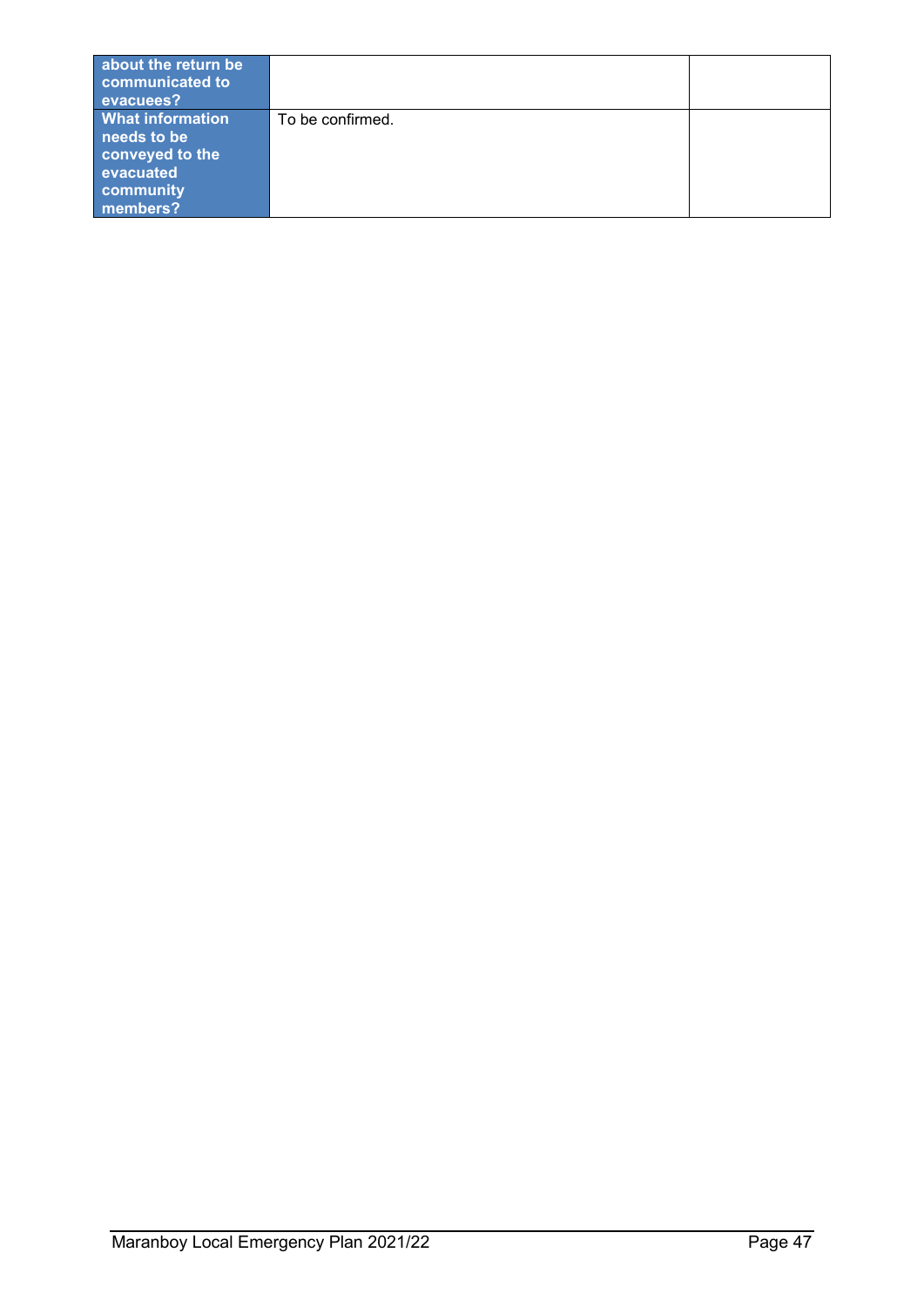| | | |
|---|---|---|
| **about the return be communicated to evacuees?** | | |
| **What information needs to be conveyed to the evacuated community members?** | To be confirmed. | |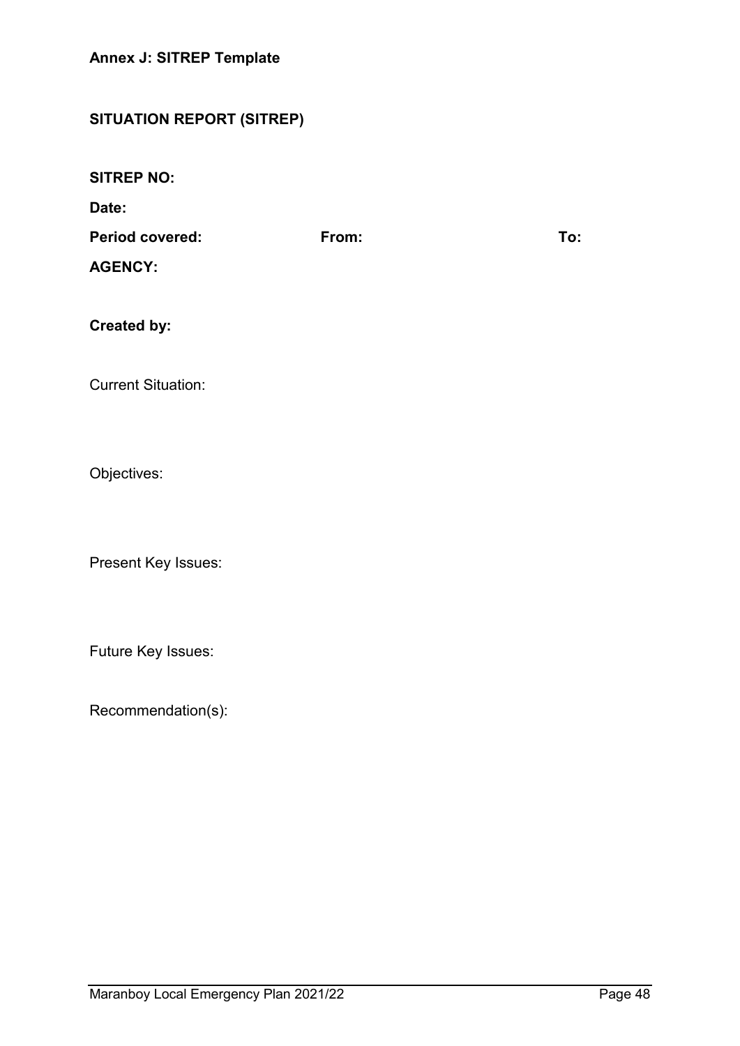## Annex J: SITREP Template

### SITUATION REPORT (SITREP)

**SITREP NO:**

**Date:**

**Period covered:** **From:** **To:**

**AGENCY:**

**Created by:**

Current Situation:

Objectives:

Present Key Issues:

Future Key Issues:

Recommendation(s):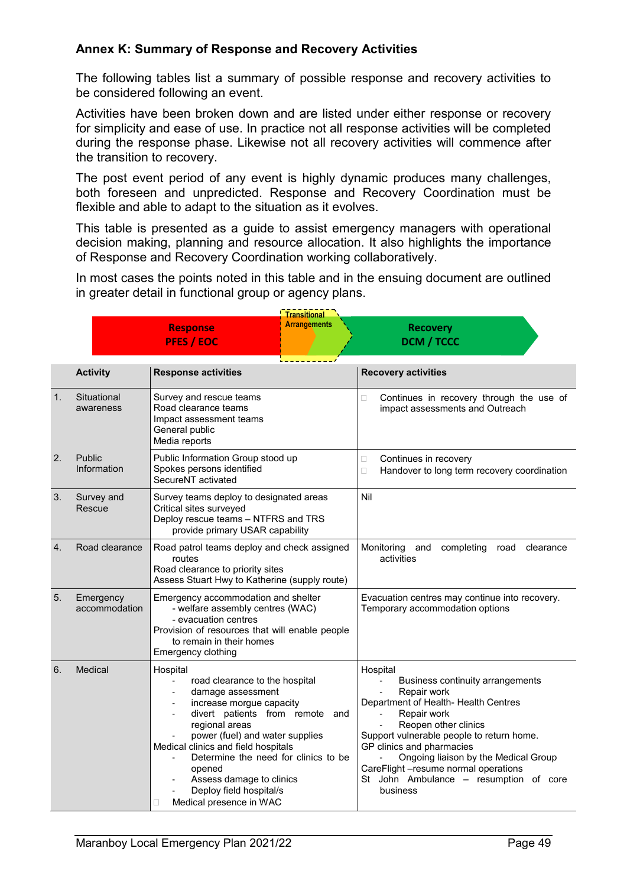## Annex K: Summary of Response and Recovery Activities

The following tables list a summary of possible response and recovery activities to be considered following an event.

Activities have been broken down and are listed under either response or recovery for simplicity and ease of use. In practice not all response activities will be completed during the response phase. Likewise not all recovery activities will commence after the transition to recovery.

The post event period of any event is highly dynamic produces many challenges, both foreseen and unpredicted. Response and Recovery Coordination must be flexible and able to adapt to the situation as it evolves.

This table is presented as a guide to assist emergency managers with operational decision making, planning and resource allocation. It also highlights the importance of Response and Recovery Coordination working collaboratively.

In most cases the points noted in this table and in the ensuing document are outlined in greater detail in functional group or agency plans.

| Response PFES / EOC | Transitional Arrangements | Recovery DCM / TCCC |
|---|---|---|

| | Activity | Response activities | Recovery activities |
|---|---|---|---|
| 1. | Situational awareness | Survey and rescue teams<br>Road clearance teams<br>Impact assessment teams<br>General public<br>Media reports | - Continues in recovery through the use of impact assessments and Outreach |
| 2. | Public Information | Public Information Group stood up<br>Spokes persons identified<br>SecureNT activated | - Continues in recovery<br>- Handover to long term recovery coordination |
| 3. | Survey and Rescue | Survey teams deploy to designated areas<br>Critical sites surveyed<br>Deploy rescue teams – NTFRS and TRS provide primary USAR capability | Nil |
| 4. | Road clearance | Road patrol teams deploy and check assigned routes<br>Road clearance to priority sites<br>Assess Stuart Hwy to Katherine (supply route) | Monitoring and completing road clearance activities |
| 5. | Emergency accommodation | Emergency accommodation and shelter<br>- welfare assembly centres (WAC)<br>- evacuation centres<br>Provision of resources that will enable people to remain in their homes<br>Emergency clothing | Evacuation centres may continue into recovery.<br>Temporary accommodation options |
| 6. | Medical | Hospital<br>- road clearance to the hospital<br>- damage assessment<br>- increase morgue capacity<br>- divert patients from remote and regional areas<br>- power (fuel) and water supplies<br>Medical clinics and field hospitals<br>- Determine the need for clinics to be opened<br>- Assess damage to clinics<br>- Deploy field hospital/s<br>- Medical presence in WAC | Hospital<br>- Business continuity arrangements<br>- Repair work<br>Department of Health- Health Centres<br>- Repair work<br>- Reopen other clinics<br>Support vulnerable people to return home.<br>GP clinics and pharmacies<br>- Ongoing liaison by the Medical Group<br>CareFlight –resume normal operations<br>St John Ambulance – resumption of core business |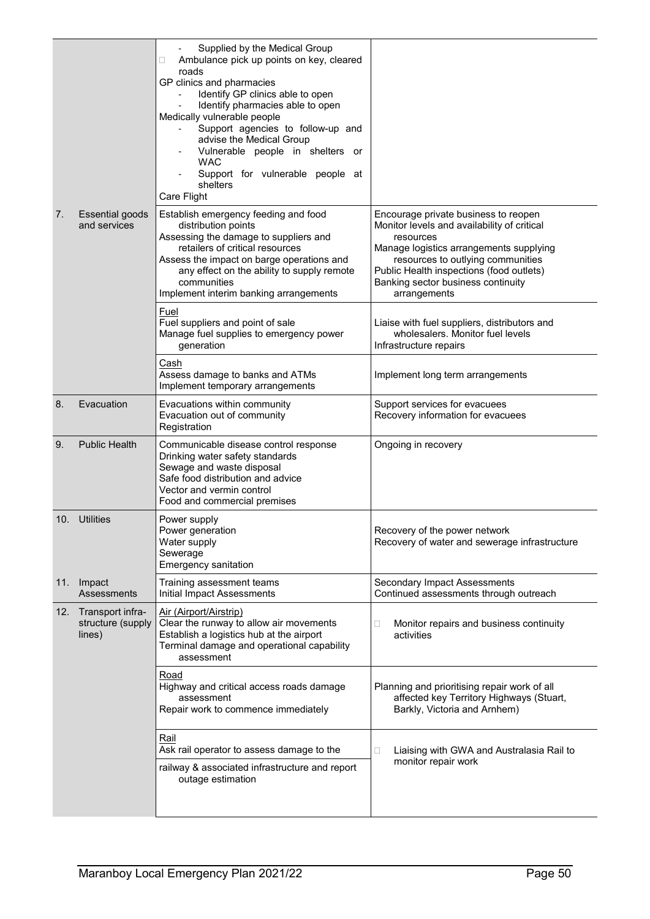| | | | |
|---|---|---|---|
| | | - Supplied by the Medical Group<br>□ Ambulance pick up points on key, cleared roads<br>GP clinics and pharmacies<br>- Identify GP clinics able to open<br>- Identify pharmacies able to open<br>Medically vulnerable people<br>- Support agencies to follow-up and advise the Medical Group<br>- Vulnerable people in shelters or WAC<br>- Support for vulnerable people at shelters<br>Care Flight | |
| 7. | Essential goods and services | Establish emergency feeding and food distribution points<br>Assessing the damage to suppliers and retailers of critical resources<br>Assess the impact on barge operations and any effect on the ability to supply remote communities<br>Implement interim banking arrangements | Encourage private business to reopen<br>Monitor levels and availability of critical resources<br>Manage logistics arrangements supplying resources to outlying communities<br>Public Health inspections (food outlets)<br>Banking sector business continuity arrangements |
| | | Fuel<br>Fuel suppliers and point of sale<br>Manage fuel supplies to emergency power generation | Liaise with fuel suppliers, distributors and wholesalers. Monitor fuel levels<br>Infrastructure repairs |
| | | Cash<br>Assess damage to banks and ATMs<br>Implement temporary arrangements | Implement long term arrangements |
| 8. | Evacuation | Evacuations within community<br>Evacuation out of community<br>Registration | Support services for evacuees<br>Recovery information for evacuees |
| 9. | Public Health | Communicable disease control response<br>Drinking water safety standards<br>Sewage and waste disposal<br>Safe food distribution and advice<br>Vector and vermin control<br>Food and commercial premises | Ongoing in recovery |
| 10. | Utilities | Power supply<br>Power generation<br>Water supply<br>Sewerage<br>Emergency sanitation | Recovery of the power network<br>Recovery of water and sewerage infrastructure |
| 11. | Impact Assessments | Training assessment teams<br>Initial Impact Assessments | Secondary Impact Assessments<br>Continued assessments through outreach |
| 12. | Transport infra-structure (supply lines) | Air (Airport/Airstrip)<br>Clear the runway to allow air movements<br>Establish a logistics hub at the airport<br>Terminal damage and operational capability assessment | □ Monitor repairs and business continuity activities |
| | | Road<br>Highway and critical access roads damage assessment<br>Repair work to commence immediately | Planning and prioritising repair work of all affected key Territory Highways (Stuart, Barkly, Victoria and Arnhem) |
| | | Rail<br>Ask rail operator to assess damage to the railway & associated infrastructure and report outage estimation | □ Liaising with GWA and Australasia Rail to monitor repair work |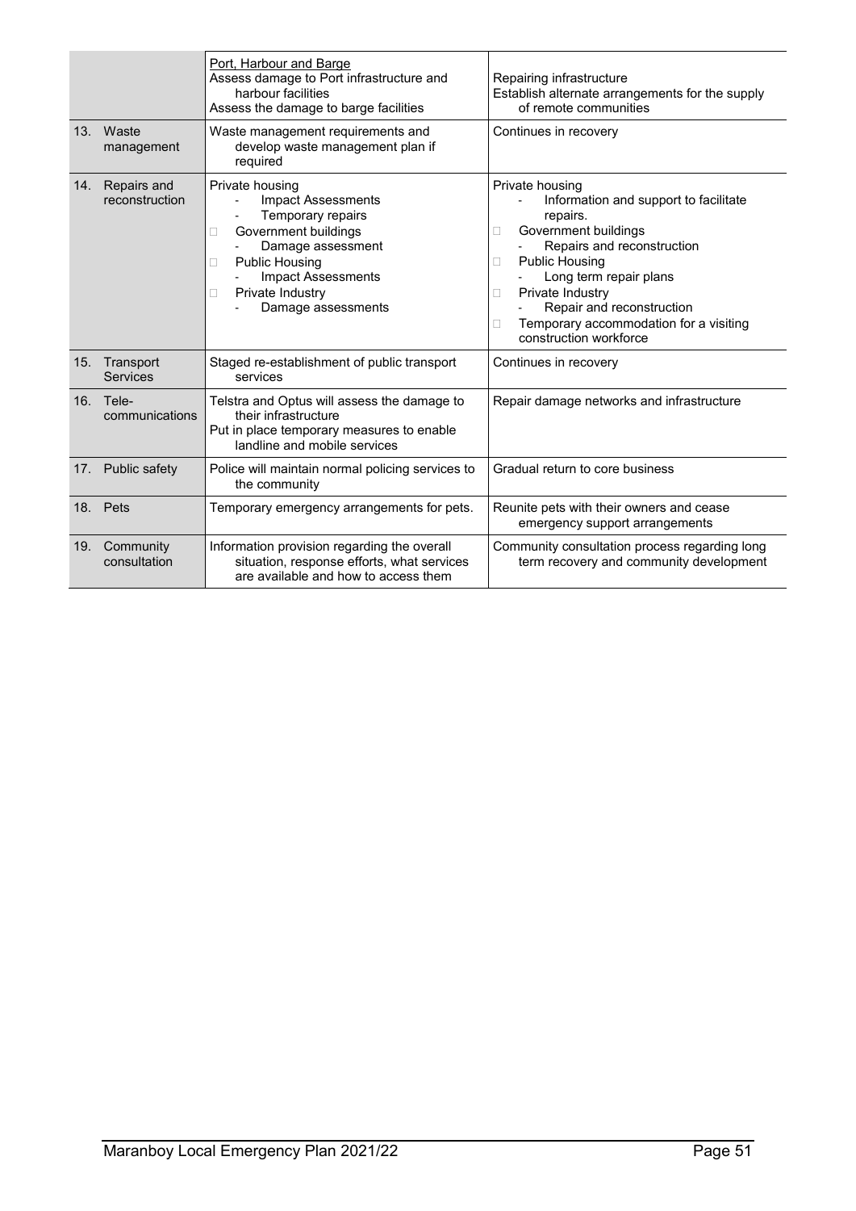| | | | |
|---|---|---|---|
| | | Port, Harbour and Barge<br>Assess damage to Port infrastructure and harbour facilities<br>Assess the damage to barge facilities | Repairing infrastructure<br>Establish alternate arrangements for the supply of remote communities |
| 13. | Waste management | Waste management requirements and develop waste management plan if required | Continues in recovery |
| 14. | Repairs and reconstruction | Private housing<br>- Impact Assessments<br>- Temporary repairs<br>□ Government buildings<br>- Damage assessment<br>□ Public Housing<br>- Impact Assessments<br>□ Private Industry<br>- Damage assessments | Private housing<br>- Information and support to facilitate repairs.<br>□ Government buildings<br>- Repairs and reconstruction<br>□ Public Housing<br>- Long term repair plans<br>□ Private Industry<br>- Repair and reconstruction<br>□ Temporary accommodation for a visiting construction workforce |
| 15. | Transport Services | Staged re-establishment of public transport services | Continues in recovery |
| 16. | Tele-communications | Telstra and Optus will assess the damage to their infrastructure<br>Put in place temporary measures to enable landline and mobile services | Repair damage networks and infrastructure |
| 17. | Public safety | Police will maintain normal policing services to the community | Gradual return to core business |
| 18. | Pets | Temporary emergency arrangements for pets. | Reunite pets with their owners and cease emergency support arrangements |
| 19. | Community consultation | Information provision regarding the overall situation, response efforts, what services are available and how to access them | Community consultation process regarding long term recovery and community development |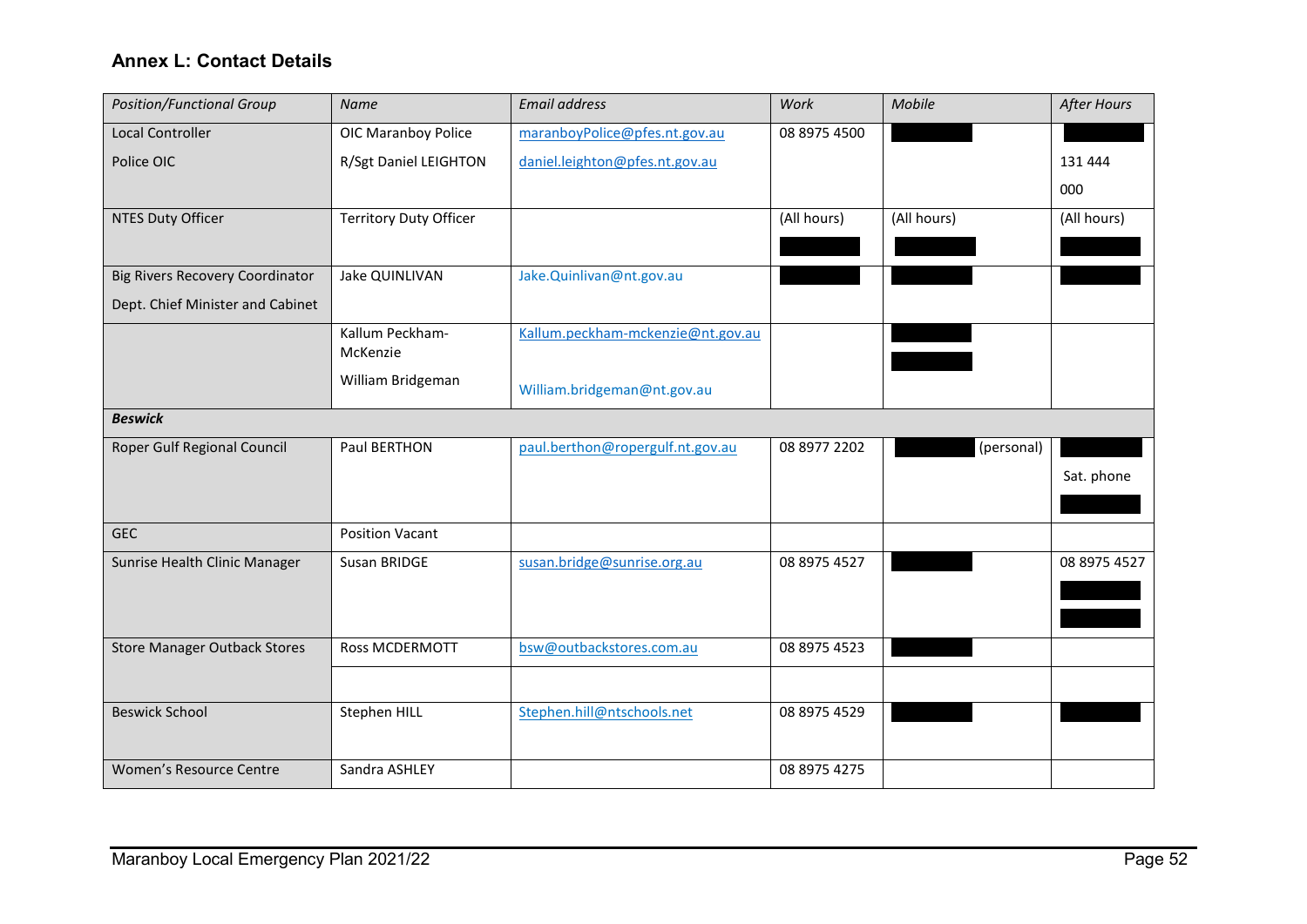## Annex L: Contact Details

| *Position/Functional Group* | *Name* | *Email address* | *Work* | *Mobile* | *After Hours* |
|---|---|---|---|---|---|
| Local Controller<br>Police OIC | OIC Maranboy Police<br>R/Sgt Daniel LEIGHTON | maranboyPolice@pfes.nt.gov.au<br>daniel.leighton@pfes.nt.gov.au | 08 8975 4500 | | 131 444<br>000 |
| NTES Duty Officer | Territory Duty Officer | | (All hours) | (All hours) | (All hours) |
| Big Rivers Recovery Coordinator<br>Dept. Chief Minister and Cabinet | Jake QUINLIVAN | Jake.Quinlivan@nt.gov.au | | | |
| | Kallum Peckham-McKenzie<br>William Bridgeman | Kallum.peckham-mckenzie@nt.gov.au<br>William.bridgeman@nt.gov.au | | | |
| ***Beswick*** | | | | | |
| Roper Gulf Regional Council | Paul BERTHON | paul.berthon@ropergulf.nt.gov.au | 08 8977 2202 | (personal) | Sat. phone |
| GEC | Position Vacant | | | | |
| Sunrise Health Clinic Manager | Susan BRIDGE | susan.bridge@sunrise.org.au | 08 8975 4527 | | 08 8975 4527 |
| Store Manager Outback Stores | Ross MCDERMOTT | bsw@outbackstores.com.au | 08 8975 4523 | | |
| | | | | | |
| Beswick School | Stephen HILL | Stephen.hill@ntschools.net | 08 8975 4529 | | |
| Women's Resource Centre | Sandra ASHLEY | | 08 8975 4275 | | |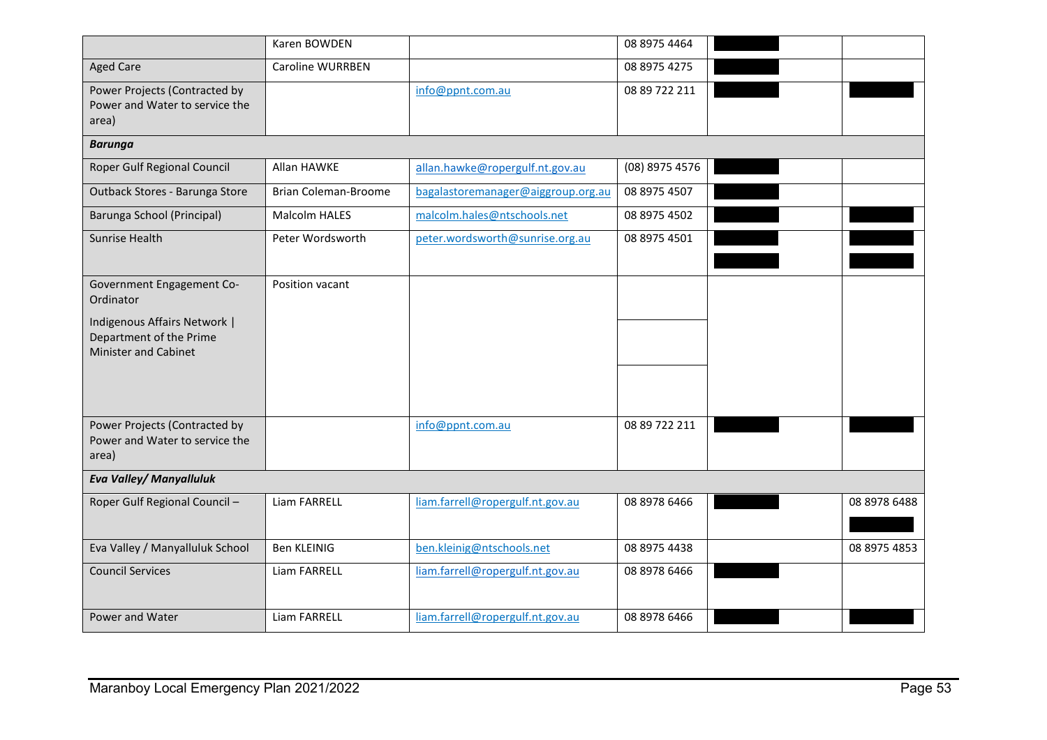| | | | | | |
|---|---|---|---|---|---|
| | Karen BOWDEN | | 08 8975 4464 | | |
| Aged Care | Caroline WURRBEN | | 08 8975 4275 | | |
| Power Projects (Contracted by Power and Water to service the area) | | info@ppnt.com.au | 08 89 722 211 | | |
| ***Barunga*** | | | | | |
| Roper Gulf Regional Council | Allan HAWKE | allan.hawke@ropergulf.nt.gov.au | (08) 8975 4576 | | |
| Outback Stores - Barunga Store | Brian Coleman-Broome | bagalastoremanager@aiggroup.org.au | 08 8975 4507 | | |
| Barunga School (Principal) | Malcolm HALES | malcolm.hales@ntschools.net | 08 8975 4502 | | |
| Sunrise Health | Peter Wordsworth | peter.wordsworth@sunrise.org.au | 08 8975 4501 | | |
| Government Engagement Co-Ordinator<br>Indigenous Affairs Network \| Department of the Prime Minister and Cabinet | Position vacant | | | | |
| Power Projects (Contracted by Power and Water to service the area) | | info@ppnt.com.au | 08 89 722 211 | | |
| ***Eva Valley/ Manyalluluk*** | | | | | |
| Roper Gulf Regional Council – | Liam FARRELL | liam.farrell@ropergulf.nt.gov.au | 08 8978 6466 | | 08 8978 6488 |
| Eva Valley / Manyalluluk School | Ben KLEINIG | ben.kleinig@ntschools.net | 08 8975 4438 | | 08 8975 4853 |
| Council Services | Liam FARRELL | liam.farrell@ropergulf.nt.gov.au | 08 8978 6466 | | |
| Power and Water | Liam FARRELL | liam.farrell@ropergulf.nt.gov.au | 08 8978 6466 | | |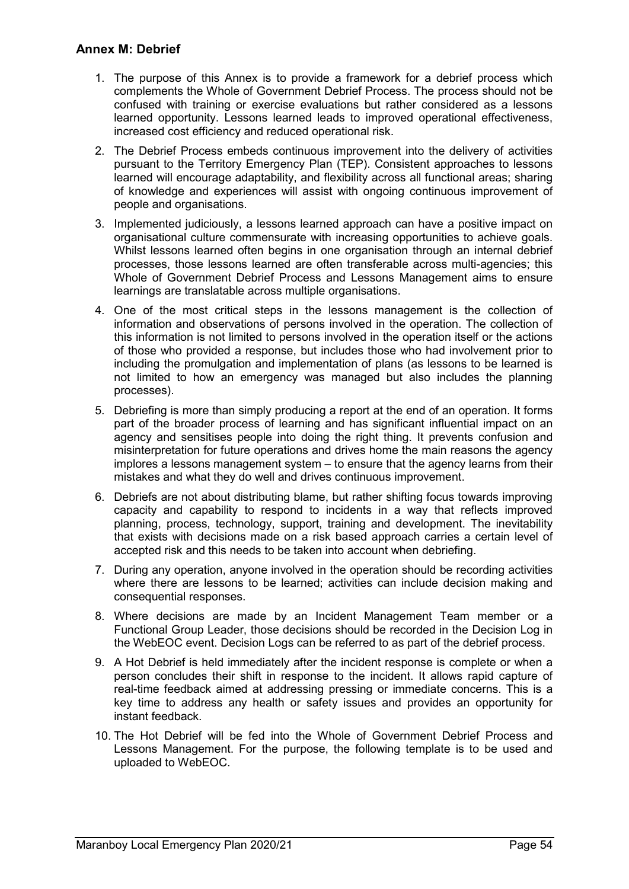## Annex M: Debrief

1. The purpose of this Annex is to provide a framework for a debrief process which complements the Whole of Government Debrief Process. The process should not be confused with training or exercise evaluations but rather considered as a lessons learned opportunity. Lessons learned leads to improved operational effectiveness, increased cost efficiency and reduced operational risk.
2. The Debrief Process embeds continuous improvement into the delivery of activities pursuant to the Territory Emergency Plan (TEP). Consistent approaches to lessons learned will encourage adaptability, and flexibility across all functional areas; sharing of knowledge and experiences will assist with ongoing continuous improvement of people and organisations.
3. Implemented judiciously, a lessons learned approach can have a positive impact on organisational culture commensurate with increasing opportunities to achieve goals. Whilst lessons learned often begins in one organisation through an internal debrief processes, those lessons learned are often transferable across multi-agencies; this Whole of Government Debrief Process and Lessons Management aims to ensure learnings are translatable across multiple organisations.
4. One of the most critical steps in the lessons management is the collection of information and observations of persons involved in the operation. The collection of this information is not limited to persons involved in the operation itself or the actions of those who provided a response, but includes those who had involvement prior to including the promulgation and implementation of plans (as lessons to be learned is not limited to how an emergency was managed but also includes the planning processes).
5. Debriefing is more than simply producing a report at the end of an operation. It forms part of the broader process of learning and has significant influential impact on an agency and sensitises people into doing the right thing. It prevents confusion and misinterpretation for future operations and drives home the main reasons the agency implores a lessons management system – to ensure that the agency learns from their mistakes and what they do well and drives continuous improvement.
6. Debriefs are not about distributing blame, but rather shifting focus towards improving capacity and capability to respond to incidents in a way that reflects improved planning, process, technology, support, training and development. The inevitability that exists with decisions made on a risk based approach carries a certain level of accepted risk and this needs to be taken into account when debriefing.
7. During any operation, anyone involved in the operation should be recording activities where there are lessons to be learned; activities can include decision making and consequential responses.
8. Where decisions are made by an Incident Management Team member or a Functional Group Leader, those decisions should be recorded in the Decision Log in the WebEOC event. Decision Logs can be referred to as part of the debrief process.
9. A Hot Debrief is held immediately after the incident response is complete or when a person concludes their shift in response to the incident. It allows rapid capture of real-time feedback aimed at addressing pressing or immediate concerns. This is a key time to address any health or safety issues and provides an opportunity for instant feedback.
10. The Hot Debrief will be fed into the Whole of Government Debrief Process and Lessons Management. For the purpose, the following template is to be used and uploaded to WebEOC.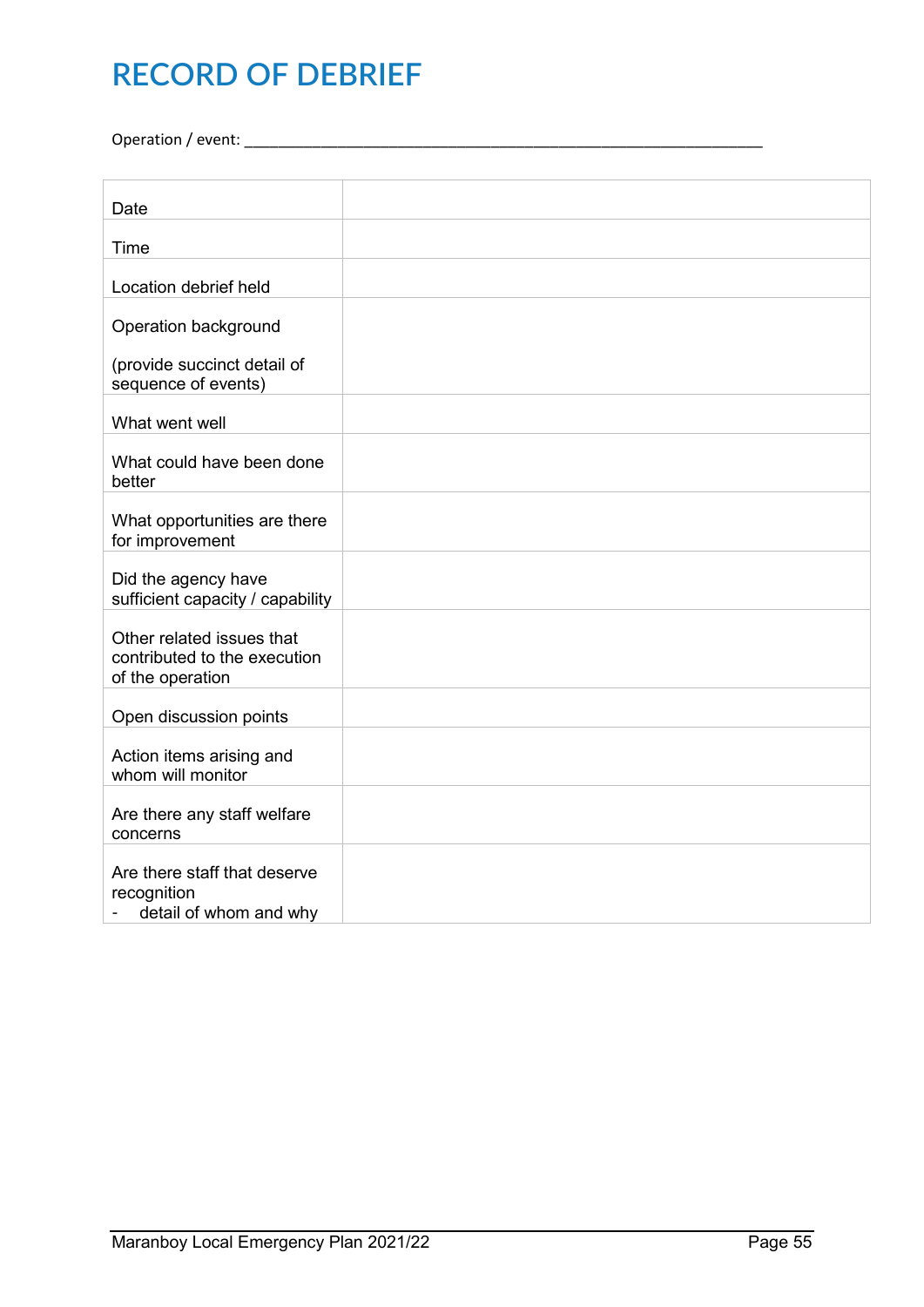# RECORD OF DEBRIEF

Operation / event: ____________________________________________________________________

| | |
|---|---|
| Date | |
| Time | |
| Location debrief held | |
| Operation background<br><br>(provide succinct detail of sequence of events) | |
| What went well | |
| What could have been done better | |
| What opportunities are there for improvement | |
| Did the agency have sufficient capacity / capability | |
| Other related issues that contributed to the execution of the operation | |
| Open discussion points | |
| Action items arising and whom will monitor | |
| Are there any staff welfare concerns | |
| Are there staff that deserve recognition<br>- detail of whom and why | |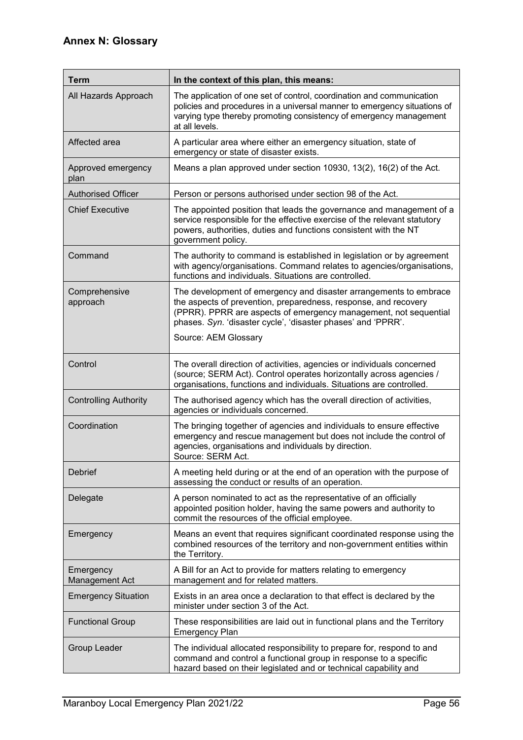## Annex N: Glossary

| Term | In the context of this plan, this means: |
|---|---|
| All Hazards Approach | The application of one set of control, coordination and communication policies and procedures in a universal manner to emergency situations of varying type thereby promoting consistency of emergency management at all levels. |
| Affected area | A particular area where either an emergency situation, state of emergency or state of disaster exists. |
| Approved emergency plan | Means a plan approved under section 10930, 13(2), 16(2) of the Act. |
| Authorised Officer | Person or persons authorised under section 98 of the Act. |
| Chief Executive | The appointed position that leads the governance and management of a service responsible for the effective exercise of the relevant statutory powers, authorities, duties and functions consistent with the NT government policy. |
| Command | The authority to command is established in legislation or by agreement with agency/organisations. Command relates to agencies/organisations, functions and individuals. Situations are controlled. |
| Comprehensive approach | The development of emergency and disaster arrangements to embrace the aspects of prevention, preparedness, response, and recovery (PPRR). PPRR are aspects of emergency management, not sequential phases. *Syn*. 'disaster cycle', 'disaster phases' and 'PPRR'.<br><br>Source: AEM Glossary |
| Control | The overall direction of activities, agencies or individuals concerned (source; SERM Act). Control operates horizontally across agencies / organisations, functions and individuals. Situations are controlled. |
| Controlling Authority | The authorised agency which has the overall direction of activities, agencies or individuals concerned. |
| Coordination | The bringing together of agencies and individuals to ensure effective emergency and rescue management but does not include the control of agencies, organisations and individuals by direction.<br>Source: SERM Act. |
| Debrief | A meeting held during or at the end of an operation with the purpose of assessing the conduct or results of an operation. |
| Delegate | A person nominated to act as the representative of an officially appointed position holder, having the same powers and authority to commit the resources of the official employee. |
| Emergency | Means an event that requires significant coordinated response using the combined resources of the territory and non-government entities within the Territory. |
| Emergency Management Act | A Bill for an Act to provide for matters relating to emergency management and for related matters. |
| Emergency Situation | Exists in an area once a declaration to that effect is declared by the minister under section 3 of the Act. |
| Functional Group | These responsibilities are laid out in functional plans and the Territory Emergency Plan |
| Group Leader | The individual allocated responsibility to prepare for, respond to and command and control a functional group in response to a specific hazard based on their legislated and or technical capability and |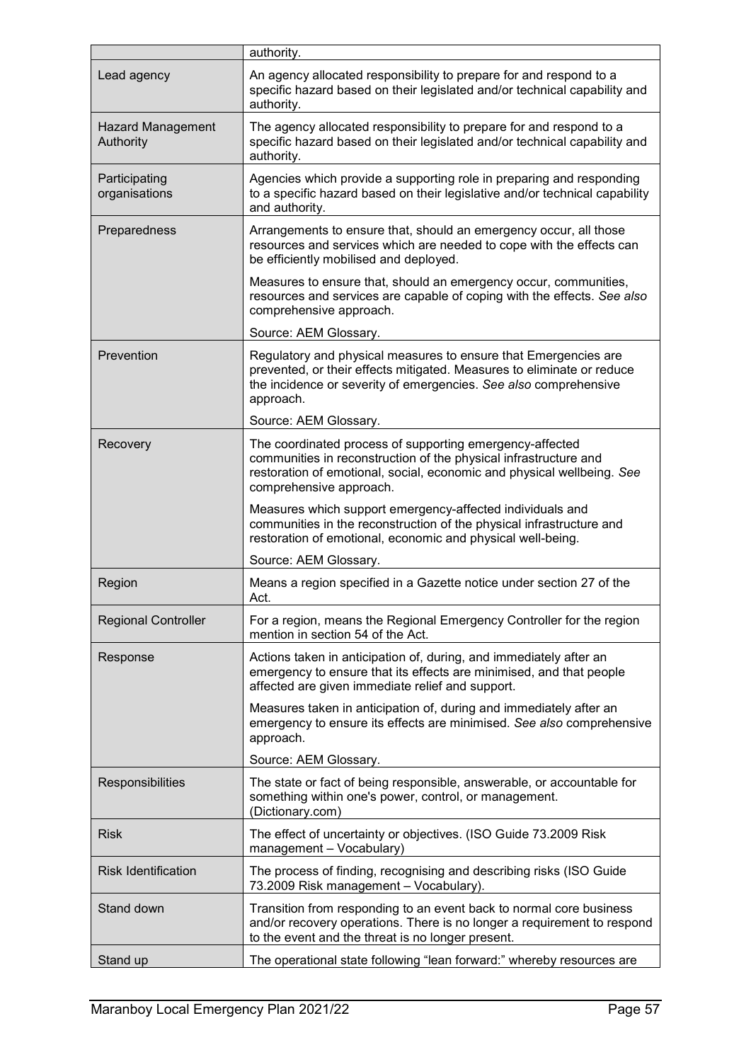| | |
|---|---|
| | authority. |
| Lead agency | An agency allocated responsibility to prepare for and respond to a specific hazard based on their legislated and/or technical capability and authority. |
| Hazard Management Authority | The agency allocated responsibility to prepare for and respond to a specific hazard based on their legislated and/or technical capability and authority. |
| Participating organisations | Agencies which provide a supporting role in preparing and responding to a specific hazard based on their legislative and/or technical capability and authority. |
| Preparedness | Arrangements to ensure that, should an emergency occur, all those resources and services which are needed to cope with the effects can be efficiently mobilised and deployed.<br><br>Measures to ensure that, should an emergency occur, communities, resources and services are capable of coping with the effects. *See also* comprehensive approach.<br><br>Source: AEM Glossary. |
| Prevention | Regulatory and physical measures to ensure that Emergencies are prevented, or their effects mitigated. Measures to eliminate or reduce the incidence or severity of emergencies. *See also* comprehensive approach.<br><br>Source: AEM Glossary. |
| Recovery | The coordinated process of supporting emergency-affected communities in reconstruction of the physical infrastructure and restoration of emotional, social, economic and physical wellbeing. *See* comprehensive approach.<br><br>Measures which support emergency-affected individuals and communities in the reconstruction of the physical infrastructure and restoration of emotional, economic and physical well-being.<br><br>Source: AEM Glossary. |
| Region | Means a region specified in a Gazette notice under section 27 of the Act. |
| Regional Controller | For a region, means the Regional Emergency Controller for the region mention in section 54 of the Act. |
| Response | Actions taken in anticipation of, during, and immediately after an emergency to ensure that its effects are minimised, and that people affected are given immediate relief and support.<br><br>Measures taken in anticipation of, during and immediately after an emergency to ensure its effects are minimised. *See also* comprehensive approach.<br><br>Source: AEM Glossary. |
| Responsibilities | The state or fact of being responsible, answerable, or accountable for something within one's power, control, or management. (Dictionary.com) |
| Risk | The effect of uncertainty or objectives. (ISO Guide 73.2009 Risk management – Vocabulary) |
| Risk Identification | The process of finding, recognising and describing risks (ISO Guide 73.2009 Risk management – Vocabulary). |
| Stand down | Transition from responding to an event back to normal core business and/or recovery operations. There is no longer a requirement to respond to the event and the threat is no longer present. |
| Stand up | The operational state following "lean forward:" whereby resources are |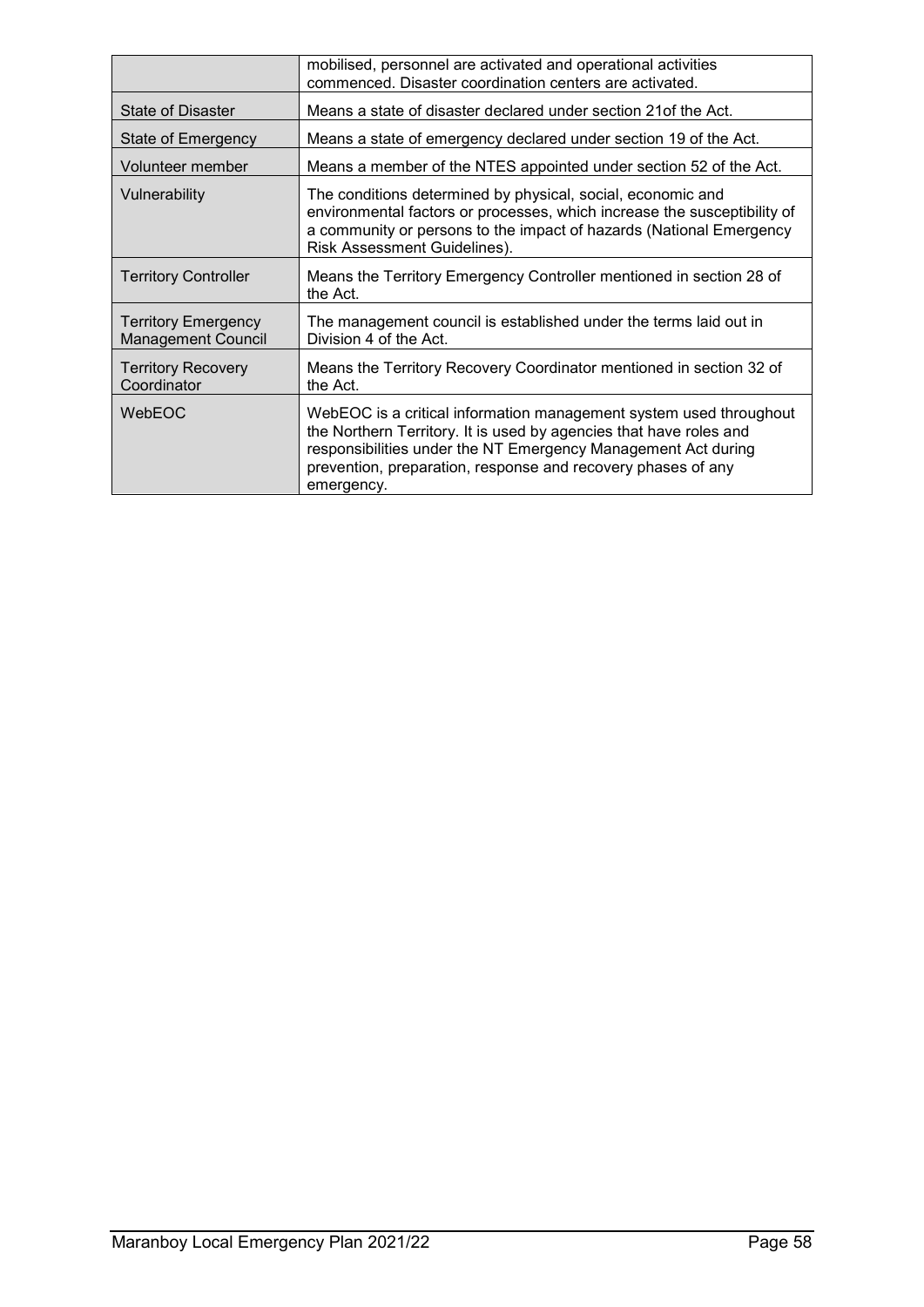| | |
|---|---|
| | mobilised, personnel are activated and operational activities commenced. Disaster coordination centers are activated. |
| State of Disaster | Means a state of disaster declared under section 21of the Act. |
| State of Emergency | Means a state of emergency declared under section 19 of the Act. |
| Volunteer member | Means a member of the NTES appointed under section 52 of the Act. |
| Vulnerability | The conditions determined by physical, social, economic and environmental factors or processes, which increase the susceptibility of a community or persons to the impact of hazards (National Emergency Risk Assessment Guidelines). |
| Territory Controller | Means the Territory Emergency Controller mentioned in section 28 of the Act. |
| Territory Emergency Management Council | The management council is established under the terms laid out in Division 4 of the Act. |
| Territory Recovery Coordinator | Means the Territory Recovery Coordinator mentioned in section 32 of the Act. |
| WebEOC | WebEOC is a critical information management system used throughout the Northern Territory. It is used by agencies that have roles and responsibilities under the NT Emergency Management Act during prevention, preparation, response and recovery phases of any emergency. |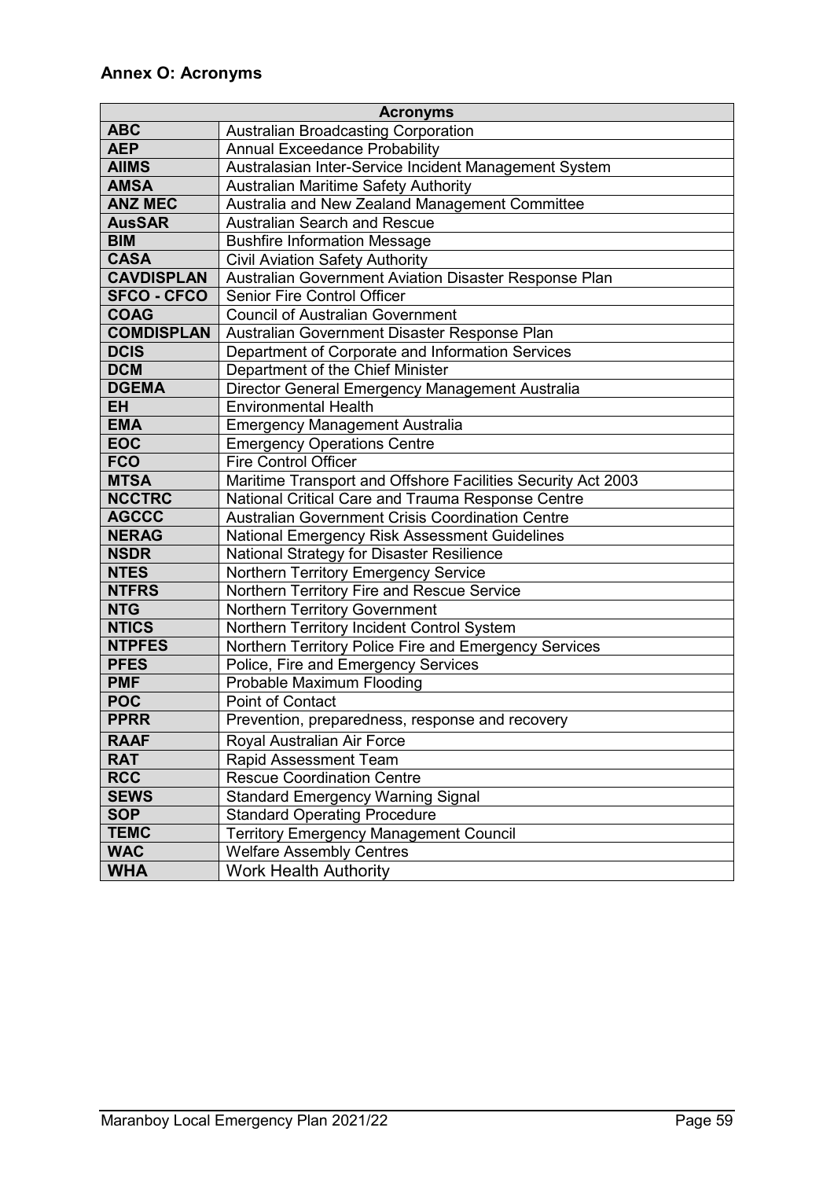## Annex O: Acronyms

| Acronyms | |
|---|---|
| **ABC** | Australian Broadcasting Corporation |
| **AEP** | Annual Exceedance Probability |
| **AIIMS** | Australasian Inter-Service Incident Management System |
| **AMSA** | Australian Maritime Safety Authority |
| **ANZ MEC** | Australia and New Zealand Management Committee |
| **AusSAR** | Australian Search and Rescue |
| **BIM** | Bushfire Information Message |
| **CASA** | Civil Aviation Safety Authority |
| **CAVDISPLAN** | Australian Government Aviation Disaster Response Plan |
| **SFCO - CFCO** | Senior Fire Control Officer |
| **COAG** | Council of Australian Government |
| **COMDISPLAN** | Australian Government Disaster Response Plan |
| **DCIS** | Department of Corporate and Information Services |
| **DCM** | Department of the Chief Minister |
| **DGEMA** | Director General Emergency Management Australia |
| **EH** | Environmental Health |
| **EMA** | Emergency Management Australia |
| **EOC** | Emergency Operations Centre |
| **FCO** | Fire Control Officer |
| **MTSA** | Maritime Transport and Offshore Facilities Security Act 2003 |
| **NCCTRC** | National Critical Care and Trauma Response Centre |
| **AGCCC** | Australian Government Crisis Coordination Centre |
| **NERAG** | National Emergency Risk Assessment Guidelines |
| **NSDR** | National Strategy for Disaster Resilience |
| **NTES** | Northern Territory Emergency Service |
| **NTFRS** | Northern Territory Fire and Rescue Service |
| **NTG** | Northern Territory Government |
| **NTICS** | Northern Territory Incident Control System |
| **NTPFES** | Northern Territory Police Fire and Emergency Services |
| **PFES** | Police, Fire and Emergency Services |
| **PMF** | Probable Maximum Flooding |
| **POC** | Point of Contact |
| **PPRR** | Prevention, preparedness, response and recovery |
| **RAAF** | Royal Australian Air Force |
| **RAT** | Rapid Assessment Team |
| **RCC** | Rescue Coordination Centre |
| **SEWS** | Standard Emergency Warning Signal |
| **SOP** | Standard Operating Procedure |
| **TEMC** | Territory Emergency Management Council |
| **WAC** | Welfare Assembly Centres |
| **WHA** | Work Health Authority |